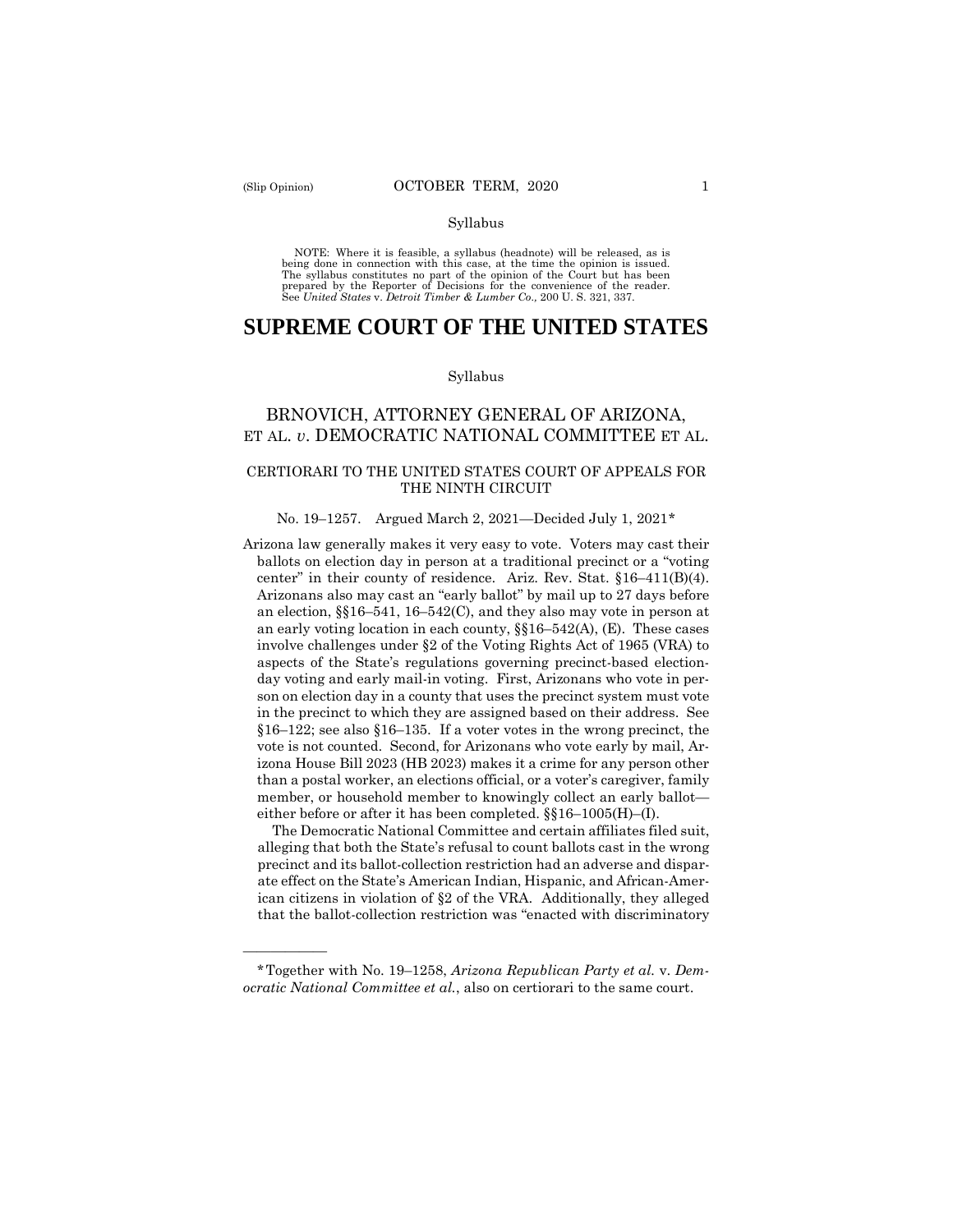Syllabus

NOTE: Where it is feasible, a syllabus (headnote) will be released, as is being done in connection with this case, at the time the opinion is issued. The syllabus constitutes no part of the opinion of the Court but has been prepared by the Reporter of Decisions for the convenience of the reader. See *United States* v. *Detroit Timber & Lumber Co.,* 200 U. S. 321, 337.

# SUPREME COURT OF THE UNITED STATES

Syllabus

## BRNOVICH, ATTORNEY GENERAL OF ARIZONA, ET AL. *v*. DEMOCRATIC NATIONAL COMMITTEE ET AL.

### CERTIORARI TO THE UNITED STATES COURT OF APPEALS FOR THE NINTH CIRCUIT

No. 19–1257. Argued March 2, 2021—Decided July 1, 2021*

Arizona law generally makes it very easy to vote. Voters may cast their ballots on election day in person at a traditional precinct or a "voting center" in their county of residence. Ariz. Rev. Stat. §16–411(B)(4). Arizonans also may cast an "early ballot" by mail up to 27 days before an election, §§16–541, 16–542(C), and they also may vote in person at an early voting location in each county, §§16–542(A), (E). These cases involve challenges under §2 of the Voting Rights Act of 1965 (VRA) to aspects of the State's regulations governing precinct-based election-day voting and early mail-in voting. First, Arizonans who vote in person on election day in a county that uses the precinct system must vote in the precinct to which they are assigned based on their address. See §16–122; see also §16–135. If a voter votes in the wrong precinct, the vote is not counted. Second, for Arizonans who vote early by mail, Arizona House Bill 2023 (HB 2023) makes it a crime for any person other than a postal worker, an elections official, or a voter's caregiver, family member, or household member to knowingly collect an early ballot—either before or after it has been completed. §§16–1005(H)–(I).

The Democratic National Committee and certain affiliates filed suit, alleging that both the State's refusal to count ballots cast in the wrong precinct and its ballot-collection restriction had an adverse and disparate effect on the State's American Indian, Hispanic, and African-American citizens in violation of §2 of the VRA. Additionally, they alleged that the ballot-collection restriction was "enacted with discriminatory

———————

*Together with No. 19–1258, *Arizona Republican Party et al.* v. *Democratic National Committee et al.*, also on certiorari to the same court.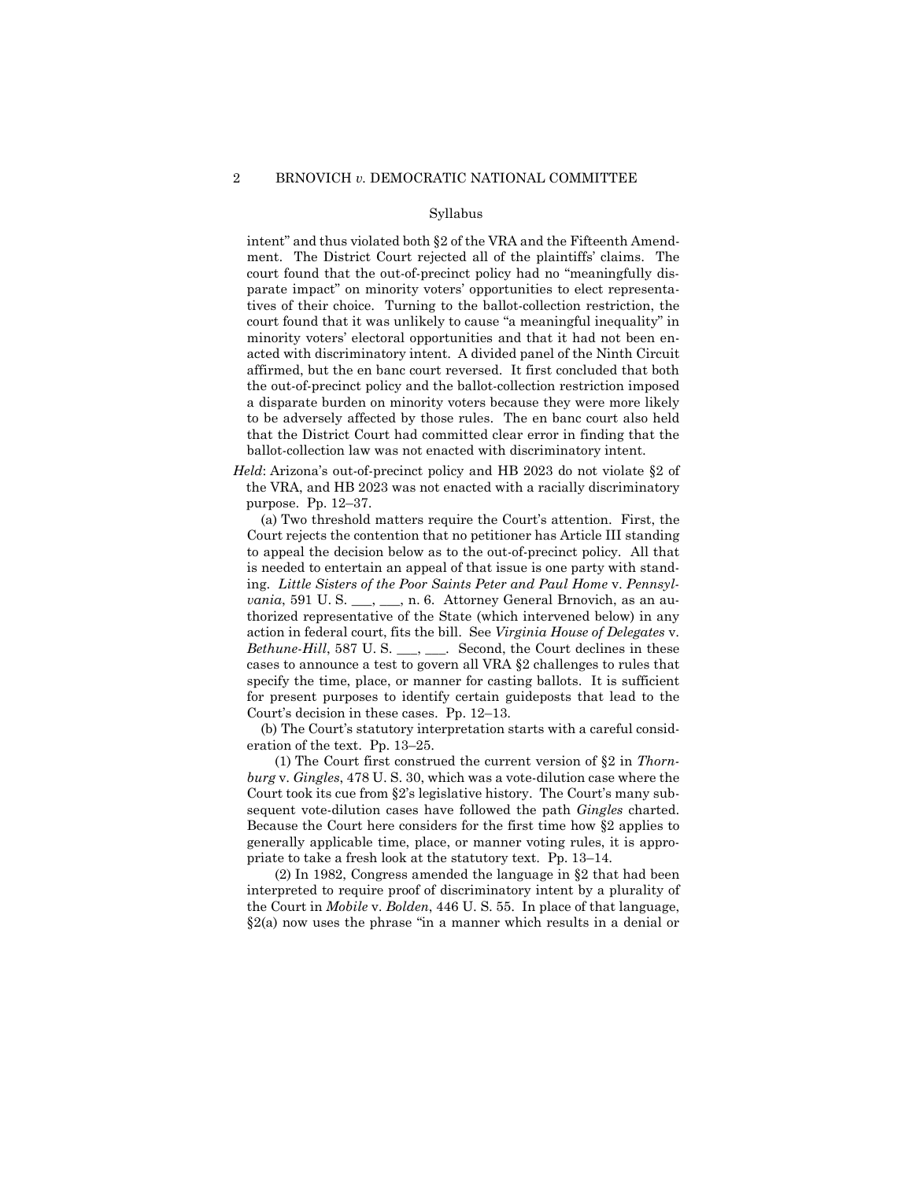Syllabus

intent" and thus violated both §2 of the VRA and the Fifteenth Amendment. The District Court rejected all of the plaintiffs' claims. The court found that the out-of-precinct policy had no "meaningfully disparate impact" on minority voters' opportunities to elect representatives of their choice. Turning to the ballot-collection restriction, the court found that it was unlikely to cause "a meaningful inequality" in minority voters' electoral opportunities and that it had not been enacted with discriminatory intent. A divided panel of the Ninth Circuit affirmed, but the en banc court reversed. It first concluded that both the out-of-precinct policy and the ballot-collection restriction imposed a disparate burden on minority voters because they were more likely to be adversely affected by those rules. The en banc court also held that the District Court had committed clear error in finding that the ballot-collection law was not enacted with discriminatory intent.

*Held*: Arizona's out-of-precinct policy and HB 2023 do not violate §2 of the VRA, and HB 2023 was not enacted with a racially discriminatory purpose. Pp. 12–37.

(a) Two threshold matters require the Court's attention. First, the Court rejects the contention that no petitioner has Article III standing to appeal the decision below as to the out-of-precinct policy. All that is needed to entertain an appeal of that issue is one party with standing. *Little Sisters of the Poor Saints Peter and Paul Home* v. *Pennsylvania*, 591 U. S. ___, ___, n. 6. Attorney General Brnovich, as an authorized representative of the State (which intervened below) in any action in federal court, fits the bill. See *Virginia House of Delegates* v. *Bethune-Hill*, 587 U. S. ___, ___. Second, the Court declines in these cases to announce a test to govern all VRA §2 challenges to rules that specify the time, place, or manner for casting ballots. It is sufficient for present purposes to identify certain guideposts that lead to the Court's decision in these cases. Pp. 12–13.

(b) The Court's statutory interpretation starts with a careful consideration of the text. Pp. 13–25.

(1) The Court first construed the current version of §2 in *Thornburg* v. *Gingles*, 478 U. S. 30, which was a vote-dilution case where the Court took its cue from §2's legislative history. The Court's many subsequent vote-dilution cases have followed the path *Gingles* charted. Because the Court here considers for the first time how §2 applies to generally applicable time, place, or manner voting rules, it is appropriate to take a fresh look at the statutory text. Pp. 13–14.

(2) In 1982, Congress amended the language in §2 that had been interpreted to require proof of discriminatory intent by a plurality of the Court in *Mobile* v. *Bolden*, 446 U. S. 55. In place of that language, §2(a) now uses the phrase "in a manner which results in a denial or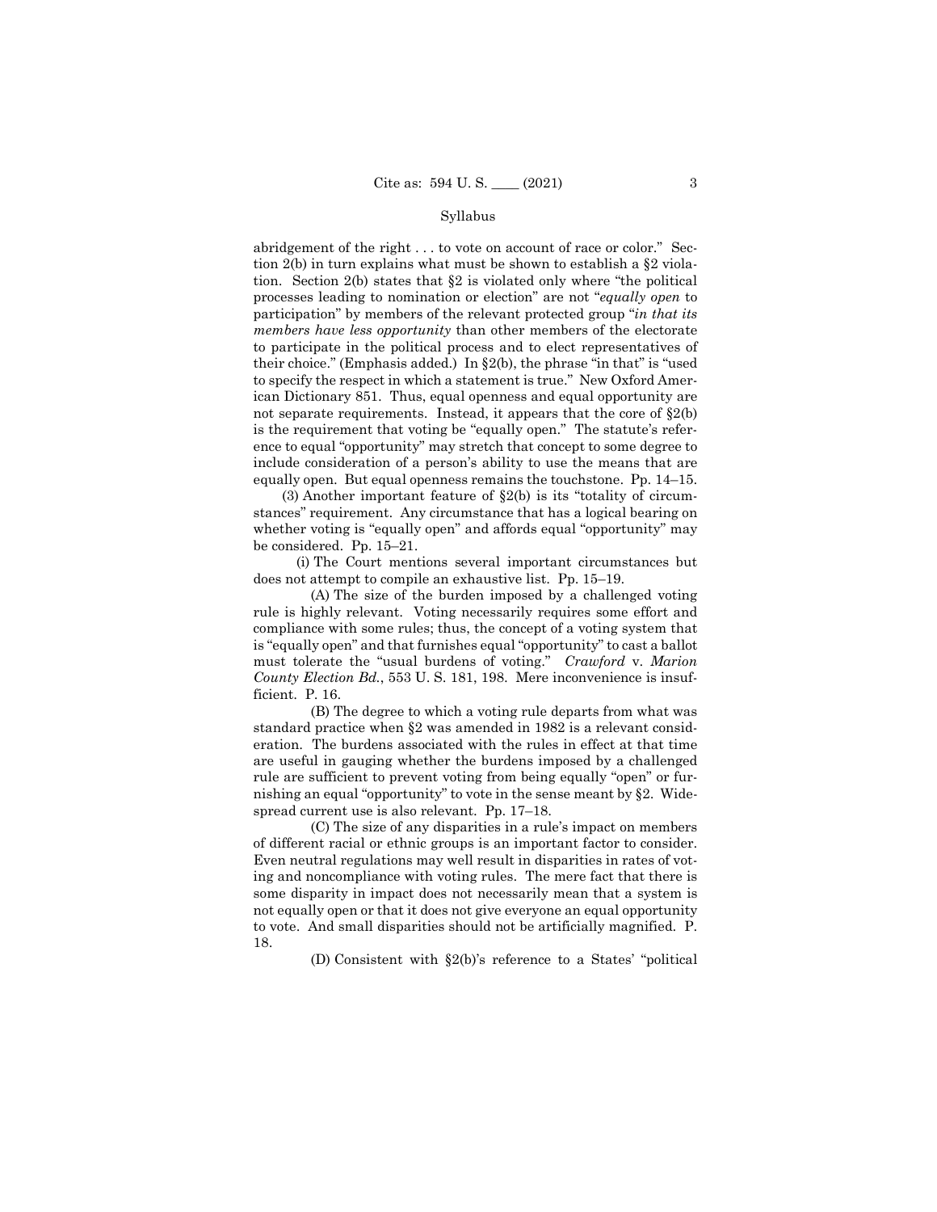abridgement of the right . . . to vote on account of race or color." Section 2(b) in turn explains what must be shown to establish a §2 violation. Section 2(b) states that §2 is violated only where "the political processes leading to nomination or election" are not "*equally open* to participation" by members of the relevant protected group "*in that its members have less opportunity* than other members of the electorate to participate in the political process and to elect representatives of their choice." (Emphasis added.) In §2(b), the phrase "in that" is "used to specify the respect in which a statement is true." New Oxford American Dictionary 851. Thus, equal openness and equal opportunity are not separate requirements. Instead, it appears that the core of §2(b) is the requirement that voting be "equally open." The statute's reference to equal "opportunity" may stretch that concept to some degree to include consideration of a person's ability to use the means that are equally open. But equal openness remains the touchstone. Pp. 14–15.

(3) Another important feature of §2(b) is its "totality of circumstances" requirement. Any circumstance that has a logical bearing on whether voting is "equally open" and affords equal "opportunity" may be considered. Pp. 15–21.

(i) The Court mentions several important circumstances but does not attempt to compile an exhaustive list. Pp. 15–19.

(A) The size of the burden imposed by a challenged voting rule is highly relevant. Voting necessarily requires some effort and compliance with some rules; thus, the concept of a voting system that is "equally open" and that furnishes equal "opportunity" to cast a ballot must tolerate the "usual burdens of voting." *Crawford* v. *Marion County Election Bd.*, 553 U. S. 181, 198. Mere inconvenience is insufficient. P. 16.

(B) The degree to which a voting rule departs from what was standard practice when §2 was amended in 1982 is a relevant consideration. The burdens associated with the rules in effect at that time are useful in gauging whether the burdens imposed by a challenged rule are sufficient to prevent voting from being equally "open" or furnishing an equal "opportunity" to vote in the sense meant by §2. Widespread current use is also relevant. Pp. 17–18.

(C) The size of any disparities in a rule's impact on members of different racial or ethnic groups is an important factor to consider. Even neutral regulations may well result in disparities in rates of voting and noncompliance with voting rules. The mere fact that there is some disparity in impact does not necessarily mean that a system is not equally open or that it does not give everyone an equal opportunity to vote. And small disparities should not be artificially magnified. P. 18.

(D) Consistent with §2(b)'s reference to a States' "political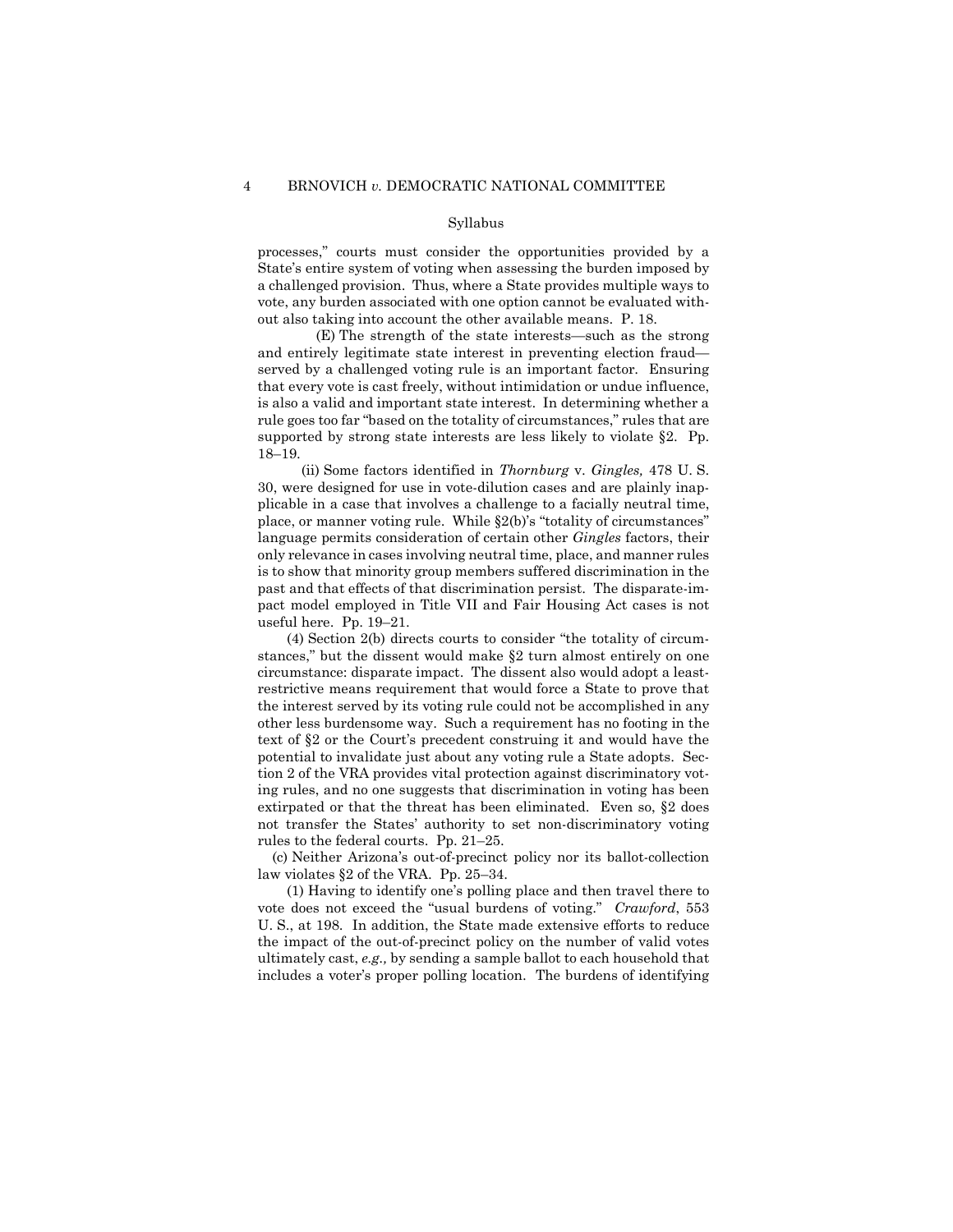processes," courts must consider the opportunities provided by a State's entire system of voting when assessing the burden imposed by a challenged provision. Thus, where a State provides multiple ways to vote, any burden associated with one option cannot be evaluated without also taking into account the other available means. P. 18.

(E) The strength of the state interests—such as the strong and entirely legitimate state interest in preventing election fraud—served by a challenged voting rule is an important factor. Ensuring that every vote is cast freely, without intimidation or undue influence, is also a valid and important state interest. In determining whether a rule goes too far "based on the totality of circumstances," rules that are supported by strong state interests are less likely to violate §2. Pp. 18–19.

(ii) Some factors identified in *Thornburg* v. *Gingles,* 478 U. S. 30, were designed for use in vote-dilution cases and are plainly inapplicable in a case that involves a challenge to a facially neutral time, place, or manner voting rule. While §2(b)'s "totality of circumstances" language permits consideration of certain other *Gingles* factors, their only relevance in cases involving neutral time, place, and manner rules is to show that minority group members suffered discrimination in the past and that effects of that discrimination persist. The disparate-impact model employed in Title VII and Fair Housing Act cases is not useful here. Pp. 19–21.

(4) Section 2(b) directs courts to consider "the totality of circumstances," but the dissent would make §2 turn almost entirely on one circumstance: disparate impact. The dissent also would adopt a least-restrictive means requirement that would force a State to prove that the interest served by its voting rule could not be accomplished in any other less burdensome way. Such a requirement has no footing in the text of §2 or the Court's precedent construing it and would have the potential to invalidate just about any voting rule a State adopts. Section 2 of the VRA provides vital protection against discriminatory voting rules, and no one suggests that discrimination in voting has been extirpated or that the threat has been eliminated. Even so, §2 does not transfer the States' authority to set non-discriminatory voting rules to the federal courts. Pp. 21–25.

(c) Neither Arizona's out-of-precinct policy nor its ballot-collection law violates §2 of the VRA. Pp. 25–34.

(1) Having to identify one's polling place and then travel there to vote does not exceed the "usual burdens of voting." *Crawford*, 553 U. S., at 198. In addition, the State made extensive efforts to reduce the impact of the out-of-precinct policy on the number of valid votes ultimately cast, *e.g.,* by sending a sample ballot to each household that includes a voter's proper polling location. The burdens of identifying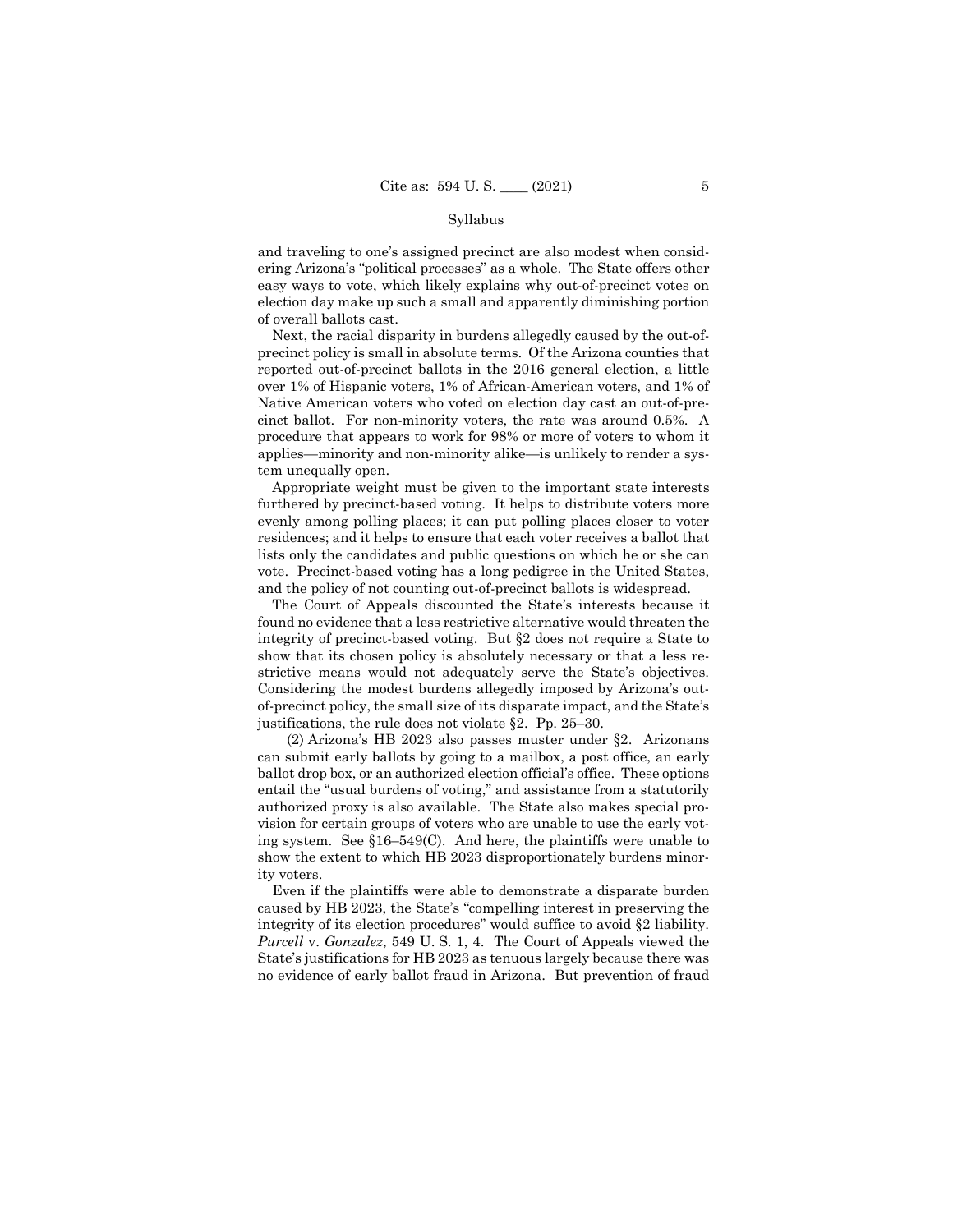and traveling to one's assigned precinct are also modest when considering Arizona's "political processes" as a whole. The State offers other easy ways to vote, which likely explains why out-of-precinct votes on election day make up such a small and apparently diminishing portion of overall ballots cast.

Next, the racial disparity in burdens allegedly caused by the out-of-precinct policy is small in absolute terms. Of the Arizona counties that reported out-of-precinct ballots in the 2016 general election, a little over 1% of Hispanic voters, 1% of African-American voters, and 1% of Native American voters who voted on election day cast an out-of-precinct ballot. For non-minority voters, the rate was around 0.5%. A procedure that appears to work for 98% or more of voters to whom it applies—minority and non-minority alike—is unlikely to render a system unequally open.

Appropriate weight must be given to the important state interests furthered by precinct-based voting. It helps to distribute voters more evenly among polling places; it can put polling places closer to voter residences; and it helps to ensure that each voter receives a ballot that lists only the candidates and public questions on which he or she can vote. Precinct-based voting has a long pedigree in the United States, and the policy of not counting out-of-precinct ballots is widespread.

The Court of Appeals discounted the State's interests because it found no evidence that a less restrictive alternative would threaten the integrity of precinct-based voting. But §2 does not require a State to show that its chosen policy is absolutely necessary or that a less restrictive means would not adequately serve the State's objectives. Considering the modest burdens allegedly imposed by Arizona's out-of-precinct policy, the small size of its disparate impact, and the State's justifications, the rule does not violate §2. Pp. 25–30.

(2) Arizona's HB 2023 also passes muster under §2. Arizonans can submit early ballots by going to a mailbox, a post office, an early ballot drop box, or an authorized election official's office. These options entail the "usual burdens of voting," and assistance from a statutorily authorized proxy is also available. The State also makes special provision for certain groups of voters who are unable to use the early voting system. See §16–549(C). And here, the plaintiffs were unable to show the extent to which HB 2023 disproportionately burdens minority voters.

Even if the plaintiffs were able to demonstrate a disparate burden caused by HB 2023, the State's "compelling interest in preserving the integrity of its election procedures" would suffice to avoid §2 liability. *Purcell* v. *Gonzalez*, 549 U. S. 1, 4. The Court of Appeals viewed the State's justifications for HB 2023 as tenuous largely because there was no evidence of early ballot fraud in Arizona. But prevention of fraud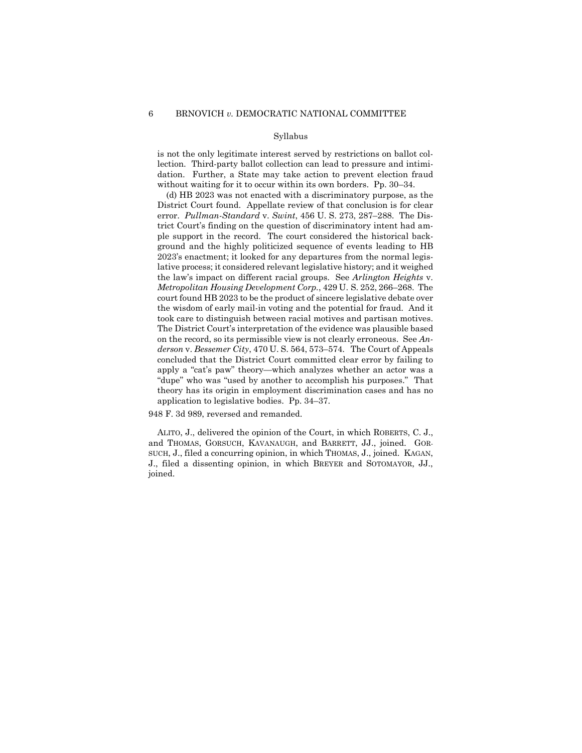Syllabus

is not the only legitimate interest served by restrictions on ballot collection. Third-party ballot collection can lead to pressure and intimidation. Further, a State may take action to prevent election fraud without waiting for it to occur within its own borders. Pp. 30–34.

(d) HB 2023 was not enacted with a discriminatory purpose, as the District Court found. Appellate review of that conclusion is for clear error. *Pullman-Standard* v. *Swint*, 456 U. S. 273, 287–288. The District Court's finding on the question of discriminatory intent had ample support in the record. The court considered the historical background and the highly politicized sequence of events leading to HB 2023's enactment; it looked for any departures from the normal legislative process; it considered relevant legislative history; and it weighed the law's impact on different racial groups. See *Arlington Heights* v. *Metropolitan Housing Development Corp.*, 429 U. S. 252, 266–268. The court found HB 2023 to be the product of sincere legislative debate over the wisdom of early mail-in voting and the potential for fraud. And it took care to distinguish between racial motives and partisan motives. The District Court's interpretation of the evidence was plausible based on the record, so its permissible view is not clearly erroneous. See *Anderson* v. *Bessemer City*, 470 U. S. 564, 573–574. The Court of Appeals concluded that the District Court committed clear error by failing to apply a "cat's paw" theory—which analyzes whether an actor was a "dupe" who was "used by another to accomplish his purposes." That theory has its origin in employment discrimination cases and has no application to legislative bodies. Pp. 34–37.

948 F. 3d 989, reversed and remanded.

ALITO, J., delivered the opinion of the Court, in which ROBERTS, C. J., and THOMAS, GORSUCH, KAVANAUGH, and BARRETT, JJ., joined. GORSUCH, J., filed a concurring opinion, in which THOMAS, J., joined. KAGAN, J., filed a dissenting opinion, in which BREYER and SOTOMAYOR, JJ., joined.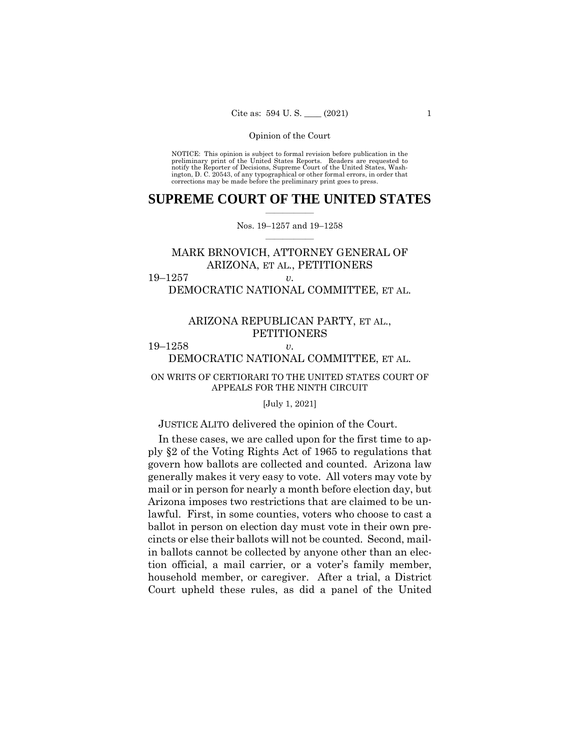NOTICE: This opinion is subject to formal revision before publication in the preliminary print of the United States Reports. Readers are requested to notify the Reporter of Decisions, Supreme Court of the United States, Washington, D. C. 20543, of any typographical or other formal errors, in order that corrections may be made before the preliminary print goes to press.

# SUPREME COURT OF THE UNITED STATES

Nos. 19–1257 and 19–1258

MARK BRNOVICH, ATTORNEY GENERAL OF ARIZONA, ET AL., PETITIONERS

19–1257 *v.*

DEMOCRATIC NATIONAL COMMITTEE, ET AL.

ARIZONA REPUBLICAN PARTY, ET AL., PETITIONERS

19–1258 *v.*

DEMOCRATIC NATIONAL COMMITTEE, ET AL.

ON WRITS OF CERTIORARI TO THE UNITED STATES COURT OF APPEALS FOR THE NINTH CIRCUIT

[July 1, 2021]

JUSTICE ALITO delivered the opinion of the Court.

In these cases, we are called upon for the first time to apply §2 of the Voting Rights Act of 1965 to regulations that govern how ballots are collected and counted. Arizona law generally makes it very easy to vote. All voters may vote by mail or in person for nearly a month before election day, but Arizona imposes two restrictions that are claimed to be unlawful. First, in some counties, voters who choose to cast a ballot in person on election day must vote in their own precincts or else their ballots will not be counted. Second, mail-in ballots cannot be collected by anyone other than an election official, a mail carrier, or a voter's family member, household member, or caregiver. After a trial, a District Court upheld these rules, as did a panel of the United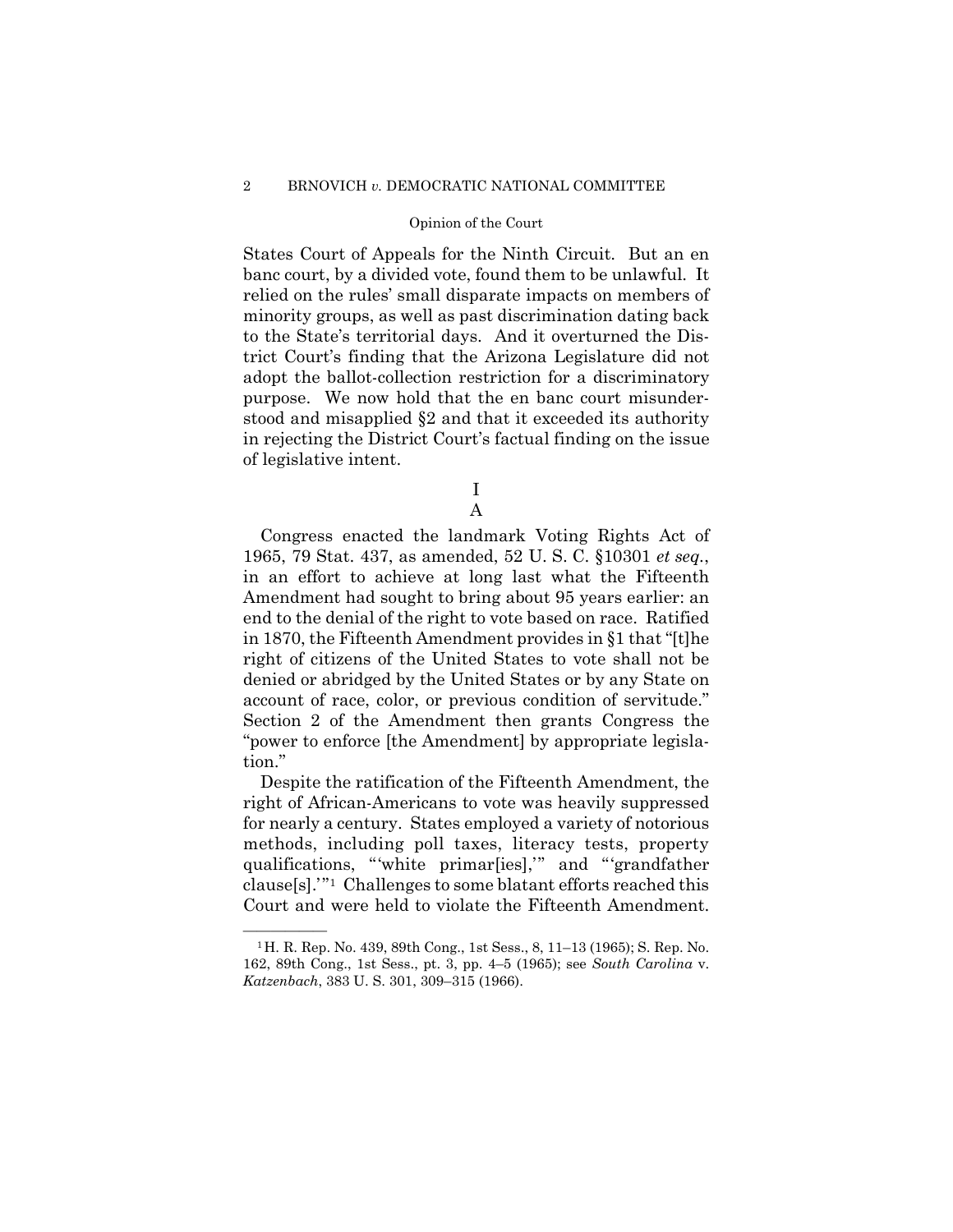States Court of Appeals for the Ninth Circuit. But an en banc court, by a divided vote, found them to be unlawful. It relied on the rules' small disparate impacts on members of minority groups, as well as past discrimination dating back to the State's territorial days. And it overturned the District Court's finding that the Arizona Legislature did not adopt the ballot-collection restriction for a discriminatory purpose. We now hold that the en banc court misunderstood and misapplied §2 and that it exceeded its authority in rejecting the District Court's factual finding on the issue of legislative intent.

# I

## A

Congress enacted the landmark Voting Rights Act of 1965, 79 Stat. 437, as amended, 52 U. S. C. §10301 *et seq.*, in an effort to achieve at long last what the Fifteenth Amendment had sought to bring about 95 years earlier: an end to the denial of the right to vote based on race. Ratified in 1870, the Fifteenth Amendment provides in §1 that "[t]he right of citizens of the United States to vote shall not be denied or abridged by the United States or by any State on account of race, color, or previous condition of servitude." Section 2 of the Amendment then grants Congress the "power to enforce [the Amendment] by appropriate legislation."

Despite the ratification of the Fifteenth Amendment, the right of African-Americans to vote was heavily suppressed for nearly a century. States employed a variety of notorious methods, including poll taxes, literacy tests, property qualifications, "'white primar[ies],'" and "'grandfather clause[s].'"[1] Challenges to some blatant efforts reached this Court and were held to violate the Fifteenth Amendment.

---

[1] H. R. Rep. No. 439, 89th Cong., 1st Sess., 8, 11–13 (1965); S. Rep. No. 162, 89th Cong., 1st Sess., pt. 3, pp. 4–5 (1965); see *South Carolina* v. *Katzenbach*, 383 U. S. 301, 309–315 (1966).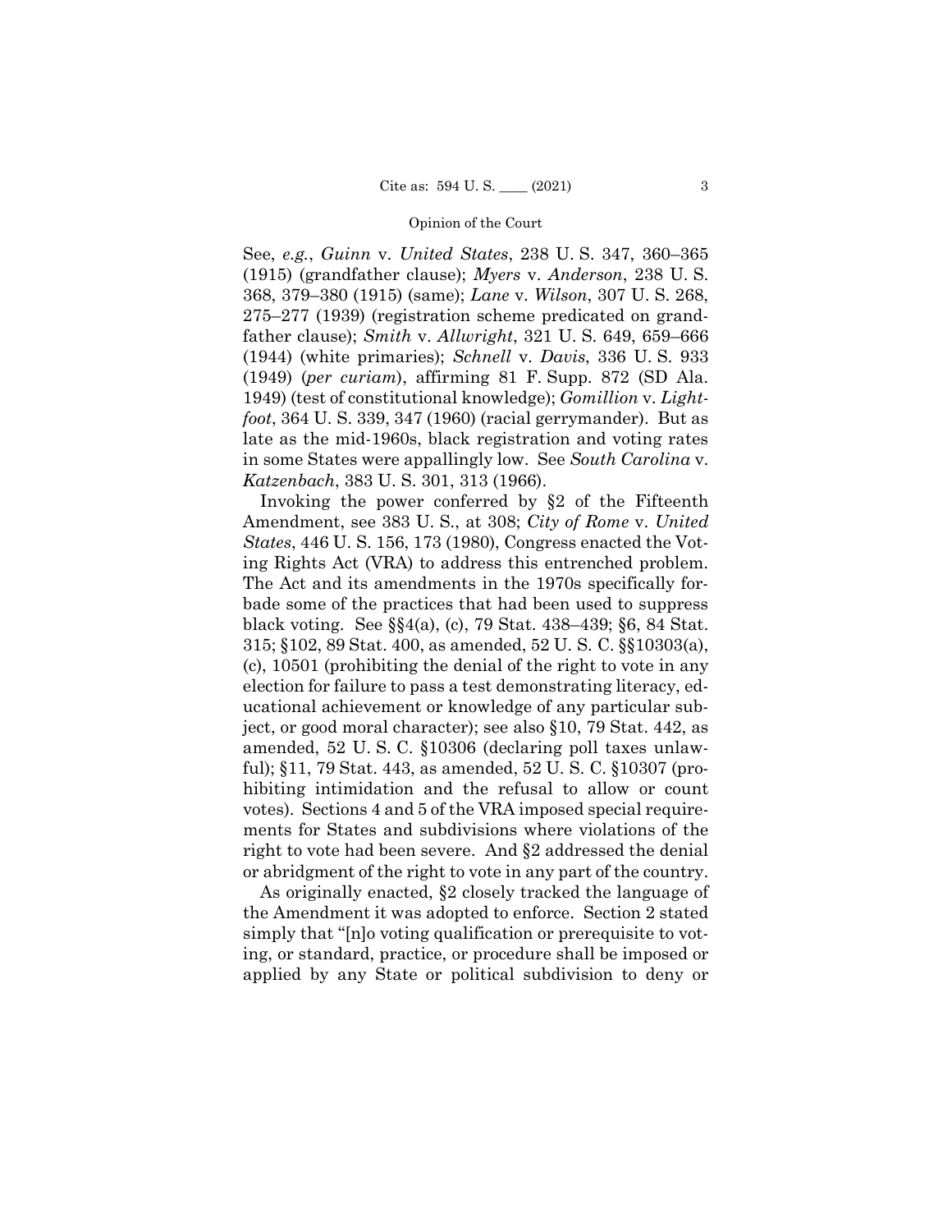See, *e.g.*, *Guinn* v. *United States*, 238 U. S. 347, 360–365 (1915) (grandfather clause); *Myers* v. *Anderson*, 238 U. S. 368, 379–380 (1915) (same); *Lane* v. *Wilson*, 307 U. S. 268, 275–277 (1939) (registration scheme predicated on grandfather clause); *Smith* v. *Allwright*, 321 U. S. 649, 659–666 (1944) (white primaries); *Schnell* v. *Davis*, 336 U. S. 933 (1949) (*per curiam*), affirming 81 F. Supp. 872 (SD Ala. 1949) (test of constitutional knowledge); *Gomillion* v. *Lightfoot*, 364 U. S. 339, 347 (1960) (racial gerrymander). But as late as the mid-1960s, black registration and voting rates in some States were appallingly low. See *South Carolina* v. *Katzenbach*, 383 U. S. 301, 313 (1966).

Invoking the power conferred by §2 of the Fifteenth Amendment, see 383 U. S., at 308; *City of Rome* v. *United States*, 446 U. S. 156, 173 (1980), Congress enacted the Voting Rights Act (VRA) to address this entrenched problem. The Act and its amendments in the 1970s specifically forbade some of the practices that had been used to suppress black voting. See §§4(a), (c), 79 Stat. 438–439; §6, 84 Stat. 315; §102, 89 Stat. 400, as amended, 52 U. S. C. §§10303(a), (c), 10501 (prohibiting the denial of the right to vote in any election for failure to pass a test demonstrating literacy, educational achievement or knowledge of any particular subject, or good moral character); see also §10, 79 Stat. 442, as amended, 52 U. S. C. §10306 (declaring poll taxes unlawful); §11, 79 Stat. 443, as amended, 52 U. S. C. §10307 (prohibiting intimidation and the refusal to allow or count votes). Sections 4 and 5 of the VRA imposed special requirements for States and subdivisions where violations of the right to vote had been severe. And §2 addressed the denial or abridgment of the right to vote in any part of the country.

As originally enacted, §2 closely tracked the language of the Amendment it was adopted to enforce. Section 2 stated simply that "[n]o voting qualification or prerequisite to voting, or standard, practice, or procedure shall be imposed or applied by any State or political subdivision to deny or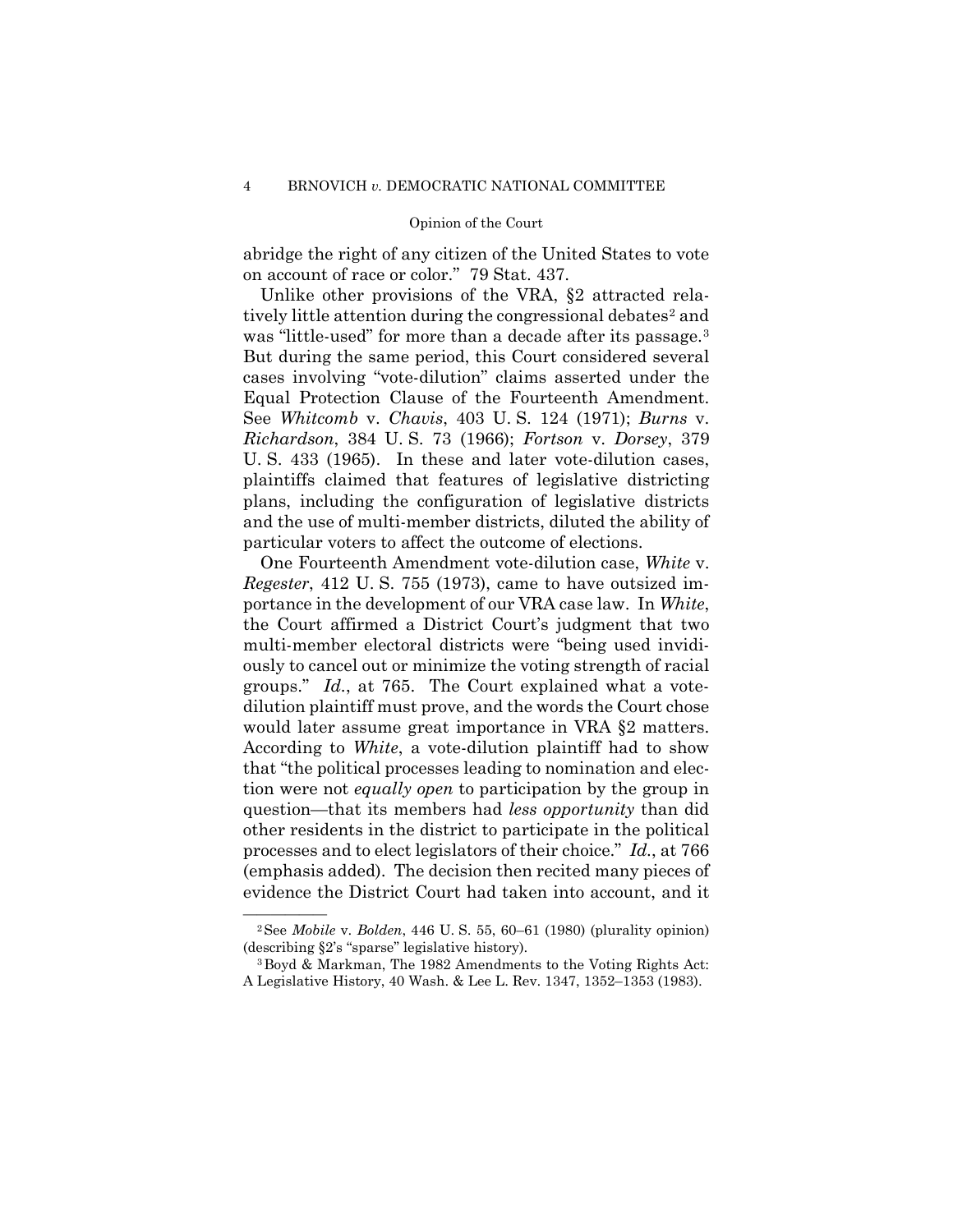abridge the right of any citizen of the United States to vote on account of race or color." 79 Stat. 437.

Unlike other provisions of the VRA, §2 attracted relatively little attention during the congressional debates[2] and was "little-used" for more than a decade after its passage.[3] But during the same period, this Court considered several cases involving "vote-dilution" claims asserted under the Equal Protection Clause of the Fourteenth Amendment. See *Whitcomb* v. *Chavis*, 403 U. S. 124 (1971); *Burns* v. *Richardson*, 384 U. S. 73 (1966); *Fortson* v. *Dorsey*, 379 U. S. 433 (1965). In these and later vote-dilution cases, plaintiffs claimed that features of legislative districting plans, including the configuration of legislative districts and the use of multi-member districts, diluted the ability of particular voters to affect the outcome of elections.

One Fourteenth Amendment vote-dilution case, *White* v. *Regester*, 412 U. S. 755 (1973), came to have outsized importance in the development of our VRA case law. In *White*, the Court affirmed a District Court's judgment that two multi-member electoral districts were "being used invidiously to cancel out or minimize the voting strength of racial groups." *Id.*, at 765. The Court explained what a vote-dilution plaintiff must prove, and the words the Court chose would later assume great importance in VRA §2 matters. According to *White*, a vote-dilution plaintiff had to show that "the political processes leading to nomination and election were not *equally open* to participation by the group in question—that its members had *less opportunity* than did other residents in the district to participate in the political processes and to elect legislators of their choice." *Id.*, at 766 (emphasis added). The decision then recited many pieces of evidence the District Court had taken into account, and it

---

[2] See *Mobile* v. *Bolden*, 446 U. S. 55, 60–61 (1980) (plurality opinion) (describing §2's "sparse" legislative history).

[3] Boyd & Markman, The 1982 Amendments to the Voting Rights Act: A Legislative History, 40 Wash. & Lee L. Rev. 1347, 1352–1353 (1983).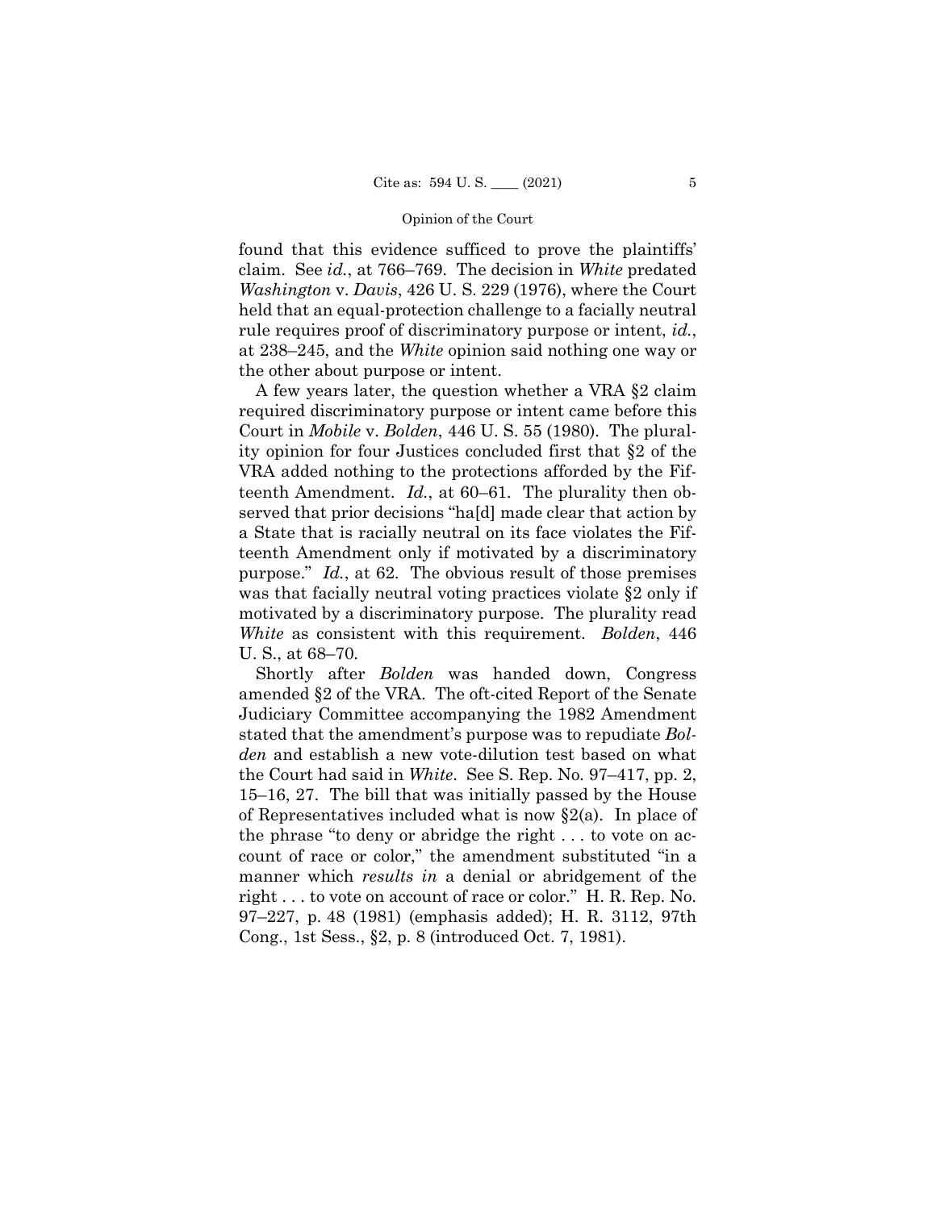found that this evidence sufficed to prove the plaintiffs' claim. See *id.*, at 766–769. The decision in *White* predated *Washington* v. *Davis*, 426 U. S. 229 (1976), where the Court held that an equal-protection challenge to a facially neutral rule requires proof of discriminatory purpose or intent, *id.*, at 238–245, and the *White* opinion said nothing one way or the other about purpose or intent.

A few years later, the question whether a VRA §2 claim required discriminatory purpose or intent came before this Court in *Mobile* v. *Bolden*, 446 U. S. 55 (1980). The plurality opinion for four Justices concluded first that §2 of the VRA added nothing to the protections afforded by the Fifteenth Amendment. *Id.*, at 60–61. The plurality then observed that prior decisions "ha[d] made clear that action by a State that is racially neutral on its face violates the Fifteenth Amendment only if motivated by a discriminatory purpose." *Id.*, at 62. The obvious result of those premises was that facially neutral voting practices violate §2 only if motivated by a discriminatory purpose. The plurality read *White* as consistent with this requirement. *Bolden*, 446 U. S., at 68–70.

Shortly after *Bolden* was handed down, Congress amended §2 of the VRA. The oft-cited Report of the Senate Judiciary Committee accompanying the 1982 Amendment stated that the amendment's purpose was to repudiate *Bolden* and establish a new vote-dilution test based on what the Court had said in *White*. See S. Rep. No. 97–417, pp. 2, 15–16, 27. The bill that was initially passed by the House of Representatives included what is now §2(a). In place of the phrase "to deny or abridge the right . . . to vote on account of race or color," the amendment substituted "in a manner which *results in* a denial or abridgement of the right . . . to vote on account of race or color." H. R. Rep. No. 97–227, p. 48 (1981) (emphasis added); H. R. 3112, 97th Cong., 1st Sess., §2, p. 8 (introduced Oct. 7, 1981).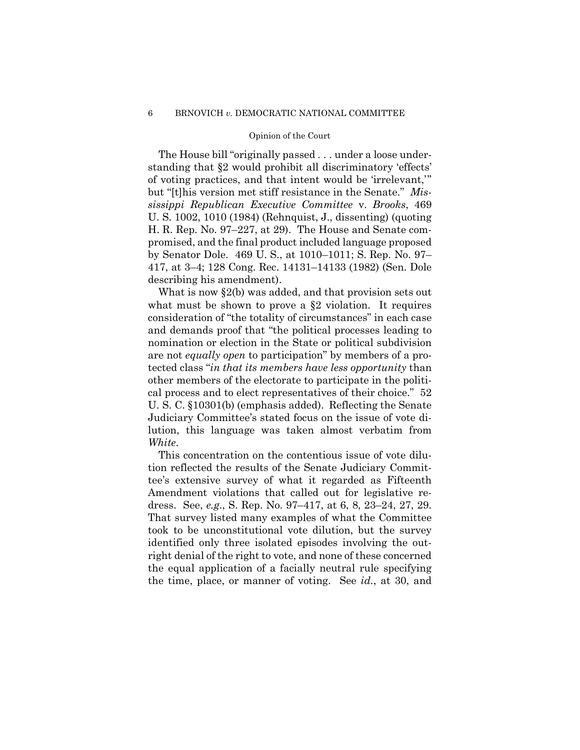The House bill "originally passed . . . under a loose understanding that §2 would prohibit all discriminatory 'effects' of voting practices, and that intent would be 'irrelevant,'" but "[t]his version met stiff resistance in the Senate." *Mississippi Republican Executive Committee* v. *Brooks*, 469 U. S. 1002, 1010 (1984) (Rehnquist, J., dissenting) (quoting H. R. Rep. No. 97–227, at 29). The House and Senate compromised, and the final product included language proposed by Senator Dole. 469 U. S., at 1010–1011; S. Rep. No. 97–417, at 3–4; 128 Cong. Rec. 14131–14133 (1982) (Sen. Dole describing his amendment).

What is now §2(b) was added, and that provision sets out what must be shown to prove a §2 violation. It requires consideration of "the totality of circumstances" in each case and demands proof that "the political processes leading to nomination or election in the State or political subdivision are not *equally open* to participation" by members of a protected class "*in that its members have less opportunity* than other members of the electorate to participate in the political process and to elect representatives of their choice." 52 U. S. C. §10301(b) (emphasis added). Reflecting the Senate Judiciary Committee's stated focus on the issue of vote dilution, this language was taken almost verbatim from *White*.

This concentration on the contentious issue of vote dilution reflected the results of the Senate Judiciary Committee's extensive survey of what it regarded as Fifteenth Amendment violations that called out for legislative redress. See, *e.g.*, S. Rep. No. 97–417, at 6, 8, 23–24, 27, 29. That survey listed many examples of what the Committee took to be unconstitutional vote dilution, but the survey identified only three isolated episodes involving the outright denial of the right to vote, and none of these concerned the equal application of a facially neutral rule specifying the time, place, or manner of voting. See *id.*, at 30, and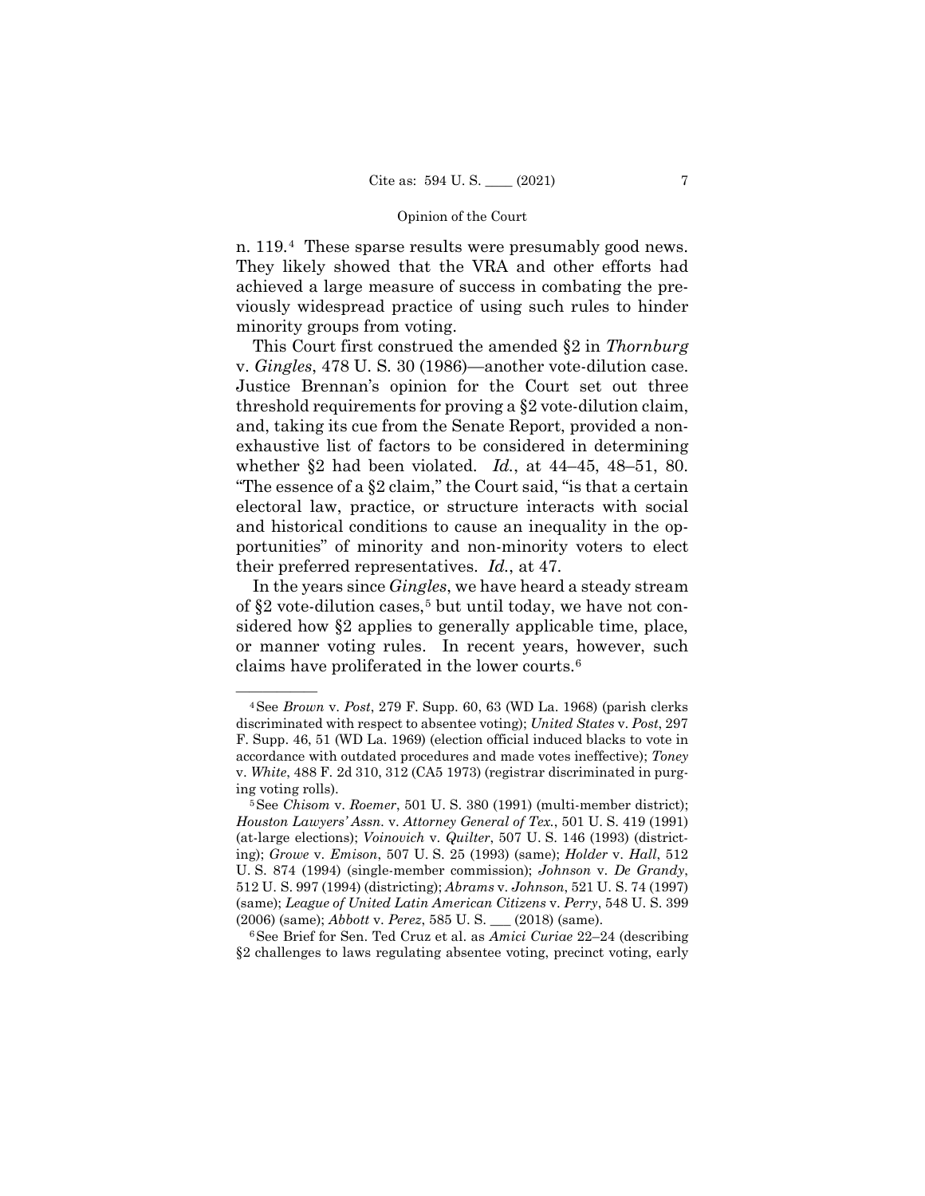n. 119.[4] These sparse results were presumably good news. They likely showed that the VRA and other efforts had achieved a large measure of success in combating the previously widespread practice of using such rules to hinder minority groups from voting.

This Court first construed the amended §2 in *Thornburg* v. *Gingles*, 478 U. S. 30 (1986)—another vote-dilution case. Justice Brennan's opinion for the Court set out three threshold requirements for proving a §2 vote-dilution claim, and, taking its cue from the Senate Report, provided a non-exhaustive list of factors to be considered in determining whether §2 had been violated. *Id.*, at 44–45, 48–51, 80. "The essence of a §2 claim," the Court said, "is that a certain electoral law, practice, or structure interacts with social and historical conditions to cause an inequality in the opportunities" of minority and non-minority voters to elect their preferred representatives. *Id.*, at 47.

In the years since *Gingles*, we have heard a steady stream of §2 vote-dilution cases,[5] but until today, we have not considered how §2 applies to generally applicable time, place, or manner voting rules. In recent years, however, such claims have proliferated in the lower courts.[6]

---

[4] See *Brown* v. *Post*, 279 F. Supp. 60, 63 (WD La. 1968) (parish clerks discriminated with respect to absentee voting); *United States* v. *Post*, 297 F. Supp. 46, 51 (WD La. 1969) (election official induced blacks to vote in accordance with outdated procedures and made votes ineffective); *Toney* v. *White*, 488 F. 2d 310, 312 (CA5 1973) (registrar discriminated in purging voting rolls).

[5] See *Chisom* v. *Roemer*, 501 U. S. 380 (1991) (multi-member district); *Houston Lawyers' Assn.* v. *Attorney General of Tex.*, 501 U. S. 419 (1991) (at-large elections); *Voinovich* v. *Quilter*, 507 U. S. 146 (1993) (districting); *Growe* v. *Emison*, 507 U. S. 25 (1993) (same); *Holder* v. *Hall*, 512 U. S. 874 (1994) (single-member commission); *Johnson* v. *De Grandy*, 512 U. S. 997 (1994) (districting); *Abrams* v. *Johnson*, 521 U. S. 74 (1997) (same); *League of United Latin American Citizens* v. *Perry*, 548 U. S. 399 (2006) (same); *Abbott* v. *Perez*, 585 U. S. ___ (2018) (same).

[6] See Brief for Sen. Ted Cruz et al. as *Amici Curiae* 22–24 (describing §2 challenges to laws regulating absentee voting, precinct voting, early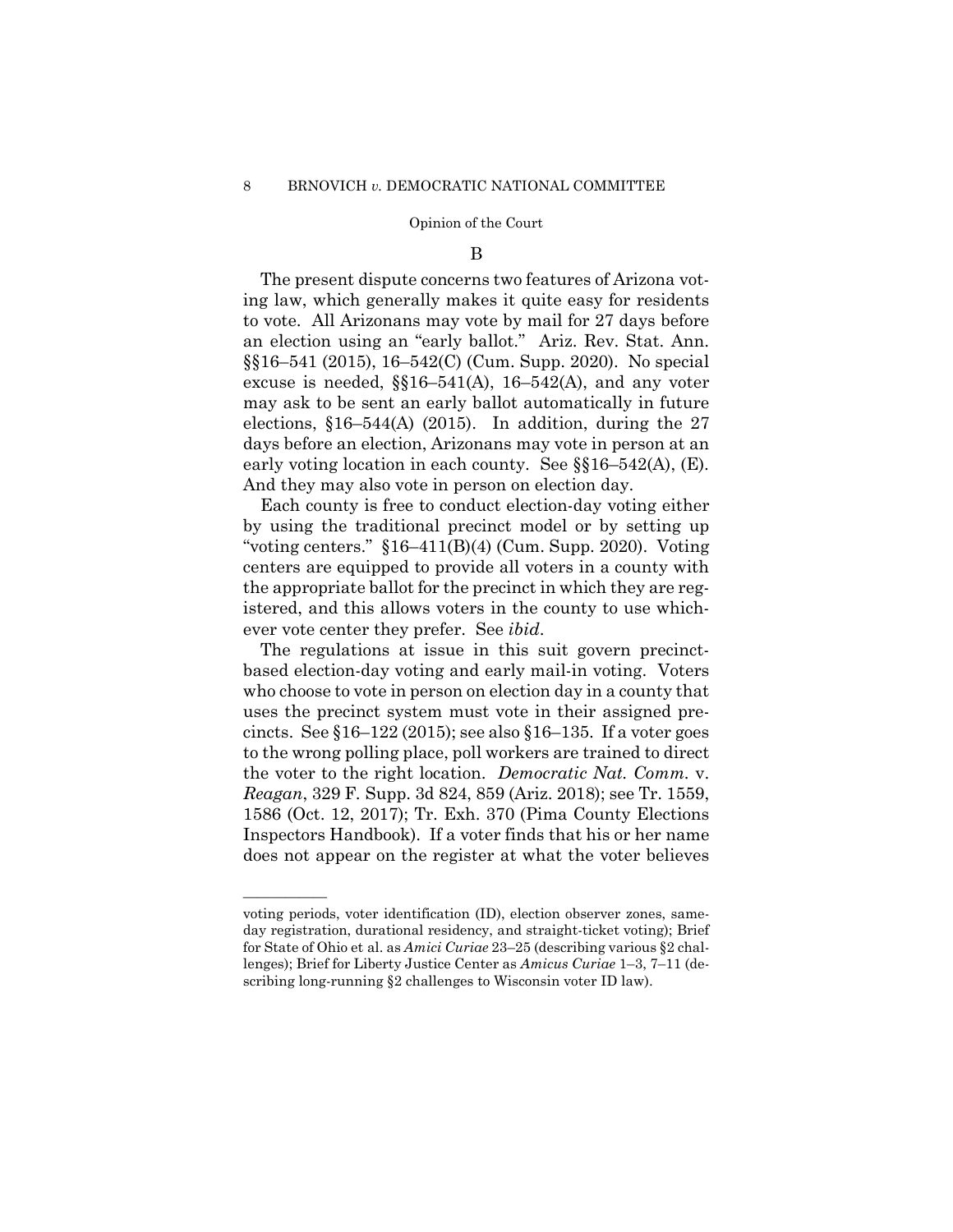### B

The present dispute concerns two features of Arizona voting law, which generally makes it quite easy for residents to vote. All Arizonans may vote by mail for 27 days before an election using an "early ballot." Ariz. Rev. Stat. Ann. §§16–541 (2015), 16–542(C) (Cum. Supp. 2020). No special excuse is needed, §§16–541(A), 16–542(A), and any voter may ask to be sent an early ballot automatically in future elections, §16–544(A) (2015). In addition, during the 27 days before an election, Arizonans may vote in person at an early voting location in each county. See §§16–542(A), (E). And they may also vote in person on election day.

Each county is free to conduct election-day voting either by using the traditional precinct model or by setting up "voting centers." §16–411(B)(4) (Cum. Supp. 2020). Voting centers are equipped to provide all voters in a county with the appropriate ballot for the precinct in which they are registered, and this allows voters in the county to use whichever vote center they prefer. See *ibid*.

The regulations at issue in this suit govern precinct-based election-day voting and early mail-in voting. Voters who choose to vote in person on election day in a county that uses the precinct system must vote in their assigned precincts. See §16–122 (2015); see also §16–135. If a voter goes to the wrong polling place, poll workers are trained to direct the voter to the right location. *Democratic Nat. Comm.* v. *Reagan*, 329 F. Supp. 3d 824, 859 (Ariz. 2018); see Tr. 1559, 1586 (Oct. 12, 2017); Tr. Exh. 370 (Pima County Elections Inspectors Handbook). If a voter finds that his or her name does not appear on the register at what the voter believes

---

voting periods, voter identification (ID), election observer zones, same-day registration, durational residency, and straight-ticket voting); Brief for State of Ohio et al. as *Amici Curiae* 23–25 (describing various §2 challenges); Brief for Liberty Justice Center as *Amicus Curiae* 1–3, 7–11 (describing long-running §2 challenges to Wisconsin voter ID law).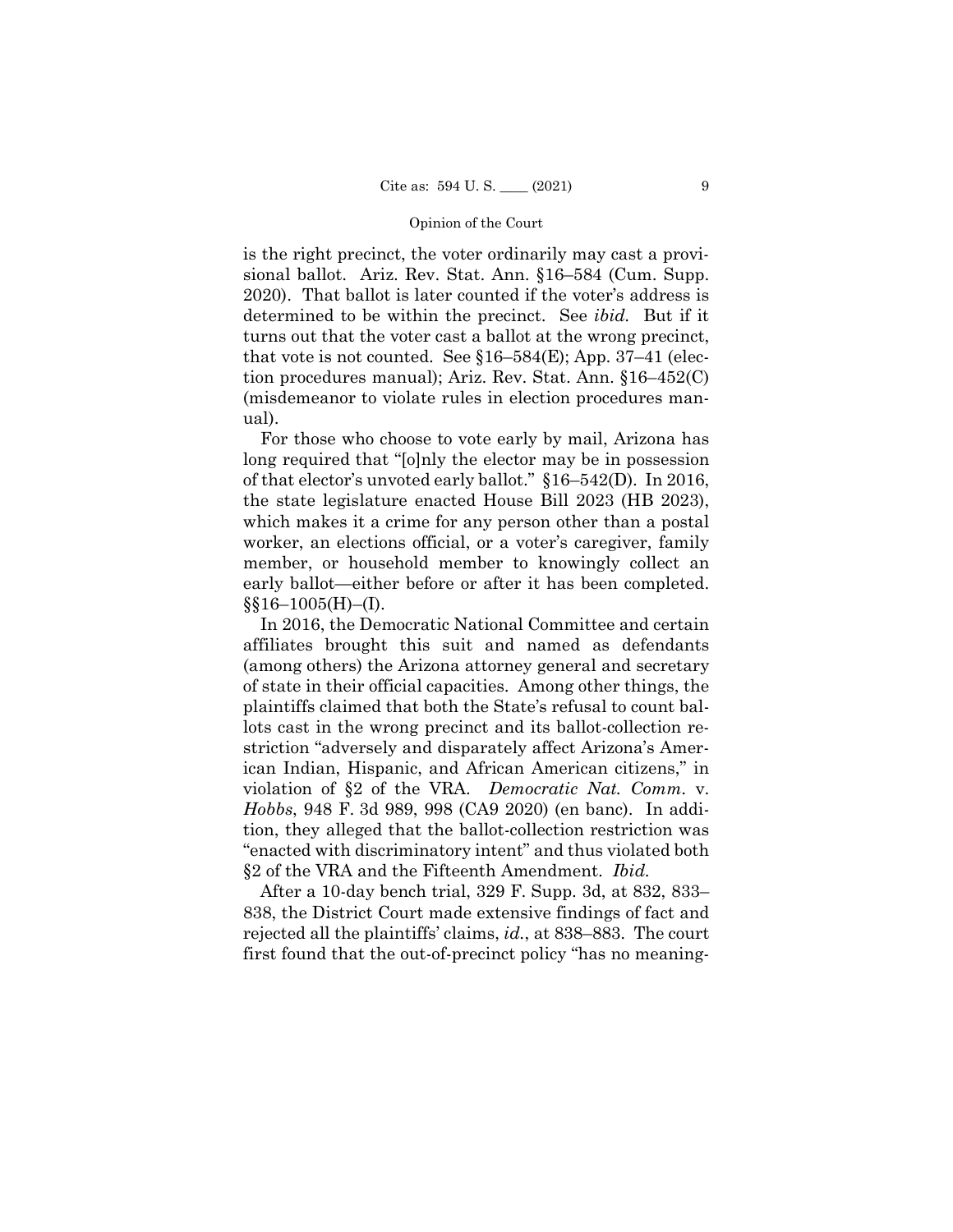is the right precinct, the voter ordinarily may cast a provisional ballot. Ariz. Rev. Stat. Ann. §16–584 (Cum. Supp. 2020). That ballot is later counted if the voter's address is determined to be within the precinct. See *ibid.* But if it turns out that the voter cast a ballot at the wrong precinct, that vote is not counted. See §16–584(E); App. 37–41 (election procedures manual); Ariz. Rev. Stat. Ann. §16–452(C) (misdemeanor to violate rules in election procedures manual).

For those who choose to vote early by mail, Arizona has long required that "[o]nly the elector may be in possession of that elector's unvoted early ballot." §16–542(D). In 2016, the state legislature enacted House Bill 2023 (HB 2023), which makes it a crime for any person other than a postal worker, an elections official, or a voter's caregiver, family member, or household member to knowingly collect an early ballot—either before or after it has been completed. §§16–1005(H)–(I).

In 2016, the Democratic National Committee and certain affiliates brought this suit and named as defendants (among others) the Arizona attorney general and secretary of state in their official capacities. Among other things, the plaintiffs claimed that both the State's refusal to count ballots cast in the wrong precinct and its ballot-collection restriction "adversely and disparately affect Arizona's American Indian, Hispanic, and African American citizens," in violation of §2 of the VRA. *Democratic Nat. Comm.* v. *Hobbs*, 948 F. 3d 989, 998 (CA9 2020) (en banc). In addition, they alleged that the ballot-collection restriction was "enacted with discriminatory intent" and thus violated both §2 of the VRA and the Fifteenth Amendment. *Ibid.*

After a 10-day bench trial, 329 F. Supp. 3d, at 832, 833–838, the District Court made extensive findings of fact and rejected all the plaintiffs' claims, *id.*, at 838–883. The court first found that the out-of-precinct policy "has no meaning-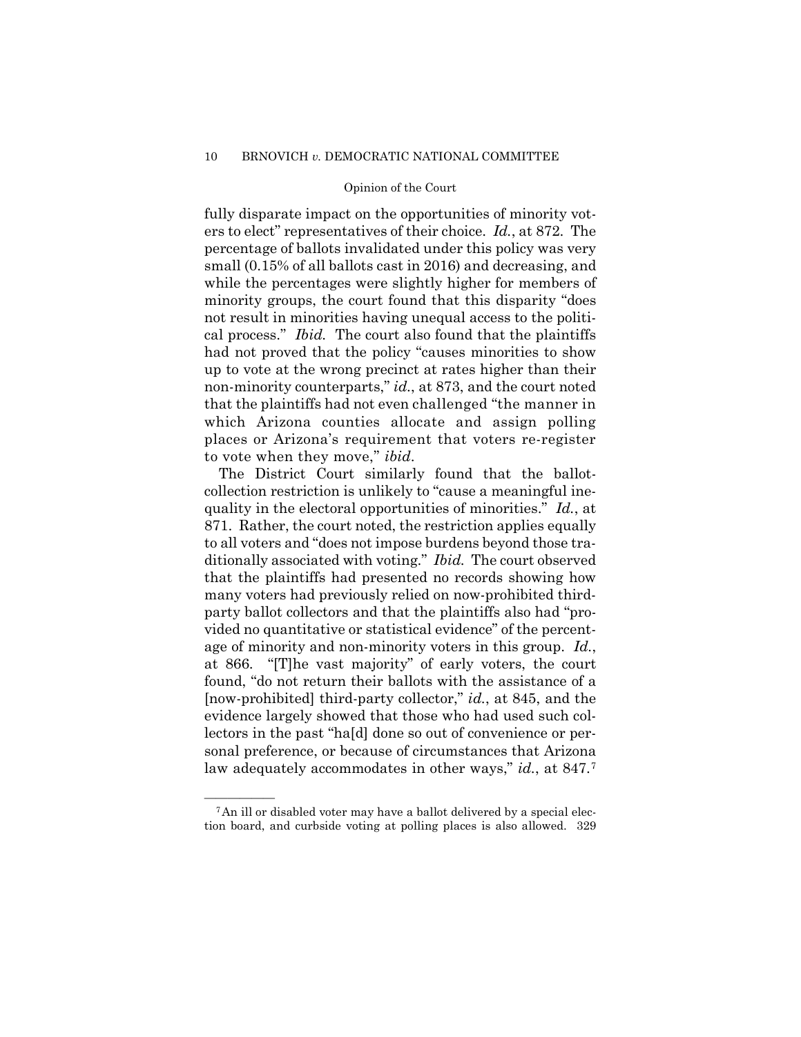fully disparate impact on the opportunities of minority voters to elect" representatives of their choice. *Id.*, at 872. The percentage of ballots invalidated under this policy was very small (0.15% of all ballots cast in 2016) and decreasing, and while the percentages were slightly higher for members of minority groups, the court found that this disparity "does not result in minorities having unequal access to the political process." *Ibid.* The court also found that the plaintiffs had not proved that the policy "causes minorities to show up to vote at the wrong precinct at rates higher than their non-minority counterparts," *id.*, at 873, and the court noted that the plaintiffs had not even challenged "the manner in which Arizona counties allocate and assign polling places or Arizona's requirement that voters re-register to vote when they move," *ibid*.

The District Court similarly found that the ballot-collection restriction is unlikely to "cause a meaningful inequality in the electoral opportunities of minorities." *Id.*, at 871. Rather, the court noted, the restriction applies equally to all voters and "does not impose burdens beyond those traditionally associated with voting." *Ibid.* The court observed that the plaintiffs had presented no records showing how many voters had previously relied on now-prohibited third-party ballot collectors and that the plaintiffs also had "provided no quantitative or statistical evidence" of the percentage of minority and non-minority voters in this group. *Id.*, at 866. "[T]he vast majority" of early voters, the court found, "do not return their ballots with the assistance of a [now-prohibited] third-party collector," *id.*, at 845, and the evidence largely showed that those who had used such collectors in the past "ha[d] done so out of convenience or personal preference, or because of circumstances that Arizona law adequately accommodates in other ways," *id.*, at 847.[7]

---

[7] An ill or disabled voter may have a ballot delivered by a special election board, and curbside voting at polling places is also allowed. 329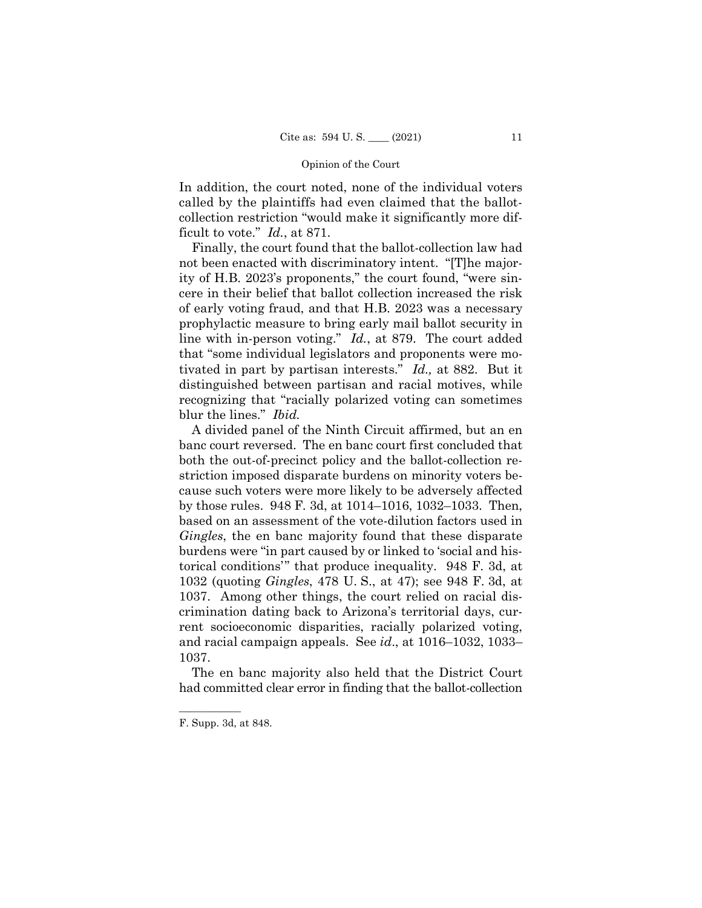In addition, the court noted, none of the individual voters called by the plaintiffs had even claimed that the ballot-collection restriction "would make it significantly more difficult to vote." *Id.*, at 871.

Finally, the court found that the ballot-collection law had not been enacted with discriminatory intent. "[T]he majority of H.B. 2023's proponents," the court found, "were sincere in their belief that ballot collection increased the risk of early voting fraud, and that H.B. 2023 was a necessary prophylactic measure to bring early mail ballot security in line with in-person voting." *Id.*, at 879. The court added that "some individual legislators and proponents were motivated in part by partisan interests." *Id.,* at 882. But it distinguished between partisan and racial motives, while recognizing that "racially polarized voting can sometimes blur the lines." *Ibid.*

A divided panel of the Ninth Circuit affirmed, but an en banc court reversed. The en banc court first concluded that both the out-of-precinct policy and the ballot-collection restriction imposed disparate burdens on minority voters because such voters were more likely to be adversely affected by those rules. 948 F. 3d, at 1014–1016, 1032–1033. Then, based on an assessment of the vote-dilution factors used in *Gingles*, the en banc majority found that these disparate burdens were "in part caused by or linked to 'social and historical conditions'" that produce inequality. 948 F. 3d, at 1032 (quoting *Gingles*, 478 U. S., at 47); see 948 F. 3d, at 1037. Among other things, the court relied on racial discrimination dating back to Arizona's territorial days, current socioeconomic disparities, racially polarized voting, and racial campaign appeals. See *id*., at 1016–1032, 1033–1037.

The en banc majority also held that the District Court had committed clear error in finding that the ballot-collection

---

F. Supp. 3d, at 848.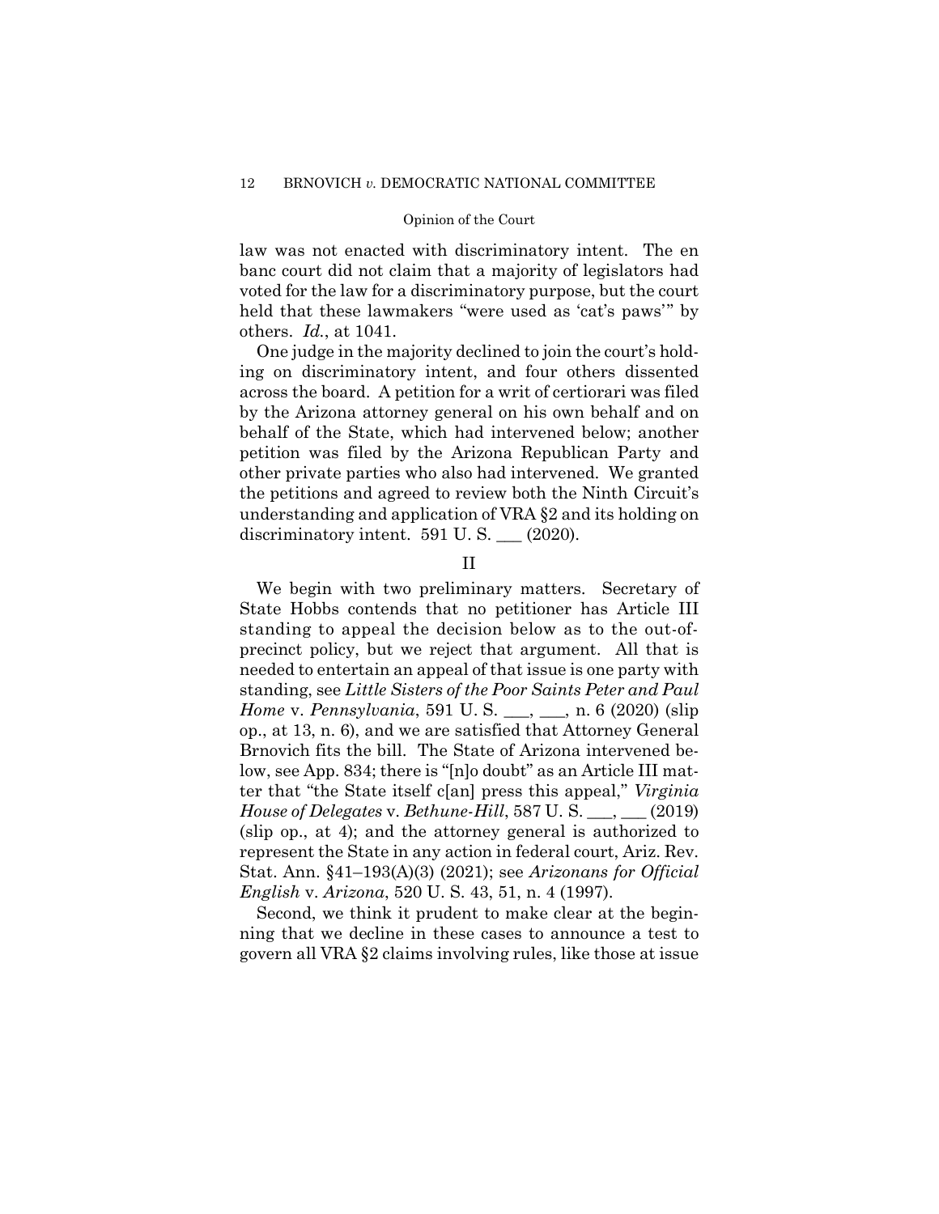law was not enacted with discriminatory intent. The en banc court did not claim that a majority of legislators had voted for the law for a discriminatory purpose, but the court held that these lawmakers "were used as 'cat's paws'" by others. *Id.*, at 1041.

One judge in the majority declined to join the court's holding on discriminatory intent, and four others dissented across the board. A petition for a writ of certiorari was filed by the Arizona attorney general on his own behalf and on behalf of the State, which had intervened below; another petition was filed by the Arizona Republican Party and other private parties who also had intervened. We granted the petitions and agreed to review both the Ninth Circuit's understanding and application of VRA §2 and its holding on discriminatory intent. 591 U. S. ___ (2020).

## II

We begin with two preliminary matters. Secretary of State Hobbs contends that no petitioner has Article III standing to appeal the decision below as to the out-of-precinct policy, but we reject that argument. All that is needed to entertain an appeal of that issue is one party with standing, see *Little Sisters of the Poor Saints Peter and Paul Home* v. *Pennsylvania*, 591 U. S. ___, ___, n. 6 (2020) (slip op., at 13, n. 6), and we are satisfied that Attorney General Brnovich fits the bill. The State of Arizona intervened below, see App. 834; there is "[n]o doubt" as an Article III matter that "the State itself c[an] press this appeal," *Virginia House of Delegates* v. *Bethune-Hill*, 587 U. S. ___, ___ (2019) (slip op., at 4); and the attorney general is authorized to represent the State in any action in federal court, Ariz. Rev. Stat. Ann. §41–193(A)(3) (2021); see *Arizonans for Official English* v. *Arizona*, 520 U. S. 43, 51, n. 4 (1997).

Second, we think it prudent to make clear at the beginning that we decline in these cases to announce a test to govern all VRA §2 claims involving rules, like those at issue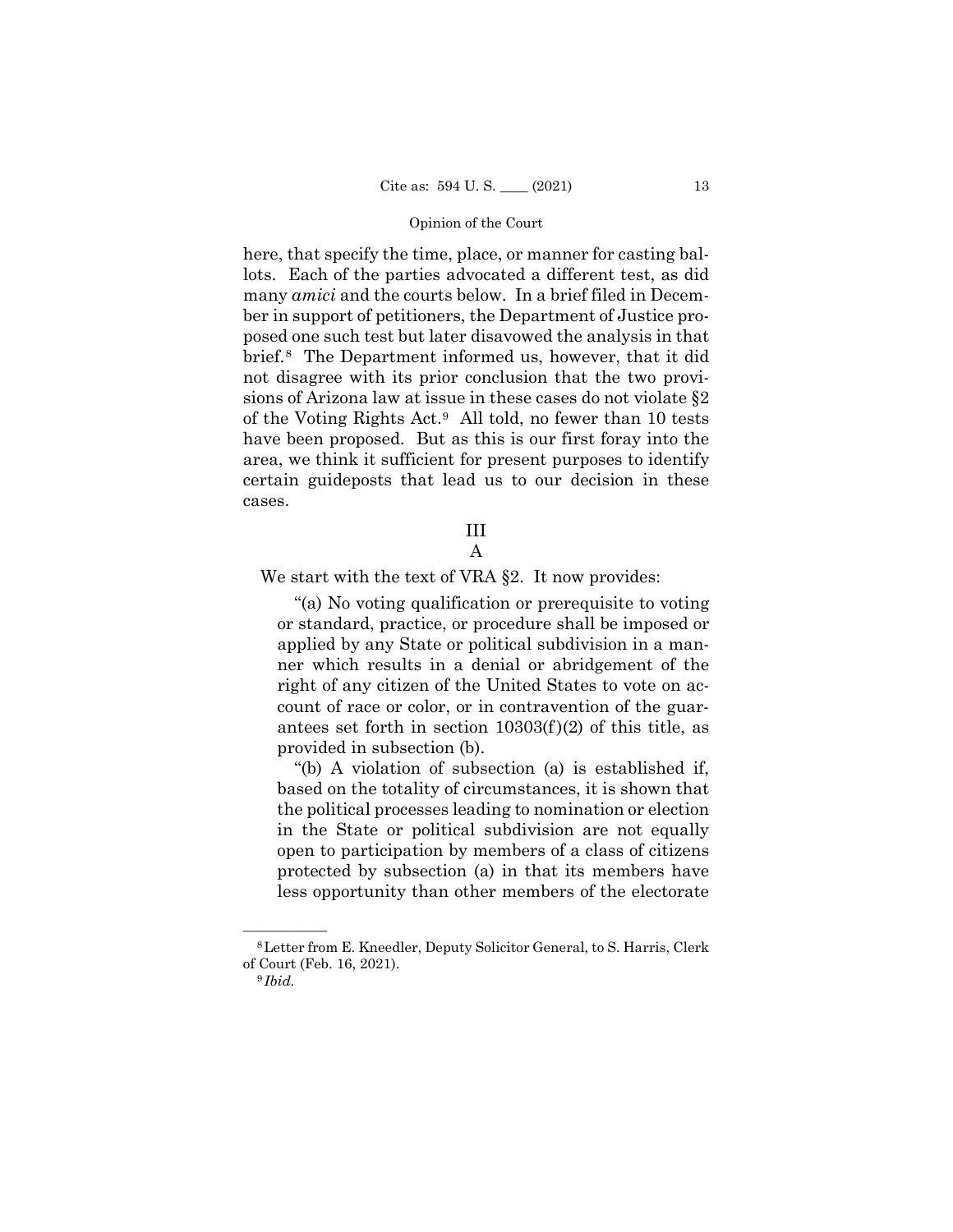here, that specify the time, place, or manner for casting ballots. Each of the parties advocated a different test, as did many *amici* and the courts below. In a brief filed in December in support of petitioners, the Department of Justice proposed one such test but later disavowed the analysis in that brief.[8] The Department informed us, however, that it did not disagree with its prior conclusion that the two provisions of Arizona law at issue in these cases do not violate §2 of the Voting Rights Act.[9] All told, no fewer than 10 tests have been proposed. But as this is our first foray into the area, we think it sufficient for present purposes to identify certain guideposts that lead us to our decision in these cases.

## III

### A

We start with the text of VRA §2. It now provides:

> "(a) No voting qualification or prerequisite to voting or standard, practice, or procedure shall be imposed or applied by any State or political subdivision in a manner which results in a denial or abridgement of the right of any citizen of the United States to vote on account of race or color, or in contravention of the guarantees set forth in section 10303(f)(2) of this title, as provided in subsection (b).
>
> "(b) A violation of subsection (a) is established if, based on the totality of circumstances, it is shown that the political processes leading to nomination or election in the State or political subdivision are not equally open to participation by members of a class of citizens protected by subsection (a) in that its members have less opportunity than other members of the electorate

---

[8] Letter from E. Kneedler, Deputy Solicitor General, to S. Harris, Clerk of Court (Feb. 16, 2021).

[9] *Ibid.*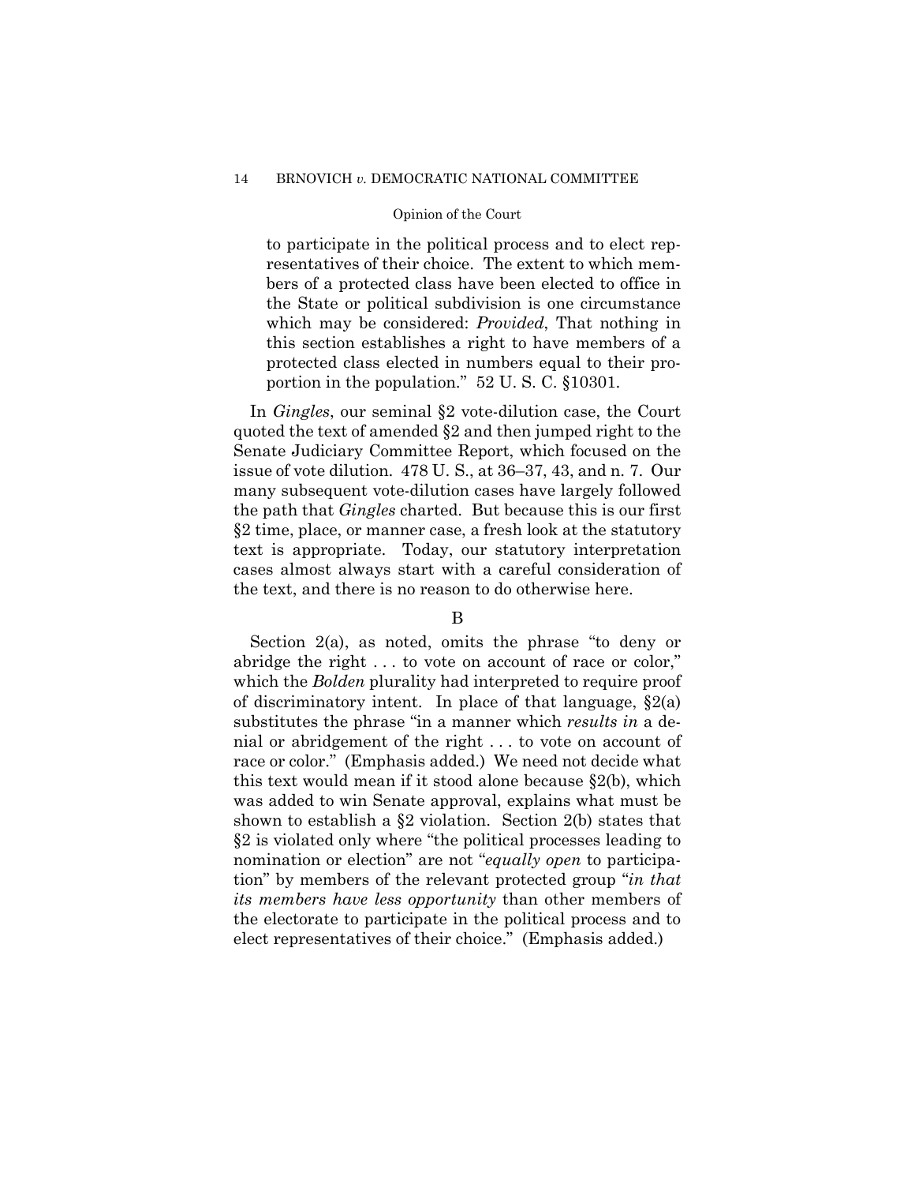> to participate in the political process and to elect representatives of their choice. The extent to which members of a protected class have been elected to office in the State or political subdivision is one circumstance which may be considered: *Provided*, That nothing in this section establishes a right to have members of a protected class elected in numbers equal to their proportion in the population." 52 U. S. C. §10301.

In *Gingles*, our seminal §2 vote-dilution case, the Court quoted the text of amended §2 and then jumped right to the Senate Judiciary Committee Report, which focused on the issue of vote dilution. 478 U. S., at 36–37, 43, and n. 7. Our many subsequent vote-dilution cases have largely followed the path that *Gingles* charted. But because this is our first §2 time, place, or manner case, a fresh look at the statutory text is appropriate. Today, our statutory interpretation cases almost always start with a careful consideration of the text, and there is no reason to do otherwise here.

### B

Section 2(a), as noted, omits the phrase "to deny or abridge the right . . . to vote on account of race or color," which the *Bolden* plurality had interpreted to require proof of discriminatory intent. In place of that language, §2(a) substitutes the phrase "in a manner which *results in* a denial or abridgement of the right . . . to vote on account of race or color." (Emphasis added.) We need not decide what this text would mean if it stood alone because §2(b), which was added to win Senate approval, explains what must be shown to establish a §2 violation. Section 2(b) states that §2 is violated only where "the political processes leading to nomination or election" are not "*equally open* to participation" by members of the relevant protected group "*in that its members have less opportunity* than other members of the electorate to participate in the political process and to elect representatives of their choice." (Emphasis added.)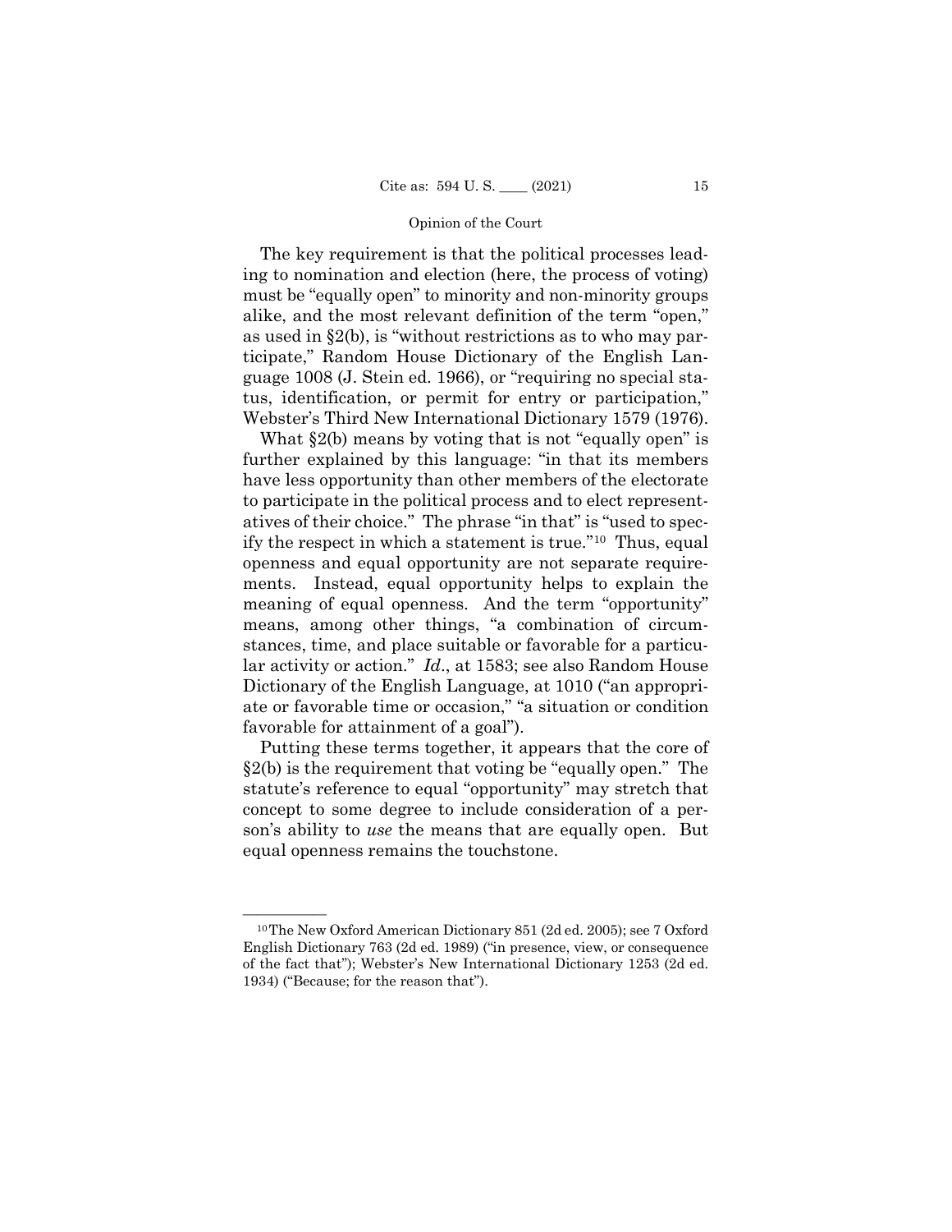The key requirement is that the political processes leading to nomination and election (here, the process of voting) must be "equally open" to minority and non-minority groups alike, and the most relevant definition of the term "open," as used in §2(b), is "without restrictions as to who may participate," Random House Dictionary of the English Language 1008 (J. Stein ed. 1966), or "requiring no special status, identification, or permit for entry or participation," Webster's Third New International Dictionary 1579 (1976).

What §2(b) means by voting that is not "equally open" is further explained by this language: "in that its members have less opportunity than other members of the electorate to participate in the political process and to elect representatives of their choice." The phrase "in that" is "used to specify the respect in which a statement is true."[10] Thus, equal openness and equal opportunity are not separate requirements. Instead, equal opportunity helps to explain the meaning of equal openness. And the term "opportunity" means, among other things, "a combination of circumstances, time, and place suitable or favorable for a particular activity or action." *Id*., at 1583; see also Random House Dictionary of the English Language, at 1010 ("an appropriate or favorable time or occasion," "a situation or condition favorable for attainment of a goal").

Putting these terms together, it appears that the core of §2(b) is the requirement that voting be "equally open." The statute's reference to equal "opportunity" may stretch that concept to some degree to include consideration of a person's ability to *use* the means that are equally open. But equal openness remains the touchstone.

---

[10] The New Oxford American Dictionary 851 (2d ed. 2005); see 7 Oxford English Dictionary 763 (2d ed. 1989) ("in presence, view, or consequence of the fact that"); Webster's New International Dictionary 1253 (2d ed. 1934) ("Because; for the reason that").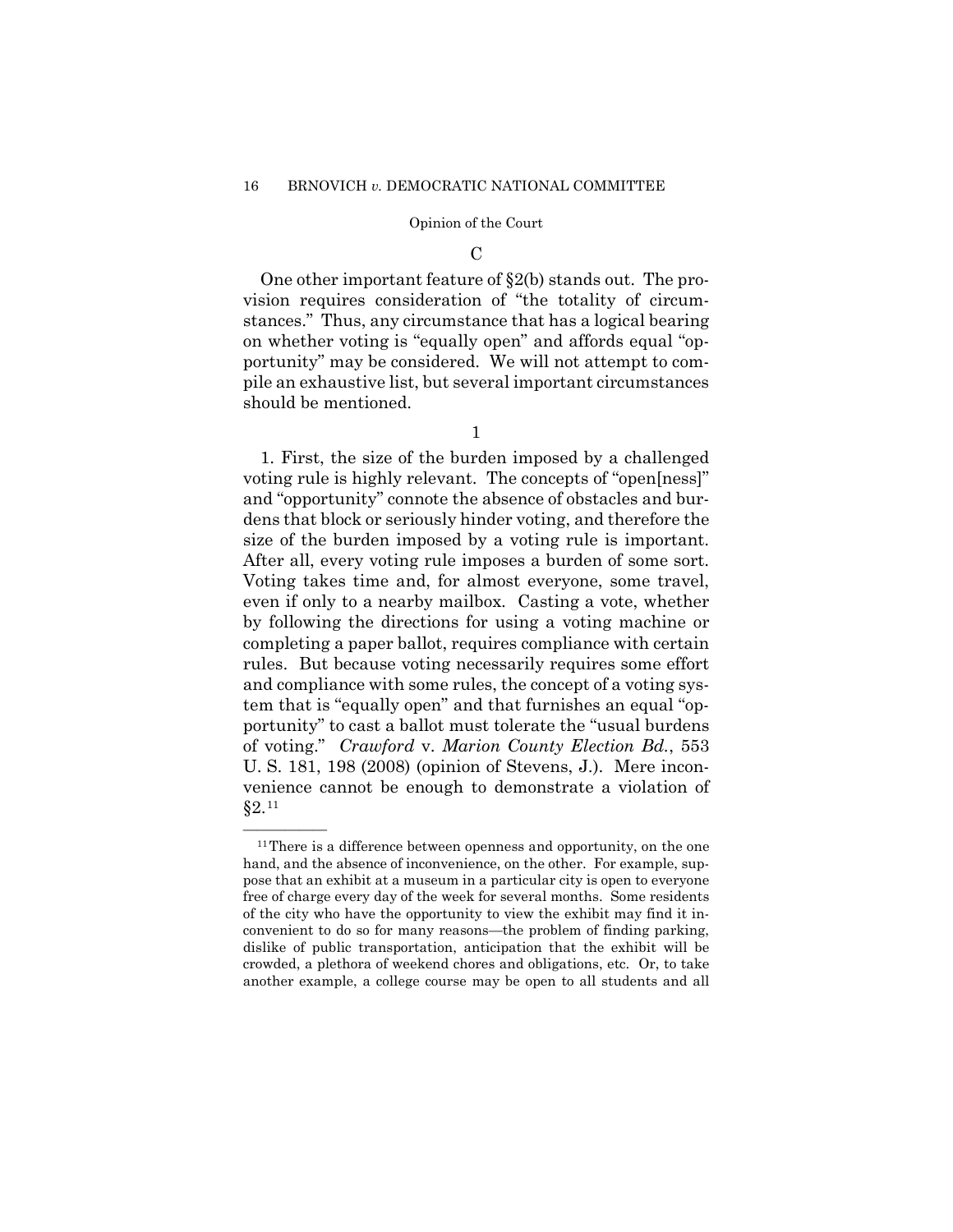### C

One other important feature of §2(b) stands out. The provision requires consideration of "the totality of circumstances." Thus, any circumstance that has a logical bearing on whether voting is "equally open" and affords equal "opportunity" may be considered. We will not attempt to compile an exhaustive list, but several important circumstances should be mentioned.

#### 1

1. First, the size of the burden imposed by a challenged voting rule is highly relevant. The concepts of "open[ness]" and "opportunity" connote the absence of obstacles and burdens that block or seriously hinder voting, and therefore the size of the burden imposed by a voting rule is important. After all, every voting rule imposes a burden of some sort. Voting takes time and, for almost everyone, some travel, even if only to a nearby mailbox. Casting a vote, whether by following the directions for using a voting machine or completing a paper ballot, requires compliance with certain rules. But because voting necessarily requires some effort and compliance with some rules, the concept of a voting system that is "equally open" and that furnishes an equal "opportunity" to cast a ballot must tolerate the "usual burdens of voting." *Crawford* v. *Marion County Election Bd.*, 553 U. S. 181, 198 (2008) (opinion of Stevens, J.). Mere inconvenience cannot be enough to demonstrate a violation of §2.[11]

---

[11] There is a difference between openness and opportunity, on the one hand, and the absence of inconvenience, on the other. For example, suppose that an exhibit at a museum in a particular city is open to everyone free of charge every day of the week for several months. Some residents of the city who have the opportunity to view the exhibit may find it inconvenient to do so for many reasons—the problem of finding parking, dislike of public transportation, anticipation that the exhibit will be crowded, a plethora of weekend chores and obligations, etc. Or, to take another example, a college course may be open to all students and all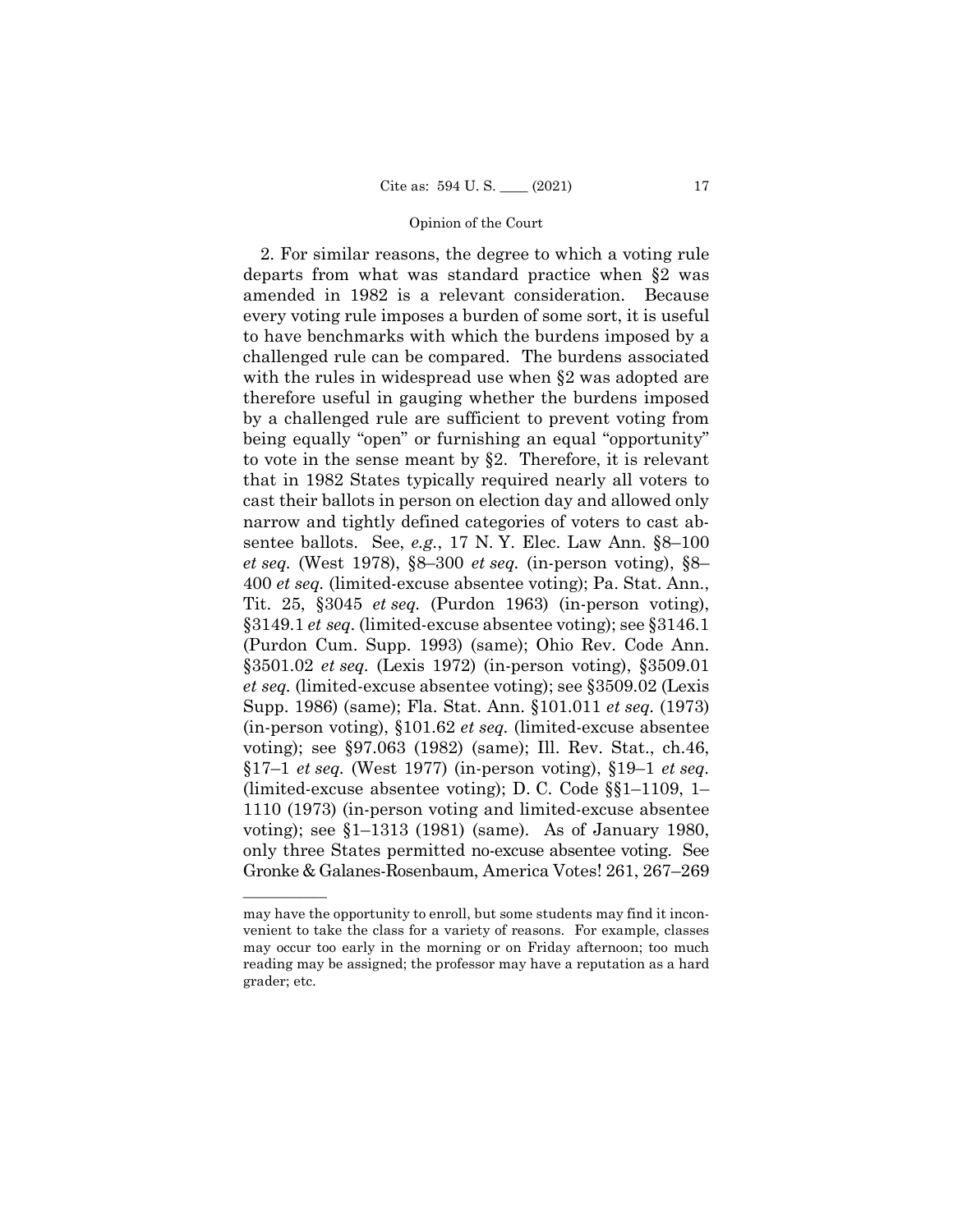2. For similar reasons, the degree to which a voting rule departs from what was standard practice when §2 was amended in 1982 is a relevant consideration. Because every voting rule imposes a burden of some sort, it is useful to have benchmarks with which the burdens imposed by a challenged rule can be compared. The burdens associated with the rules in widespread use when §2 was adopted are therefore useful in gauging whether the burdens imposed by a challenged rule are sufficient to prevent voting from being equally "open" or furnishing an equal "opportunity" to vote in the sense meant by §2. Therefore, it is relevant that in 1982 States typically required nearly all voters to cast their ballots in person on election day and allowed only narrow and tightly defined categories of voters to cast absentee ballots. See, *e.g.*, 17 N. Y. Elec. Law Ann. §8–100 *et seq.* (West 1978), §8–300 *et seq.* (in-person voting), §8–400 *et seq.* (limited-excuse absentee voting); Pa. Stat. Ann., Tit. 25, §3045 *et seq.* (Purdon 1963) (in-person voting), §3149.1 *et seq*. (limited-excuse absentee voting); see §3146.1 (Purdon Cum. Supp. 1993) (same); Ohio Rev. Code Ann. §3501.02 *et seq.* (Lexis 1972) (in-person voting), §3509.01 *et seq.* (limited-excuse absentee voting); see §3509.02 (Lexis Supp. 1986) (same); Fla. Stat. Ann. §101.011 *et seq.* (1973) (in-person voting), §101.62 *et seq.* (limited-excuse absentee voting); see §97.063 (1982) (same); Ill. Rev. Stat., ch.46, §17–1 *et seq.* (West 1977) (in-person voting), §19–1 *et seq*. (limited-excuse absentee voting); D. C. Code §§1–1109, 1–1110 (1973) (in-person voting and limited-excuse absentee voting); see §1–1313 (1981) (same). As of January 1980, only three States permitted no-excuse absentee voting. See Gronke & Galanes-Rosenbaum, America Votes! 261, 267–269

---

may have the opportunity to enroll, but some students may find it inconvenient to take the class for a variety of reasons. For example, classes may occur too early in the morning or on Friday afternoon; too much reading may be assigned; the professor may have a reputation as a hard grader; etc.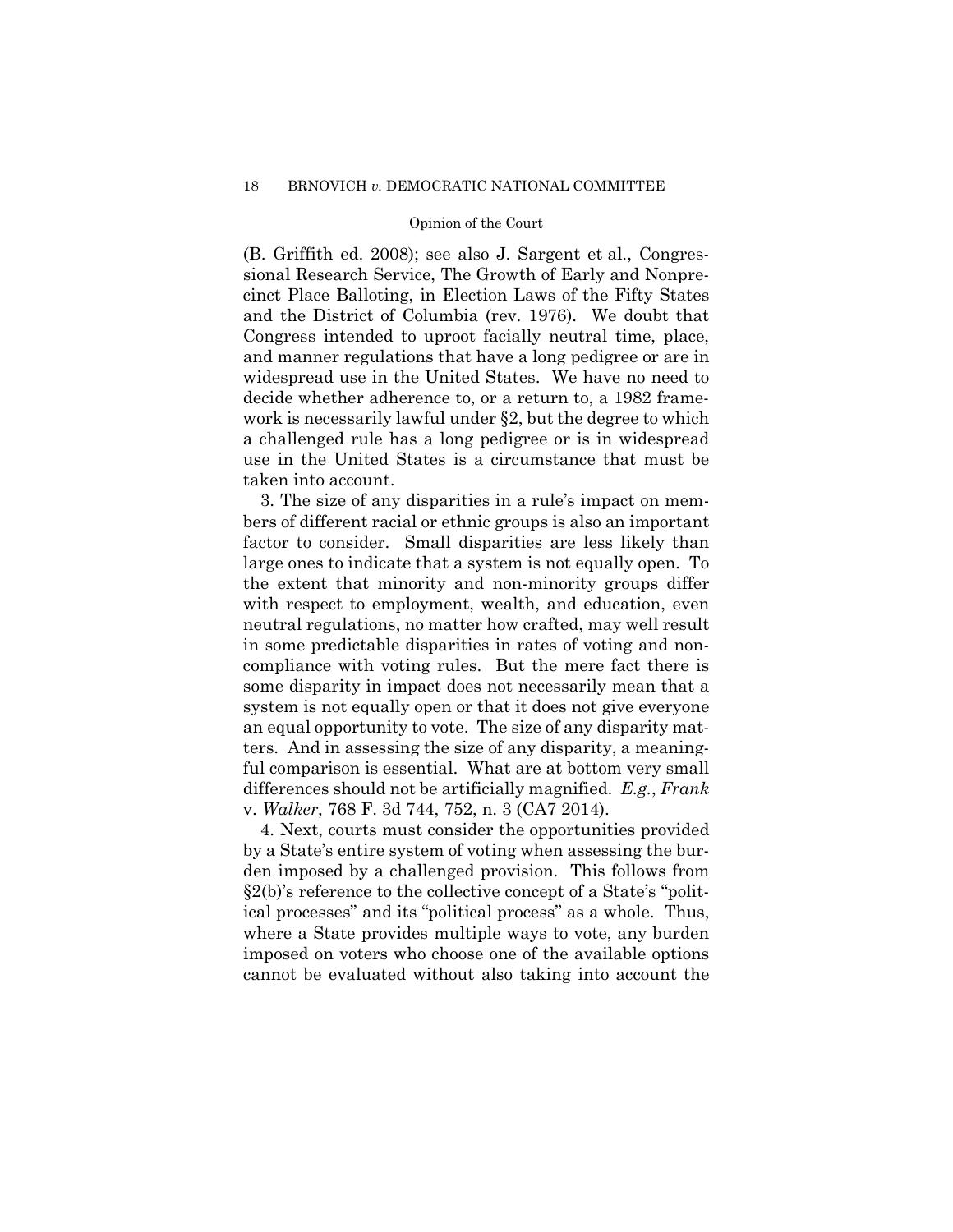(B. Griffith ed. 2008); see also J. Sargent et al., Congressional Research Service, The Growth of Early and Nonprecinct Place Balloting, in Election Laws of the Fifty States and the District of Columbia (rev. 1976). We doubt that Congress intended to uproot facially neutral time, place, and manner regulations that have a long pedigree or are in widespread use in the United States. We have no need to decide whether adherence to, or a return to, a 1982 framework is necessarily lawful under §2, but the degree to which a challenged rule has a long pedigree or is in widespread use in the United States is a circumstance that must be taken into account.

3. The size of any disparities in a rule's impact on members of different racial or ethnic groups is also an important factor to consider. Small disparities are less likely than large ones to indicate that a system is not equally open. To the extent that minority and non-minority groups differ with respect to employment, wealth, and education, even neutral regulations, no matter how crafted, may well result in some predictable disparities in rates of voting and noncompliance with voting rules. But the mere fact there is some disparity in impact does not necessarily mean that a system is not equally open or that it does not give everyone an equal opportunity to vote. The size of any disparity matters. And in assessing the size of any disparity, a meaningful comparison is essential. What are at bottom very small differences should not be artificially magnified. *E.g.*, *Frank* v. *Walker*, 768 F. 3d 744, 752, n. 3 (CA7 2014).

4. Next, courts must consider the opportunities provided by a State's entire system of voting when assessing the burden imposed by a challenged provision. This follows from §2(b)'s reference to the collective concept of a State's "political processes" and its "political process" as a whole. Thus, where a State provides multiple ways to vote, any burden imposed on voters who choose one of the available options cannot be evaluated without also taking into account the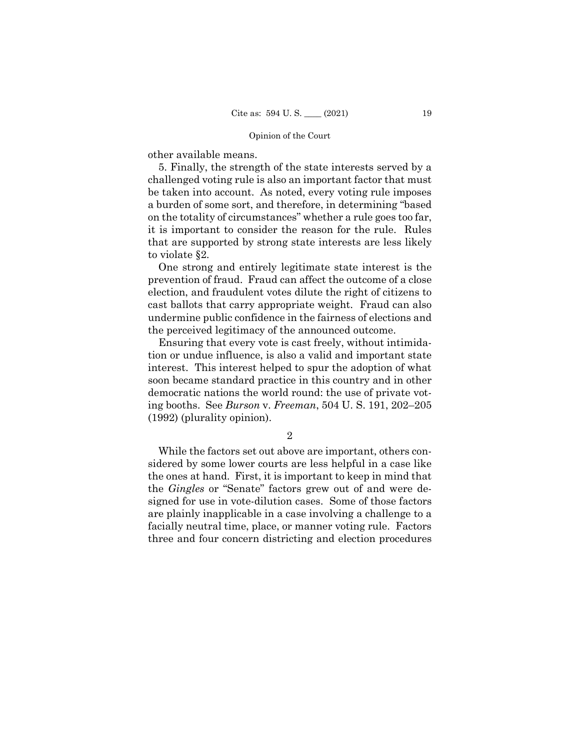other available means.

5. Finally, the strength of the state interests served by a challenged voting rule is also an important factor that must be taken into account. As noted, every voting rule imposes a burden of some sort, and therefore, in determining "based on the totality of circumstances" whether a rule goes too far, it is important to consider the reason for the rule. Rules that are supported by strong state interests are less likely to violate §2.

One strong and entirely legitimate state interest is the prevention of fraud. Fraud can affect the outcome of a close election, and fraudulent votes dilute the right of citizens to cast ballots that carry appropriate weight. Fraud can also undermine public confidence in the fairness of elections and the perceived legitimacy of the announced outcome.

Ensuring that every vote is cast freely, without intimidation or undue influence, is also a valid and important state interest. This interest helped to spur the adoption of what soon became standard practice in this country and in other democratic nations the world round: the use of private voting booths. See *Burson* v. *Freeman*, 504 U. S. 191, 202–205 (1992) (plurality opinion).

2

While the factors set out above are important, others considered by some lower courts are less helpful in a case like the ones at hand. First, it is important to keep in mind that the *Gingles* or "Senate" factors grew out of and were designed for use in vote-dilution cases. Some of those factors are plainly inapplicable in a case involving a challenge to a facially neutral time, place, or manner voting rule. Factors three and four concern districting and election procedures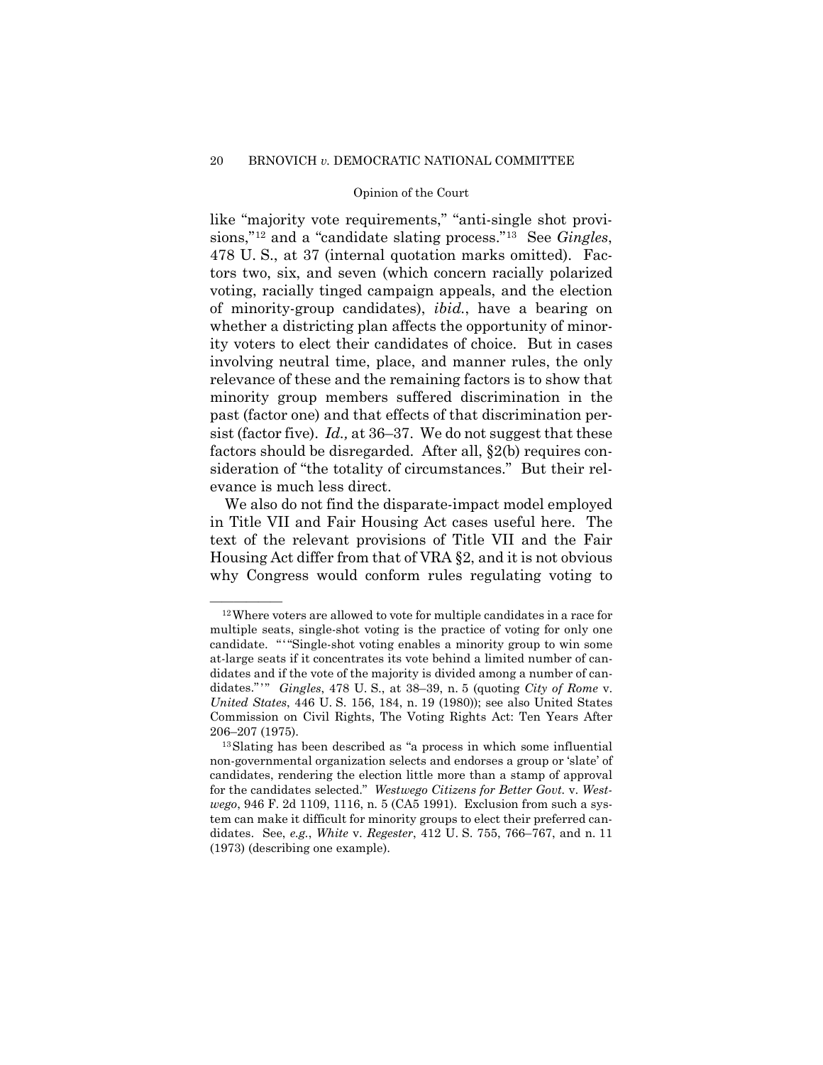like "majority vote requirements," "anti-single shot provisions,"[12] and a "candidate slating process."[13] See *Gingles*, 478 U. S., at 37 (internal quotation marks omitted). Factors two, six, and seven (which concern racially polarized voting, racially tinged campaign appeals, and the election of minority-group candidates), *ibid.*, have a bearing on whether a districting plan affects the opportunity of minority voters to elect their candidates of choice. But in cases involving neutral time, place, and manner rules, the only relevance of these and the remaining factors is to show that minority group members suffered discrimination in the past (factor one) and that effects of that discrimination persist (factor five). *Id.,* at 36–37. We do not suggest that these factors should be disregarded. After all, §2(b) requires consideration of "the totality of circumstances." But their relevance is much less direct.

We also do not find the disparate-impact model employed in Title VII and Fair Housing Act cases useful here. The text of the relevant provisions of Title VII and the Fair Housing Act differ from that of VRA §2, and it is not obvious why Congress would conform rules regulating voting to

---

[12] Where voters are allowed to vote for multiple candidates in a race for multiple seats, single-shot voting is the practice of voting for only one candidate. "'"Single-shot voting enables a minority group to win some at-large seats if it concentrates its vote behind a limited number of candidates and if the vote of the majority is divided among a number of candidates."'" *Gingles*, 478 U. S., at 38–39, n. 5 (quoting *City of Rome* v. *United States*, 446 U. S. 156, 184, n. 19 (1980)); see also United States Commission on Civil Rights, The Voting Rights Act: Ten Years After 206–207 (1975).

[13] Slating has been described as "a process in which some influential non-governmental organization selects and endorses a group or 'slate' of candidates, rendering the election little more than a stamp of approval for the candidates selected." *Westwego Citizens for Better Govt.* v. *Westwego*, 946 F. 2d 1109, 1116, n. 5 (CA5 1991). Exclusion from such a system can make it difficult for minority groups to elect their preferred candidates. See, *e.g.*, *White* v. *Regester*, 412 U. S. 755, 766–767, and n. 11 (1973) (describing one example).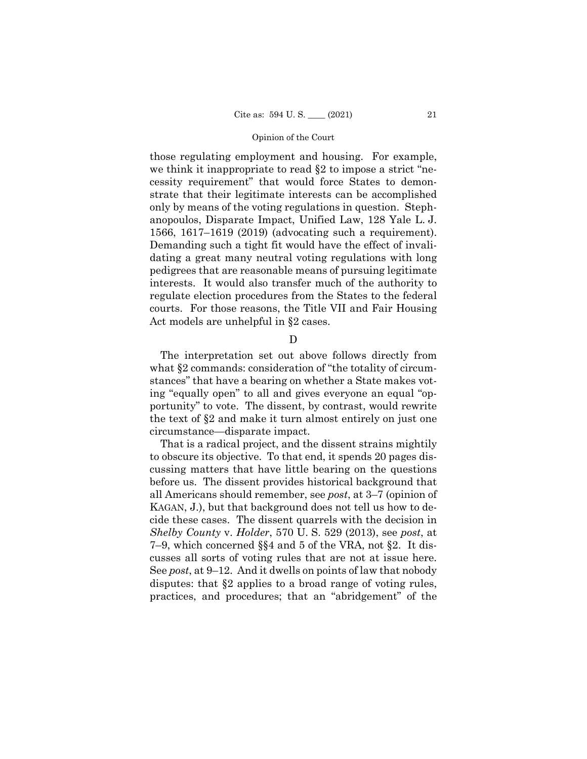those regulating employment and housing. For example, we think it inappropriate to read §2 to impose a strict "necessity requirement" that would force States to demonstrate that their legitimate interests can be accomplished only by means of the voting regulations in question. Stephanopoulos, Disparate Impact, Unified Law, 128 Yale L. J. 1566, 1617–1619 (2019) (advocating such a requirement). Demanding such a tight fit would have the effect of invalidating a great many neutral voting regulations with long pedigrees that are reasonable means of pursuing legitimate interests. It would also transfer much of the authority to regulate election procedures from the States to the federal courts. For those reasons, the Title VII and Fair Housing Act models are unhelpful in §2 cases.

D

The interpretation set out above follows directly from what §2 commands: consideration of "the totality of circumstances" that have a bearing on whether a State makes voting "equally open" to all and gives everyone an equal "opportunity" to vote. The dissent, by contrast, would rewrite the text of §2 and make it turn almost entirely on just one circumstance—disparate impact.

That is a radical project, and the dissent strains mightily to obscure its objective. To that end, it spends 20 pages discussing matters that have little bearing on the questions before us. The dissent provides historical background that all Americans should remember, see *post*, at 3–7 (opinion of KAGAN, J.), but that background does not tell us how to decide these cases. The dissent quarrels with the decision in *Shelby County* v. *Holder*, 570 U. S. 529 (2013), see *post*, at 7–9, which concerned §§4 and 5 of the VRA, not §2. It discusses all sorts of voting rules that are not at issue here. See *post*, at 9–12. And it dwells on points of law that nobody disputes: that §2 applies to a broad range of voting rules, practices, and procedures; that an "abridgement" of the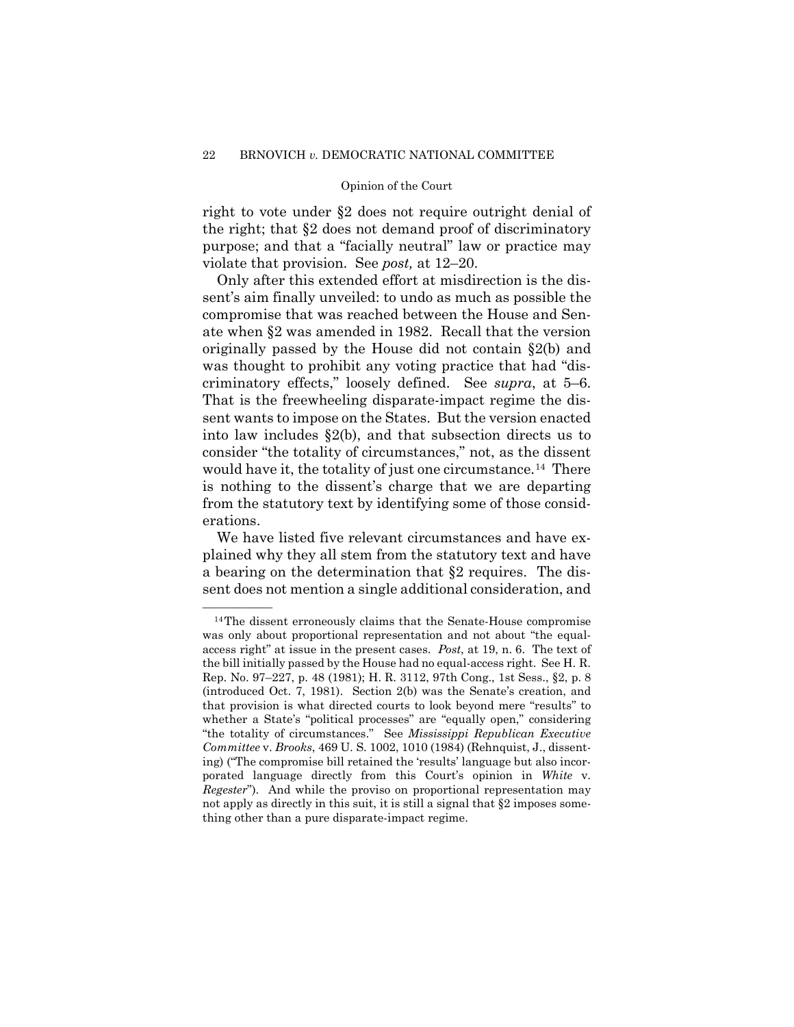right to vote under §2 does not require outright denial of the right; that §2 does not demand proof of discriminatory purpose; and that a "facially neutral" law or practice may violate that provision. See *post,* at 12–20.

Only after this extended effort at misdirection is the dissent's aim finally unveiled: to undo as much as possible the compromise that was reached between the House and Senate when §2 was amended in 1982. Recall that the version originally passed by the House did not contain §2(b) and was thought to prohibit any voting practice that had "discriminatory effects," loosely defined. See *supra*, at 5–6. That is the freewheeling disparate-impact regime the dissent wants to impose on the States. But the version enacted into law includes §2(b), and that subsection directs us to consider "the totality of circumstances," not, as the dissent would have it, the totality of just one circumstance.[14] There is nothing to the dissent's charge that we are departing from the statutory text by identifying some of those considerations.

We have listed five relevant circumstances and have explained why they all stem from the statutory text and have a bearing on the determination that §2 requires. The dissent does not mention a single additional consideration, and

---

[14] The dissent erroneously claims that the Senate-House compromise was only about proportional representation and not about "the equal-access right" at issue in the present cases. *Post*, at 19, n. 6. The text of the bill initially passed by the House had no equal-access right. See H. R. Rep. No. 97–227, p. 48 (1981); H. R. 3112, 97th Cong., 1st Sess., §2, p. 8 (introduced Oct. 7, 1981). Section 2(b) was the Senate's creation, and that provision is what directed courts to look beyond mere "results" to whether a State's "political processes" are "equally open," considering "the totality of circumstances." See *Mississippi Republican Executive Committee* v. *Brooks*, 469 U. S. 1002, 1010 (1984) (Rehnquist, J., dissenting) ("The compromise bill retained the 'results' language but also incorporated language directly from this Court's opinion in *White* v. *Regester*"). And while the proviso on proportional representation may not apply as directly in this suit, it is still a signal that §2 imposes something other than a pure disparate-impact regime.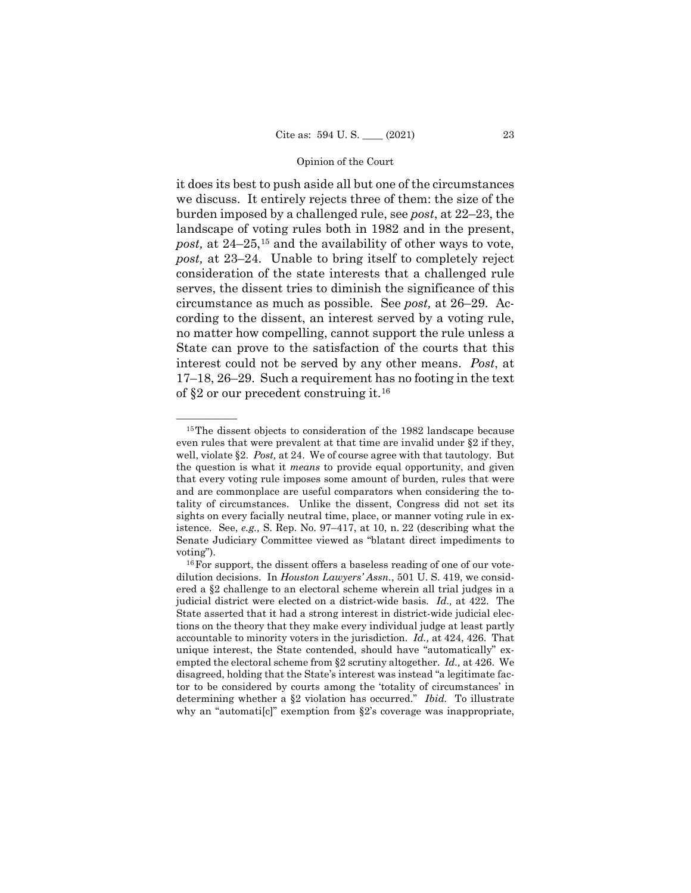it does its best to push aside all but one of the circumstances we discuss. It entirely rejects three of them: the size of the burden imposed by a challenged rule, see *post*, at 22–23, the landscape of voting rules both in 1982 and in the present, *post,* at 24–25,[15] and the availability of other ways to vote, *post,* at 23–24. Unable to bring itself to completely reject consideration of the state interests that a challenged rule serves, the dissent tries to diminish the significance of this circumstance as much as possible. See *post,* at 26–29. According to the dissent, an interest served by a voting rule, no matter how compelling, cannot support the rule unless a State can prove to the satisfaction of the courts that this interest could not be served by any other means. *Post*, at 17–18, 26–29. Such a requirement has no footing in the text of §2 or our precedent construing it.[16]

---

[15] The dissent objects to consideration of the 1982 landscape because even rules that were prevalent at that time are invalid under §2 if they, well, violate §2. *Post,* at 24. We of course agree with that tautology. But the question is what it *means* to provide equal opportunity, and given that every voting rule imposes some amount of burden, rules that were and are commonplace are useful comparators when considering the totality of circumstances. Unlike the dissent, Congress did not set its sights on every facially neutral time, place, or manner voting rule in existence. See, *e.g.,* S. Rep. No. 97–417, at 10, n. 22 (describing what the Senate Judiciary Committee viewed as "blatant direct impediments to voting").

[16] For support, the dissent offers a baseless reading of one of our vote-dilution decisions. In *Houston Lawyers' Assn.*, 501 U. S. 419, we considered a §2 challenge to an electoral scheme wherein all trial judges in a judicial district were elected on a district-wide basis. *Id.,* at 422. The State asserted that it had a strong interest in district-wide judicial elections on the theory that they make every individual judge at least partly accountable to minority voters in the jurisdiction. *Id.,* at 424, 426. That unique interest, the State contended, should have "automatically" exempted the electoral scheme from §2 scrutiny altogether. *Id.,* at 426. We disagreed, holding that the State's interest was instead "a legitimate factor to be considered by courts among the 'totality of circumstances' in determining whether a §2 violation has occurred." *Ibid.* To illustrate why an "automati[c]" exemption from §2's coverage was inappropriate,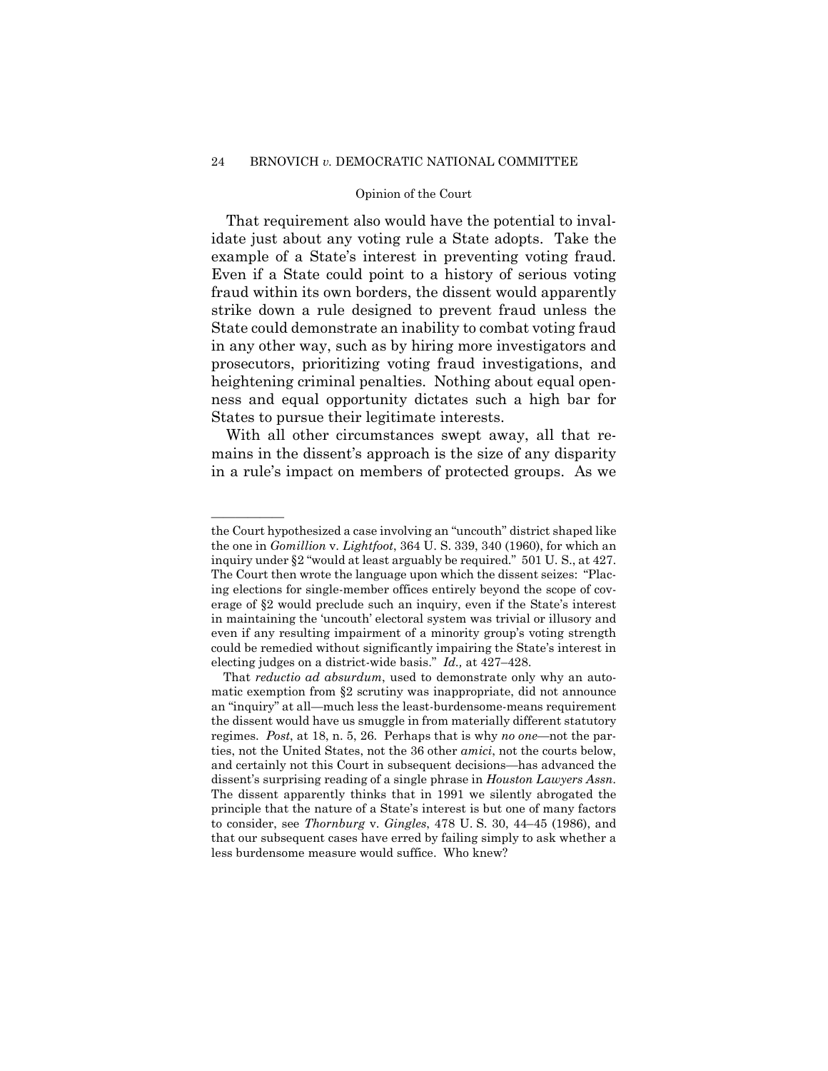That requirement also would have the potential to invalidate just about any voting rule a State adopts. Take the example of a State's interest in preventing voting fraud. Even if a State could point to a history of serious voting fraud within its own borders, the dissent would apparently strike down a rule designed to prevent fraud unless the State could demonstrate an inability to combat voting fraud in any other way, such as by hiring more investigators and prosecutors, prioritizing voting fraud investigations, and heightening criminal penalties. Nothing about equal openness and equal opportunity dictates such a high bar for States to pursue their legitimate interests.

With all other circumstances swept away, all that remains in the dissent's approach is the size of any disparity in a rule's impact on members of protected groups. As we

---

the Court hypothesized a case involving an "uncouth" district shaped like the one in *Gomillion* v. *Lightfoot*, 364 U. S. 339, 340 (1960), for which an inquiry under §2 "would at least arguably be required." 501 U. S., at 427. The Court then wrote the language upon which the dissent seizes: "Placing elections for single-member offices entirely beyond the scope of coverage of §2 would preclude such an inquiry, even if the State's interest in maintaining the 'uncouth' electoral system was trivial or illusory and even if any resulting impairment of a minority group's voting strength could be remedied without significantly impairing the State's interest in electing judges on a district-wide basis." *Id.,* at 427–428.

That *reductio ad absurdum*, used to demonstrate only why an automatic exemption from §2 scrutiny was inappropriate, did not announce an "inquiry" at all—much less the least-burdensome-means requirement the dissent would have us smuggle in from materially different statutory regimes. *Post*, at 18, n. 5, 26. Perhaps that is why *no one*—not the parties, not the United States, not the 36 other *amici*, not the courts below, and certainly not this Court in subsequent decisions—has advanced the dissent's surprising reading of a single phrase in *Houston Lawyers Assn.* The dissent apparently thinks that in 1991 we silently abrogated the principle that the nature of a State's interest is but one of many factors to consider, see *Thornburg* v. *Gingles*, 478 U. S. 30, 44–45 (1986), and that our subsequent cases have erred by failing simply to ask whether a less burdensome measure would suffice. Who knew?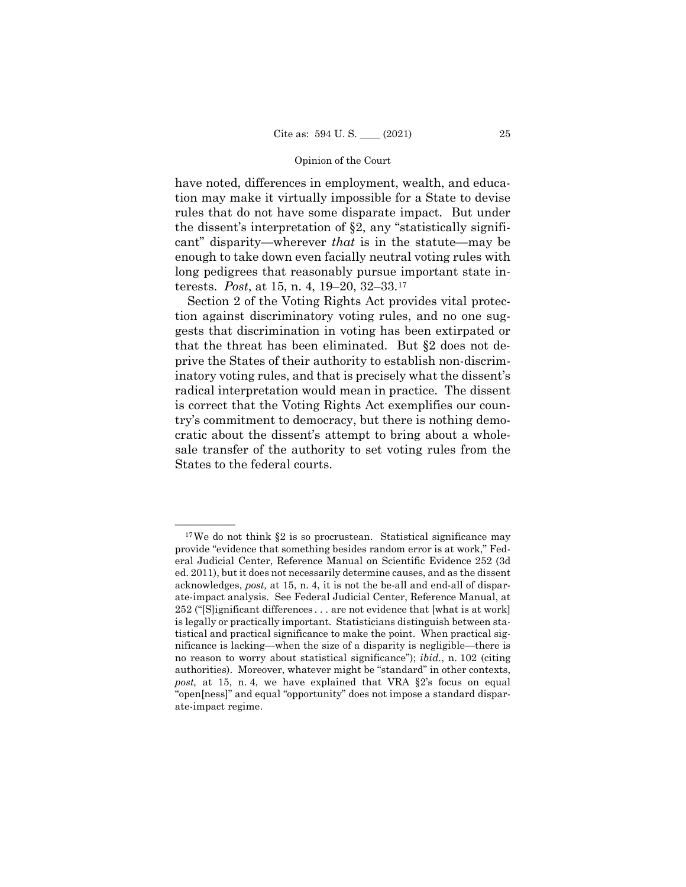have noted, differences in employment, wealth, and education may make it virtually impossible for a State to devise rules that do not have some disparate impact. But under the dissent's interpretation of §2, any "statistically significant" disparity—wherever *that* is in the statute—may be enough to take down even facially neutral voting rules with long pedigrees that reasonably pursue important state interests. *Post*, at 15, n. 4, 19–20, 32–33.[17]

Section 2 of the Voting Rights Act provides vital protection against discriminatory voting rules, and no one suggests that discrimination in voting has been extirpated or that the threat has been eliminated. But §2 does not deprive the States of their authority to establish non-discriminatory voting rules, and that is precisely what the dissent's radical interpretation would mean in practice. The dissent is correct that the Voting Rights Act exemplifies our country's commitment to democracy, but there is nothing democratic about the dissent's attempt to bring about a wholesale transfer of the authority to set voting rules from the States to the federal courts.

---

[17] We do not think §2 is so procrustean. Statistical significance may provide "evidence that something besides random error is at work," Federal Judicial Center, Reference Manual on Scientific Evidence 252 (3d ed. 2011), but it does not necessarily determine causes, and as the dissent acknowledges, *post,* at 15, n. 4, it is not the be-all and end-all of disparate-impact analysis. See Federal Judicial Center, Reference Manual, at 252 ("[S]ignificant differences . . . are not evidence that [what is at work] is legally or practically important. Statisticians distinguish between statistical and practical significance to make the point. When practical significance is lacking—when the size of a disparity is negligible—there is no reason to worry about statistical significance"); *ibid.*, n. 102 (citing authorities). Moreover, whatever might be "standard" in other contexts, *post,* at 15, n. 4, we have explained that VRA §2's focus on equal "open[ness]" and equal "opportunity" does not impose a standard disparate-impact regime.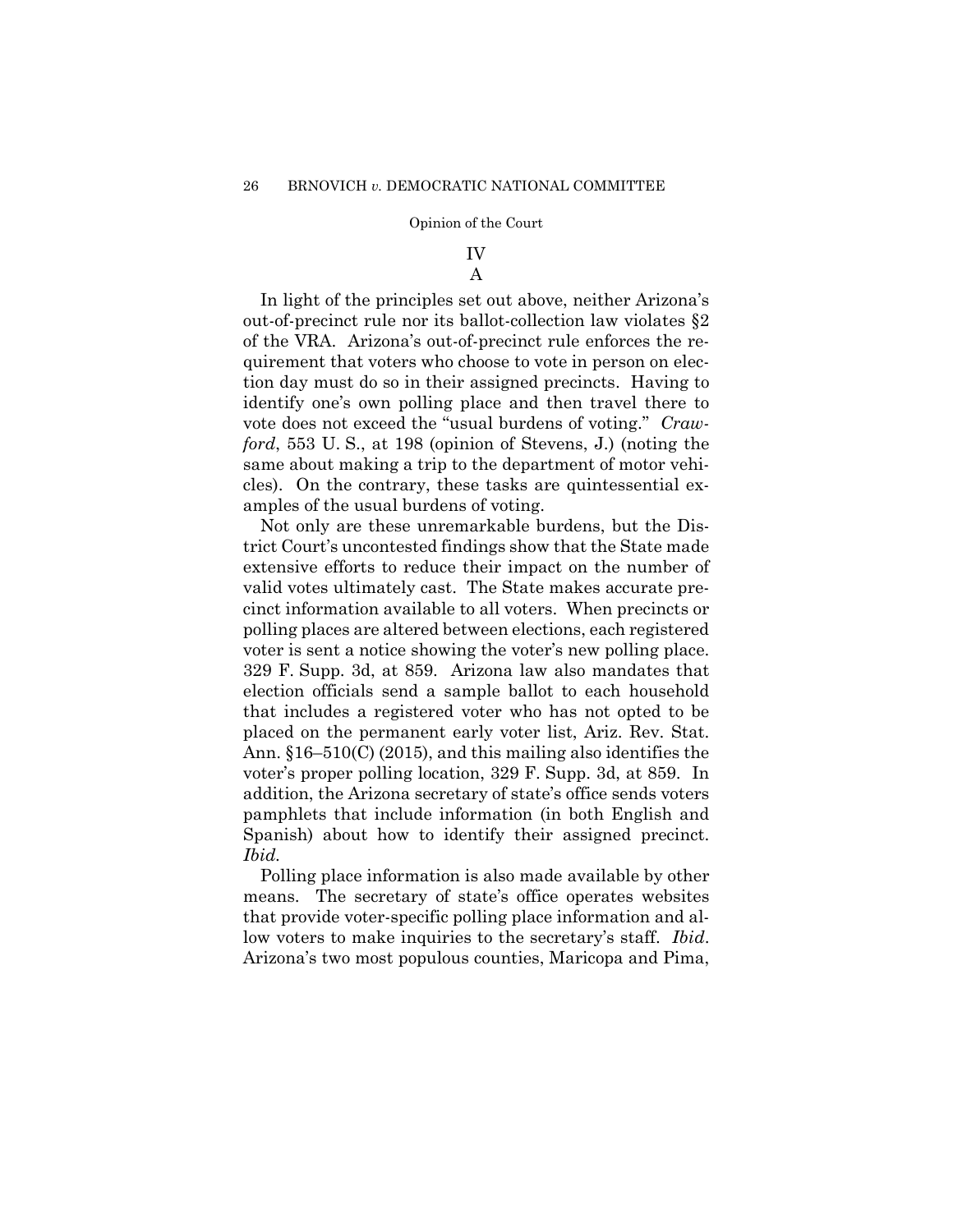## IV

### A

In light of the principles set out above, neither Arizona's out-of-precinct rule nor its ballot-collection law violates §2 of the VRA. Arizona's out-of-precinct rule enforces the requirement that voters who choose to vote in person on election day must do so in their assigned precincts. Having to identify one's own polling place and then travel there to vote does not exceed the "usual burdens of voting." *Crawford*, 553 U. S., at 198 (opinion of Stevens, J.) (noting the same about making a trip to the department of motor vehicles). On the contrary, these tasks are quintessential examples of the usual burdens of voting.

Not only are these unremarkable burdens, but the District Court's uncontested findings show that the State made extensive efforts to reduce their impact on the number of valid votes ultimately cast. The State makes accurate precinct information available to all voters. When precincts or polling places are altered between elections, each registered voter is sent a notice showing the voter's new polling place. 329 F. Supp. 3d, at 859. Arizona law also mandates that election officials send a sample ballot to each household that includes a registered voter who has not opted to be placed on the permanent early voter list, Ariz. Rev. Stat. Ann. §16–510(C) (2015), and this mailing also identifies the voter's proper polling location, 329 F. Supp. 3d, at 859. In addition, the Arizona secretary of state's office sends voters pamphlets that include information (in both English and Spanish) about how to identify their assigned precinct. *Ibid.*

Polling place information is also made available by other means. The secretary of state's office operates websites that provide voter-specific polling place information and allow voters to make inquiries to the secretary's staff. *Ibid.* Arizona's two most populous counties, Maricopa and Pima,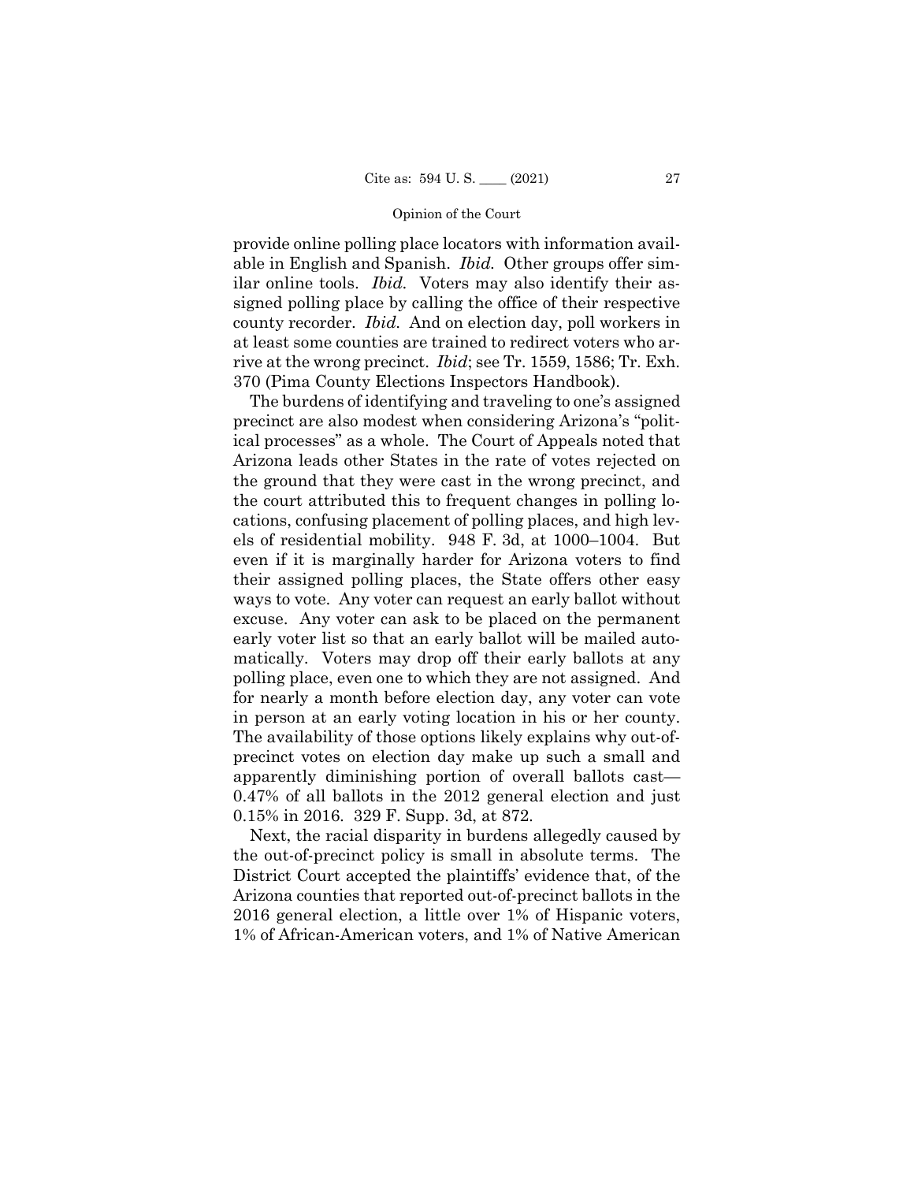provide online polling place locators with information available in English and Spanish. *Ibid.* Other groups offer similar online tools. *Ibid.* Voters may also identify their assigned polling place by calling the office of their respective county recorder. *Ibid.* And on election day, poll workers in at least some counties are trained to redirect voters who arrive at the wrong precinct. *Ibid*; see Tr. 1559, 1586; Tr. Exh. 370 (Pima County Elections Inspectors Handbook).

The burdens of identifying and traveling to one's assigned precinct are also modest when considering Arizona's "political processes" as a whole. The Court of Appeals noted that Arizona leads other States in the rate of votes rejected on the ground that they were cast in the wrong precinct, and the court attributed this to frequent changes in polling locations, confusing placement of polling places, and high levels of residential mobility. 948 F. 3d, at 1000–1004. But even if it is marginally harder for Arizona voters to find their assigned polling places, the State offers other easy ways to vote. Any voter can request an early ballot without excuse. Any voter can ask to be placed on the permanent early voter list so that an early ballot will be mailed automatically. Voters may drop off their early ballots at any polling place, even one to which they are not assigned. And for nearly a month before election day, any voter can vote in person at an early voting location in his or her county. The availability of those options likely explains why out-of-precinct votes on election day make up such a small and apparently diminishing portion of overall ballots cast—0.47% of all ballots in the 2012 general election and just 0.15% in 2016. 329 F. Supp. 3d, at 872.

Next, the racial disparity in burdens allegedly caused by the out-of-precinct policy is small in absolute terms. The District Court accepted the plaintiffs' evidence that, of the Arizona counties that reported out-of-precinct ballots in the 2016 general election, a little over 1% of Hispanic voters, 1% of African-American voters, and 1% of Native American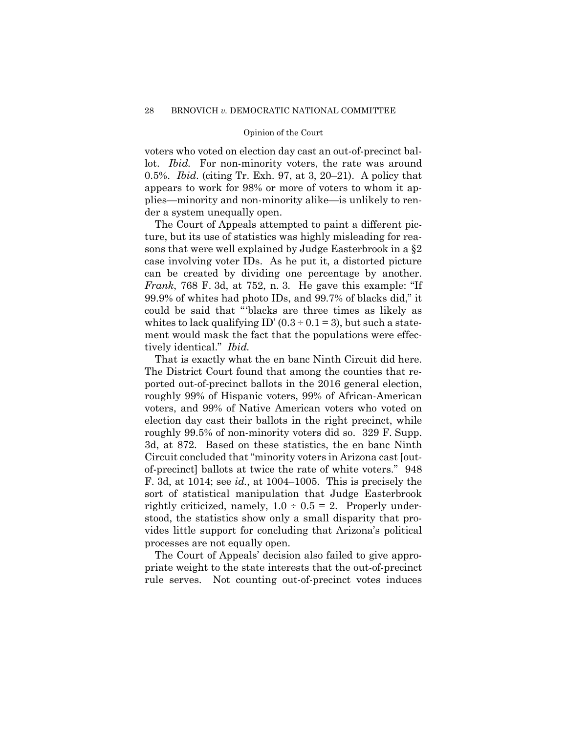voters who voted on election day cast an out-of-precinct ballot. *Ibid.* For non-minority voters, the rate was around 0.5%. *Ibid*. (citing Tr. Exh. 97, at 3, 20–21). A policy that appears to work for 98% or more of voters to whom it applies—minority and non-minority alike—is unlikely to render a system unequally open.

The Court of Appeals attempted to paint a different picture, but its use of statistics was highly misleading for reasons that were well explained by Judge Easterbrook in a §2 case involving voter IDs. As he put it, a distorted picture can be created by dividing one percentage by another. *Frank*, 768 F. 3d, at 752, n. 3. He gave this example: "If 99.9% of whites had photo IDs, and 99.7% of blacks did," it could be said that "'blacks are three times as likely as whites to lack qualifying ID' (0.3 ÷ 0.1 = 3), but such a statement would mask the fact that the populations were effectively identical." *Ibid.*

That is exactly what the en banc Ninth Circuit did here. The District Court found that among the counties that reported out-of-precinct ballots in the 2016 general election, roughly 99% of Hispanic voters, 99% of African-American voters, and 99% of Native American voters who voted on election day cast their ballots in the right precinct, while roughly 99.5% of non-minority voters did so. 329 F. Supp. 3d, at 872. Based on these statistics, the en banc Ninth Circuit concluded that "minority voters in Arizona cast [out-of-precinct] ballots at twice the rate of white voters." 948 F. 3d, at 1014; see *id.*, at 1004–1005. This is precisely the sort of statistical manipulation that Judge Easterbrook rightly criticized, namely, 1.0 ÷ 0.5 = 2. Properly understood, the statistics show only a small disparity that provides little support for concluding that Arizona's political processes are not equally open.

The Court of Appeals' decision also failed to give appropriate weight to the state interests that the out-of-precinct rule serves. Not counting out-of-precinct votes induces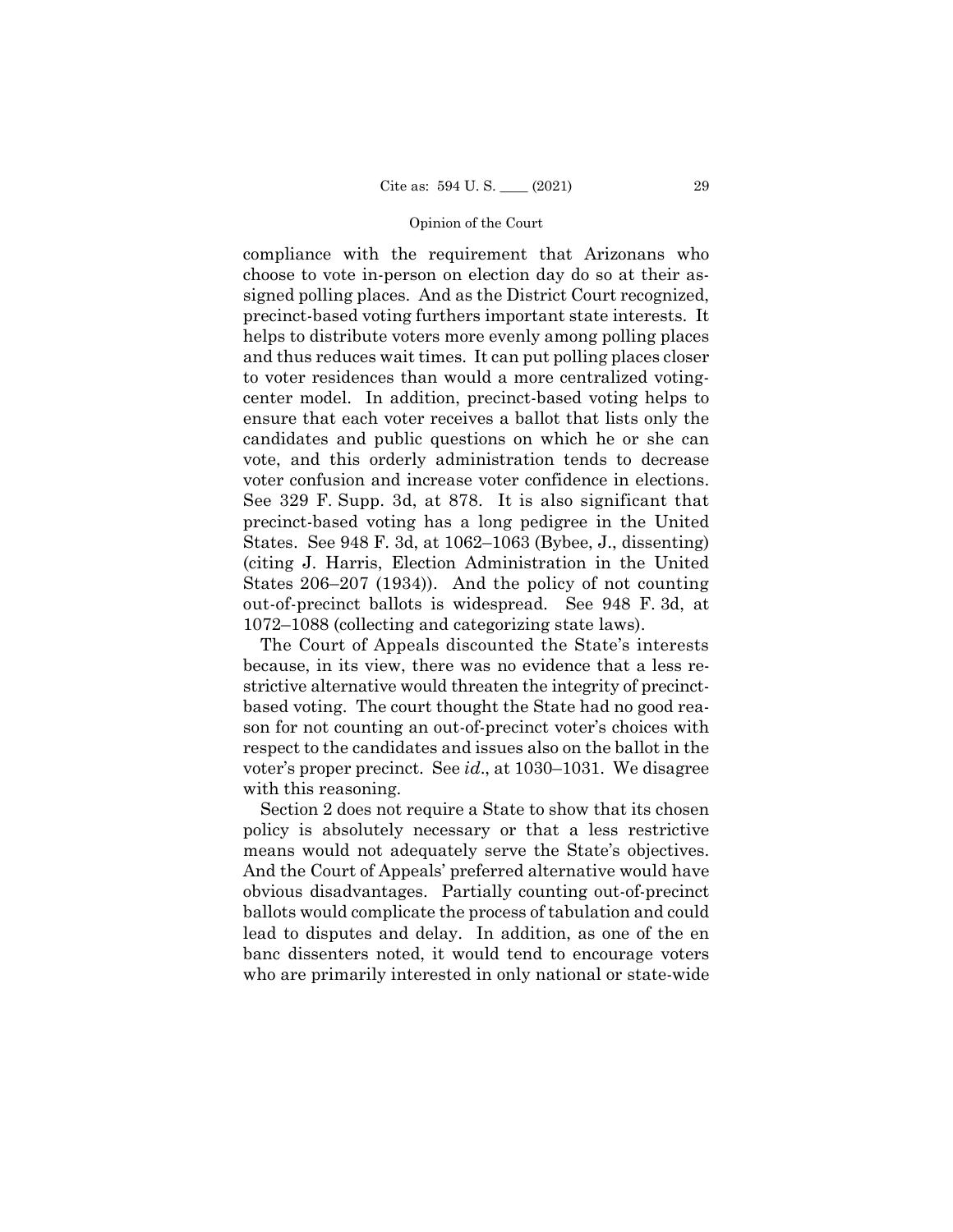compliance with the requirement that Arizonans who choose to vote in-person on election day do so at their assigned polling places. And as the District Court recognized, precinct-based voting furthers important state interests. It helps to distribute voters more evenly among polling places and thus reduces wait times. It can put polling places closer to voter residences than would a more centralized voting-center model. In addition, precinct-based voting helps to ensure that each voter receives a ballot that lists only the candidates and public questions on which he or she can vote, and this orderly administration tends to decrease voter confusion and increase voter confidence in elections. See 329 F. Supp. 3d, at 878. It is also significant that precinct-based voting has a long pedigree in the United States. See 948 F. 3d, at 1062–1063 (Bybee, J., dissenting) (citing J. Harris, Election Administration in the United States 206–207 (1934)). And the policy of not counting out-of-precinct ballots is widespread. See 948 F. 3d, at 1072–1088 (collecting and categorizing state laws).

The Court of Appeals discounted the State's interests because, in its view, there was no evidence that a less restrictive alternative would threaten the integrity of precinct-based voting. The court thought the State had no good reason for not counting an out-of-precinct voter's choices with respect to the candidates and issues also on the ballot in the voter's proper precinct. See *id*., at 1030–1031. We disagree with this reasoning.

Section 2 does not require a State to show that its chosen policy is absolutely necessary or that a less restrictive means would not adequately serve the State's objectives. And the Court of Appeals' preferred alternative would have obvious disadvantages. Partially counting out-of-precinct ballots would complicate the process of tabulation and could lead to disputes and delay. In addition, as one of the en banc dissenters noted, it would tend to encourage voters who are primarily interested in only national or state-wide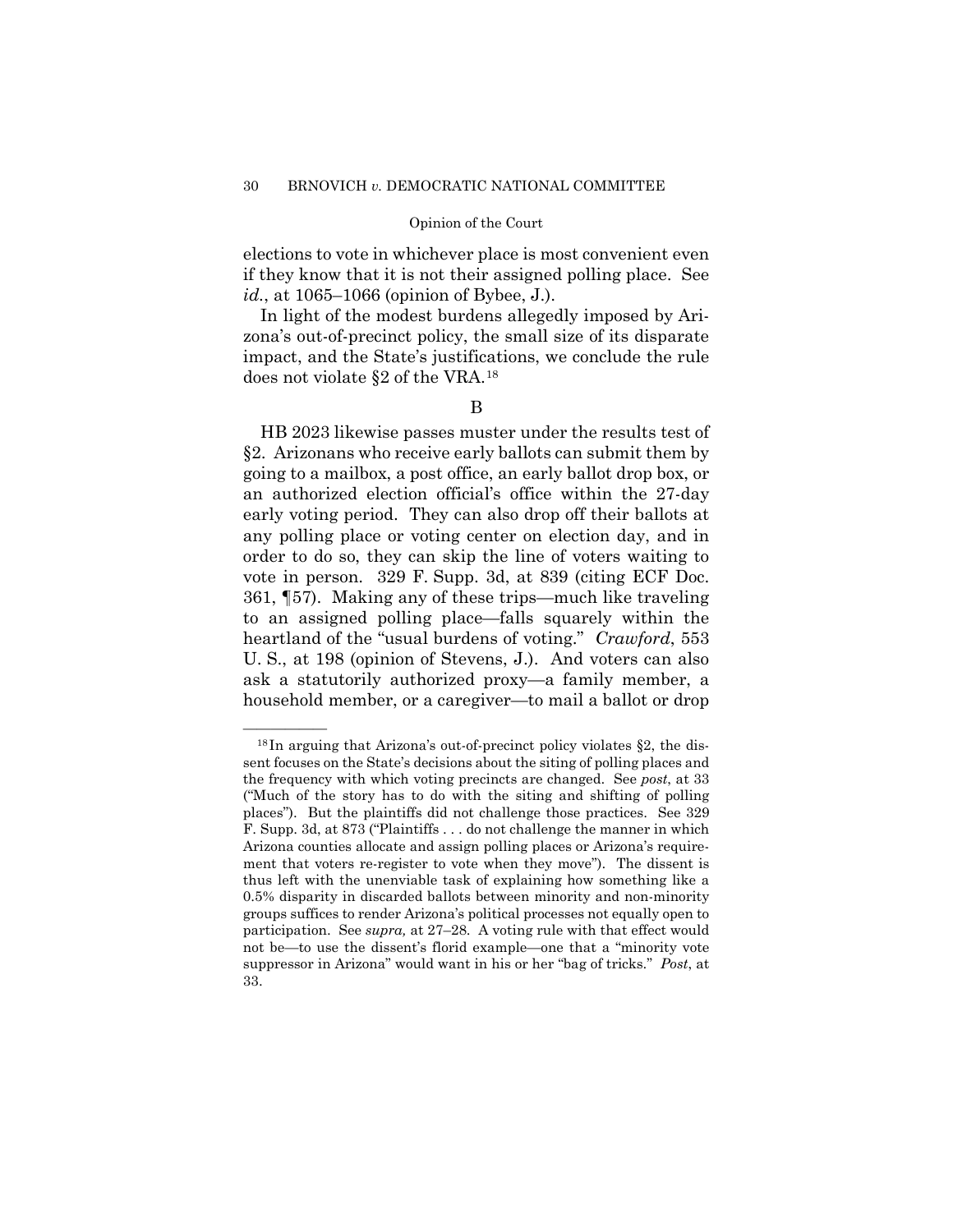elections to vote in whichever place is most convenient even if they know that it is not their assigned polling place. See *id.*, at 1065–1066 (opinion of Bybee, J.).

In light of the modest burdens allegedly imposed by Arizona's out-of-precinct policy, the small size of its disparate impact, and the State's justifications, we conclude the rule does not violate §2 of the VRA.[18]

### B

HB 2023 likewise passes muster under the results test of §2. Arizonans who receive early ballots can submit them by going to a mailbox, a post office, an early ballot drop box, or an authorized election official's office within the 27-day early voting period. They can also drop off their ballots at any polling place or voting center on election day, and in order to do so, they can skip the line of voters waiting to vote in person. 329 F. Supp. 3d, at 839 (citing ECF Doc. 361, ¶57). Making any of these trips—much like traveling to an assigned polling place—falls squarely within the heartland of the "usual burdens of voting." *Crawford*, 553 U. S., at 198 (opinion of Stevens, J.). And voters can also ask a statutorily authorized proxy—a family member, a household member, or a caregiver—to mail a ballot or drop

---

[18] In arguing that Arizona's out-of-precinct policy violates §2, the dissent focuses on the State's decisions about the siting of polling places and the frequency with which voting precincts are changed. See *post*, at 33 ("Much of the story has to do with the siting and shifting of polling places"). But the plaintiffs did not challenge those practices. See 329 F. Supp. 3d, at 873 ("Plaintiffs . . . do not challenge the manner in which Arizona counties allocate and assign polling places or Arizona's requirement that voters re-register to vote when they move"). The dissent is thus left with the unenviable task of explaining how something like a 0.5% disparity in discarded ballots between minority and non-minority groups suffices to render Arizona's political processes not equally open to participation. See *supra,* at 27–28. A voting rule with that effect would not be—to use the dissent's florid example—one that a "minority vote suppressor in Arizona" would want in his or her "bag of tricks." *Post*, at 33.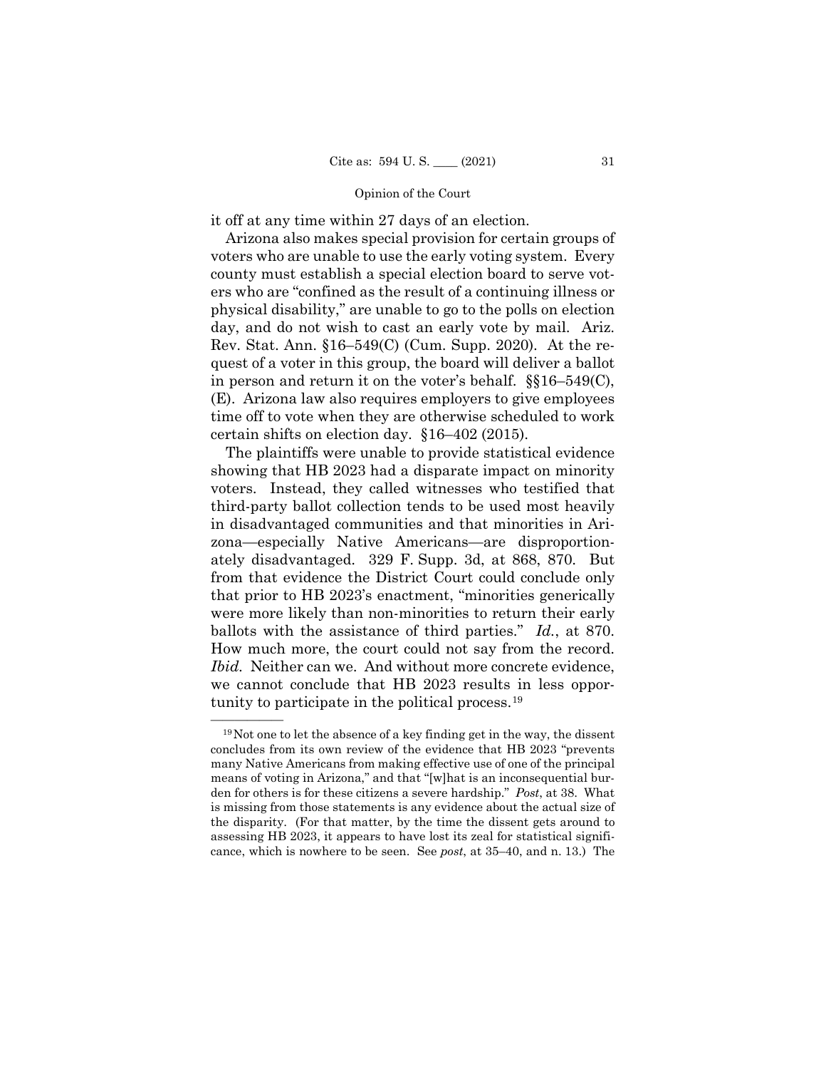it off at any time within 27 days of an election.

Arizona also makes special provision for certain groups of voters who are unable to use the early voting system. Every county must establish a special election board to serve voters who are "confined as the result of a continuing illness or physical disability," are unable to go to the polls on election day, and do not wish to cast an early vote by mail. Ariz. Rev. Stat. Ann. §16–549(C) (Cum. Supp. 2020). At the request of a voter in this group, the board will deliver a ballot in person and return it on the voter's behalf. §§16–549(C), (E). Arizona law also requires employers to give employees time off to vote when they are otherwise scheduled to work certain shifts on election day. §16–402 (2015).

The plaintiffs were unable to provide statistical evidence showing that HB 2023 had a disparate impact on minority voters. Instead, they called witnesses who testified that third-party ballot collection tends to be used most heavily in disadvantaged communities and that minorities in Arizona—especially Native Americans—are disproportionately disadvantaged. 329 F. Supp. 3d, at 868, 870. But from that evidence the District Court could conclude only that prior to HB 2023's enactment, "minorities generically were more likely than non-minorities to return their early ballots with the assistance of third parties." *Id.*, at 870. How much more, the court could not say from the record. *Ibid.* Neither can we. And without more concrete evidence, we cannot conclude that HB 2023 results in less opportunity to participate in the political process.[19]

---

[19] Not one to let the absence of a key finding get in the way, the dissent concludes from its own review of the evidence that HB 2023 "prevents many Native Americans from making effective use of one of the principal means of voting in Arizona," and that "[w]hat is an inconsequential burden for others is for these citizens a severe hardship." *Post*, at 38. What is missing from those statements is any evidence about the actual size of the disparity. (For that matter, by the time the dissent gets around to assessing HB 2023, it appears to have lost its zeal for statistical significance, which is nowhere to be seen. See *post*, at 35–40, and n. 13.) The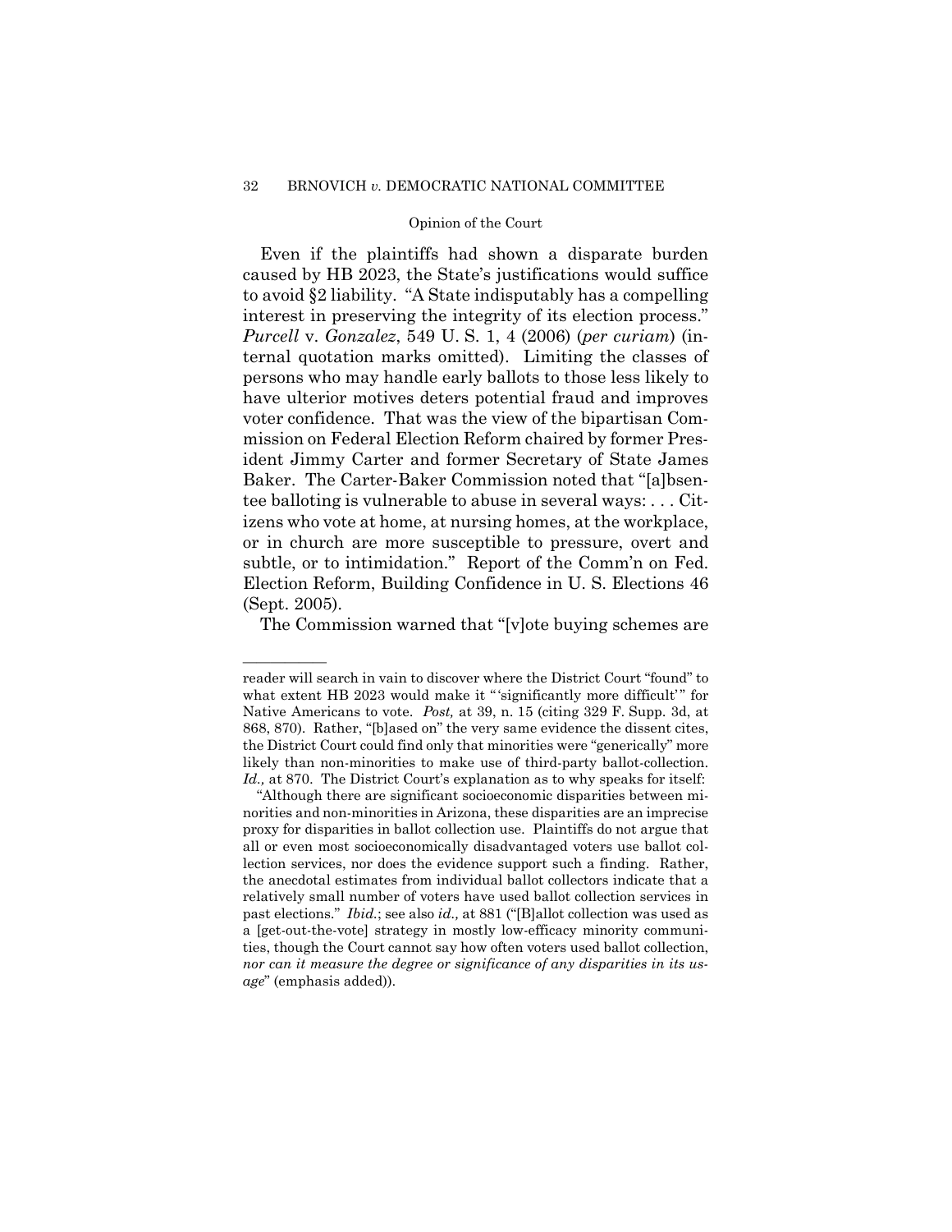Even if the plaintiffs had shown a disparate burden caused by HB 2023, the State's justifications would suffice to avoid §2 liability. "A State indisputably has a compelling interest in preserving the integrity of its election process." *Purcell* v. *Gonzalez*, 549 U. S. 1, 4 (2006) (*per curiam*) (internal quotation marks omitted). Limiting the classes of persons who may handle early ballots to those less likely to have ulterior motives deters potential fraud and improves voter confidence. That was the view of the bipartisan Commission on Federal Election Reform chaired by former President Jimmy Carter and former Secretary of State James Baker. The Carter-Baker Commission noted that "[a]bsentee balloting is vulnerable to abuse in several ways: . . . Citizens who vote at home, at nursing homes, at the workplace, or in church are more susceptible to pressure, overt and subtle, or to intimidation." Report of the Comm'n on Fed. Election Reform, Building Confidence in U. S. Elections 46 (Sept. 2005).

The Commission warned that "[v]ote buying schemes are

---

reader will search in vain to discover where the District Court "found" to what extent HB 2023 would make it "'significantly more difficult'" for Native Americans to vote. *Post,* at 39, n. 15 (citing 329 F. Supp. 3d, at 868, 870). Rather, "[b]ased on" the very same evidence the dissent cites, the District Court could find only that minorities were "generically" more likely than non-minorities to make use of third-party ballot-collection. *Id.,* at 870. The District Court's explanation as to why speaks for itself:

"Although there are significant socioeconomic disparities between minorities and non-minorities in Arizona, these disparities are an imprecise proxy for disparities in ballot collection use. Plaintiffs do not argue that all or even most socioeconomically disadvantaged voters use ballot collection services, nor does the evidence support such a finding. Rather, the anecdotal estimates from individual ballot collectors indicate that a relatively small number of voters have used ballot collection services in past elections." *Ibid.*; see also *id.,* at 881 ("[B]allot collection was used as a [get-out-the-vote] strategy in mostly low-efficacy minority communities, though the Court cannot say how often voters used ballot collection, *nor can it measure the degree or significance of any disparities in its usage*" (emphasis added)).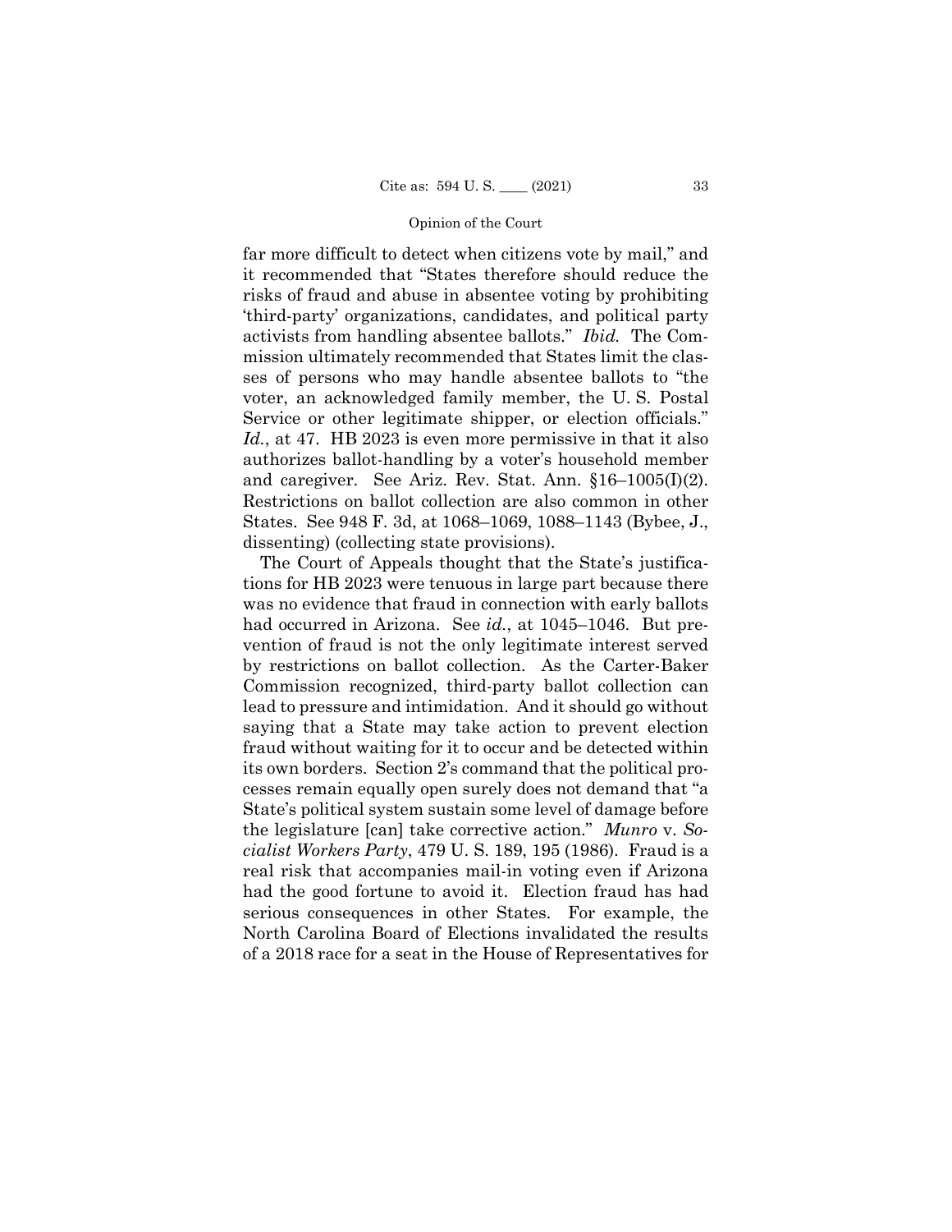far more difficult to detect when citizens vote by mail," and it recommended that "States therefore should reduce the risks of fraud and abuse in absentee voting by prohibiting 'third-party' organizations, candidates, and political party activists from handling absentee ballots." *Ibid.* The Commission ultimately recommended that States limit the classes of persons who may handle absentee ballots to "the voter, an acknowledged family member, the U. S. Postal Service or other legitimate shipper, or election officials." *Id.*, at 47. HB 2023 is even more permissive in that it also authorizes ballot-handling by a voter's household member and caregiver. See Ariz. Rev. Stat. Ann. §16–1005(I)(2). Restrictions on ballot collection are also common in other States. See 948 F. 3d, at 1068–1069, 1088–1143 (Bybee, J., dissenting) (collecting state provisions).

The Court of Appeals thought that the State's justifications for HB 2023 were tenuous in large part because there was no evidence that fraud in connection with early ballots had occurred in Arizona. See *id.*, at 1045–1046. But prevention of fraud is not the only legitimate interest served by restrictions on ballot collection. As the Carter-Baker Commission recognized, third-party ballot collection can lead to pressure and intimidation. And it should go without saying that a State may take action to prevent election fraud without waiting for it to occur and be detected within its own borders. Section 2's command that the political processes remain equally open surely does not demand that "a State's political system sustain some level of damage before the legislature [can] take corrective action." *Munro* v. *Socialist Workers Party*, 479 U. S. 189, 195 (1986). Fraud is a real risk that accompanies mail-in voting even if Arizona had the good fortune to avoid it. Election fraud has had serious consequences in other States. For example, the North Carolina Board of Elections invalidated the results of a 2018 race for a seat in the House of Representatives for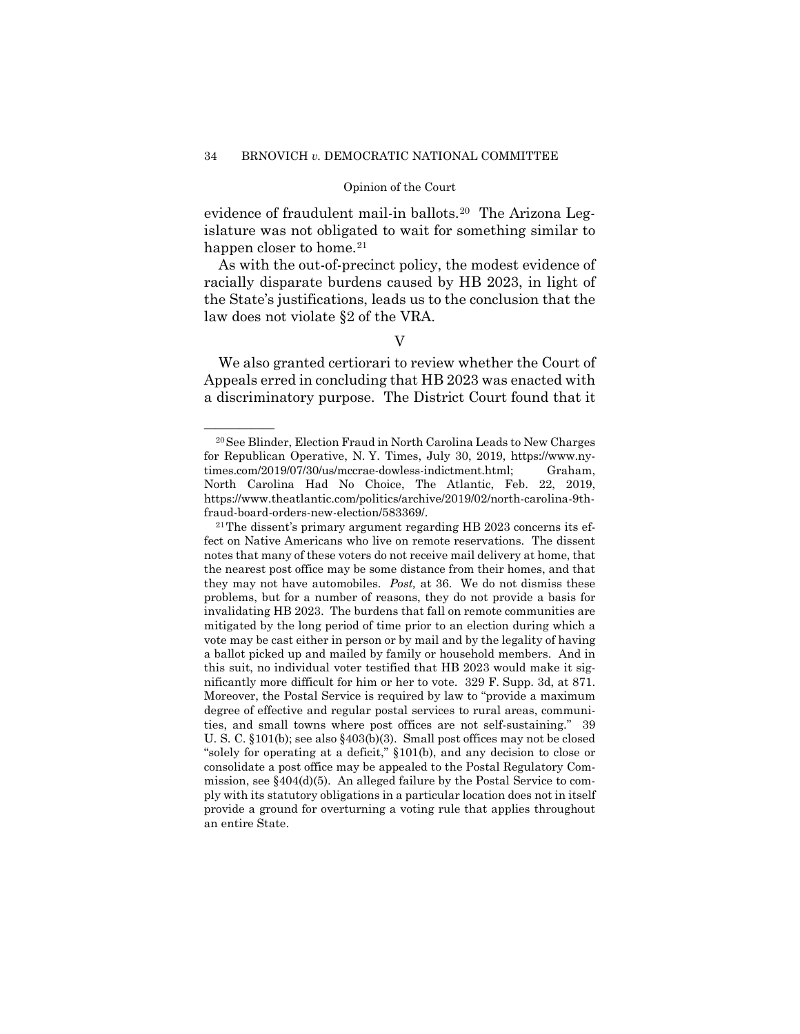evidence of fraudulent mail-in ballots.[20] The Arizona Legislature was not obligated to wait for something similar to happen closer to home.[21]

As with the out-of-precinct policy, the modest evidence of racially disparate burdens caused by HB 2023, in light of the State's justifications, leads us to the conclusion that the law does not violate §2 of the VRA.

## V

We also granted certiorari to review whether the Court of Appeals erred in concluding that HB 2023 was enacted with a discriminatory purpose. The District Court found that it

---

[20] See Blinder, Election Fraud in North Carolina Leads to New Charges for Republican Operative, N. Y. Times, July 30, 2019, https://www.nytimes.com/2019/07/30/us/mccrae-dowless-indictment.html; Graham, North Carolina Had No Choice, The Atlantic, Feb. 22, 2019, https://www.theatlantic.com/politics/archive/2019/02/north-carolina-9th-fraud-board-orders-new-election/583369/.

[21] The dissent's primary argument regarding HB 2023 concerns its effect on Native Americans who live on remote reservations. The dissent notes that many of these voters do not receive mail delivery at home, that the nearest post office may be some distance from their homes, and that they may not have automobiles. *Post,* at 36. We do not dismiss these problems, but for a number of reasons, they do not provide a basis for invalidating HB 2023. The burdens that fall on remote communities are mitigated by the long period of time prior to an election during which a vote may be cast either in person or by mail and by the legality of having a ballot picked up and mailed by family or household members. And in this suit, no individual voter testified that HB 2023 would make it significantly more difficult for him or her to vote. 329 F. Supp. 3d, at 871. Moreover, the Postal Service is required by law to "provide a maximum degree of effective and regular postal services to rural areas, communities, and small towns where post offices are not self-sustaining." 39 U. S. C. §101(b); see also §403(b)(3). Small post offices may not be closed "solely for operating at a deficit," §101(b), and any decision to close or consolidate a post office may be appealed to the Postal Regulatory Commission, see §404(d)(5). An alleged failure by the Postal Service to comply with its statutory obligations in a particular location does not in itself provide a ground for overturning a voting rule that applies throughout an entire State.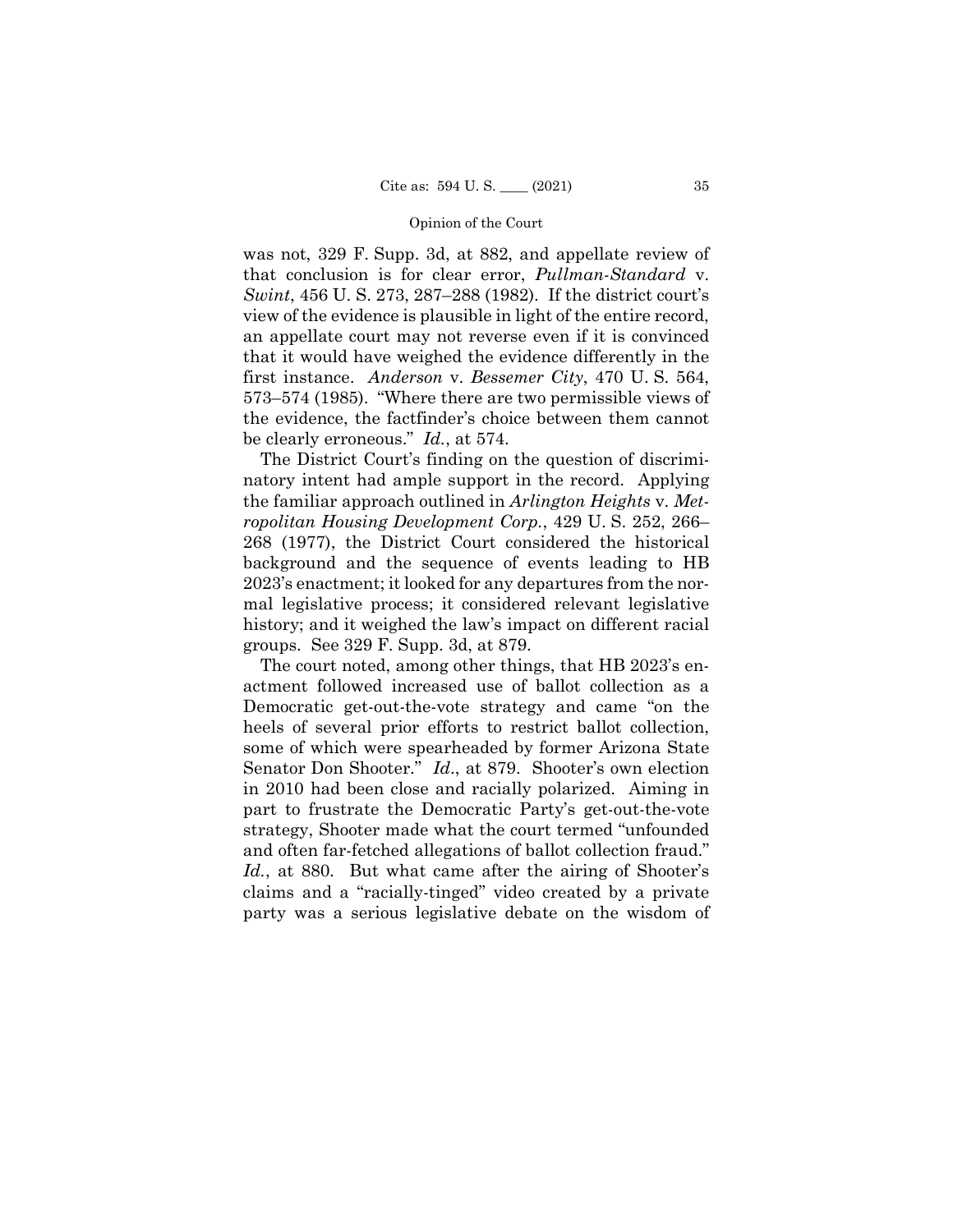was not, 329 F. Supp. 3d, at 882, and appellate review of that conclusion is for clear error, *Pullman-Standard* v. *Swint*, 456 U. S. 273, 287–288 (1982). If the district court's view of the evidence is plausible in light of the entire record, an appellate court may not reverse even if it is convinced that it would have weighed the evidence differently in the first instance. *Anderson* v. *Bessemer City*, 470 U. S. 564, 573–574 (1985). "Where there are two permissible views of the evidence, the factfinder's choice between them cannot be clearly erroneous." *Id.*, at 574.

The District Court's finding on the question of discriminatory intent had ample support in the record. Applying the familiar approach outlined in *Arlington Heights* v. *Metropolitan Housing Development Corp.*, 429 U. S. 252, 266–268 (1977), the District Court considered the historical background and the sequence of events leading to HB 2023's enactment; it looked for any departures from the normal legislative process; it considered relevant legislative history; and it weighed the law's impact on different racial groups. See 329 F. Supp. 3d, at 879.

The court noted, among other things, that HB 2023's enactment followed increased use of ballot collection as a Democratic get-out-the-vote strategy and came "on the heels of several prior efforts to restrict ballot collection, some of which were spearheaded by former Arizona State Senator Don Shooter." *Id.*, at 879. Shooter's own election in 2010 had been close and racially polarized. Aiming in part to frustrate the Democratic Party's get-out-the-vote strategy, Shooter made what the court termed "unfounded and often far-fetched allegations of ballot collection fraud." *Id.*, at 880. But what came after the airing of Shooter's claims and a "racially-tinged" video created by a private party was a serious legislative debate on the wisdom of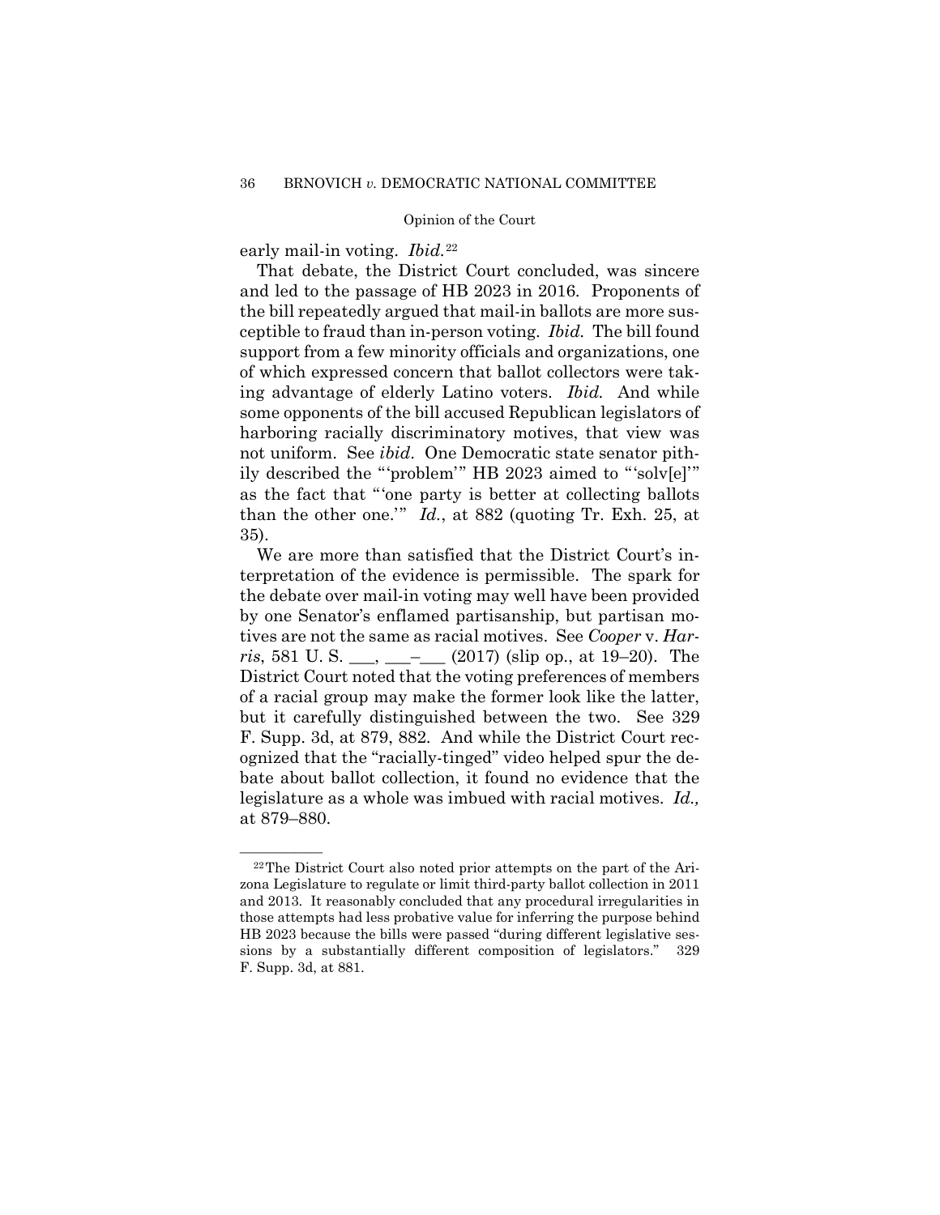early mail-in voting. *Ibid.*[22]

That debate, the District Court concluded, was sincere and led to the passage of HB 2023 in 2016. Proponents of the bill repeatedly argued that mail-in ballots are more susceptible to fraud than in-person voting. *Ibid.* The bill found support from a few minority officials and organizations, one of which expressed concern that ballot collectors were taking advantage of elderly Latino voters. *Ibid.* And while some opponents of the bill accused Republican legislators of harboring racially discriminatory motives, that view was not uniform. See *ibid*. One Democratic state senator pithily described the "'problem'" HB 2023 aimed to "'solv[e]'" as the fact that "'one party is better at collecting ballots than the other one.'" *Id.*, at 882 (quoting Tr. Exh. 25, at 35).

We are more than satisfied that the District Court's interpretation of the evidence is permissible. The spark for the debate over mail-in voting may well have been provided by one Senator's enflamed partisanship, but partisan motives are not the same as racial motives. See *Cooper* v. *Harris*, 581 U. S. ___, ___–___ (2017) (slip op., at 19–20). The District Court noted that the voting preferences of members of a racial group may make the former look like the latter, but it carefully distinguished between the two. See 329 F. Supp. 3d, at 879, 882. And while the District Court recognized that the "racially-tinged" video helped spur the debate about ballot collection, it found no evidence that the legislature as a whole was imbued with racial motives. *Id.,* at 879–880.

---

[22] The District Court also noted prior attempts on the part of the Arizona Legislature to regulate or limit third-party ballot collection in 2011 and 2013. It reasonably concluded that any procedural irregularities in those attempts had less probative value for inferring the purpose behind HB 2023 because the bills were passed "during different legislative sessions by a substantially different composition of legislators." 329 F. Supp. 3d, at 881.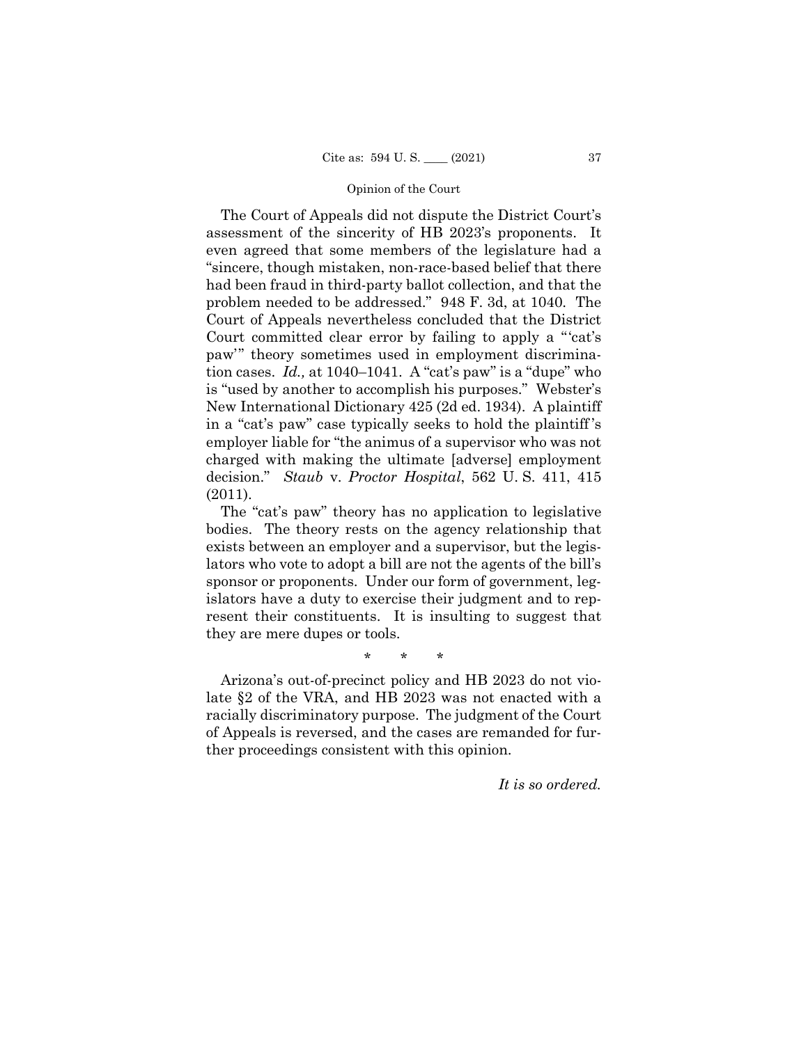The Court of Appeals did not dispute the District Court's assessment of the sincerity of HB 2023's proponents. It even agreed that some members of the legislature had a "sincere, though mistaken, non-race-based belief that there had been fraud in third-party ballot collection, and that the problem needed to be addressed." 948 F. 3d, at 1040. The Court of Appeals nevertheless concluded that the District Court committed clear error by failing to apply a "'cat's paw'" theory sometimes used in employment discrimination cases. *Id.,* at 1040–1041. A "cat's paw" is a "dupe" who is "used by another to accomplish his purposes." Webster's New International Dictionary 425 (2d ed. 1934). A plaintiff in a "cat's paw" case typically seeks to hold the plaintiff's employer liable for "the animus of a supervisor who was not charged with making the ultimate [adverse] employment decision." *Staub* v. *Proctor Hospital*, 562 U. S. 411, 415 (2011).

The "cat's paw" theory has no application to legislative bodies. The theory rests on the agency relationship that exists between an employer and a supervisor, but the legislators who vote to adopt a bill are not the agents of the bill's sponsor or proponents. Under our form of government, legislators have a duty to exercise their judgment and to represent their constituents. It is insulting to suggest that they are mere dupes or tools.

\* \* \*

Arizona's out-of-precinct policy and HB 2023 do not violate §2 of the VRA, and HB 2023 was not enacted with a racially discriminatory purpose. The judgment of the Court of Appeals is reversed, and the cases are remanded for further proceedings consistent with this opinion.

*It is so ordered.*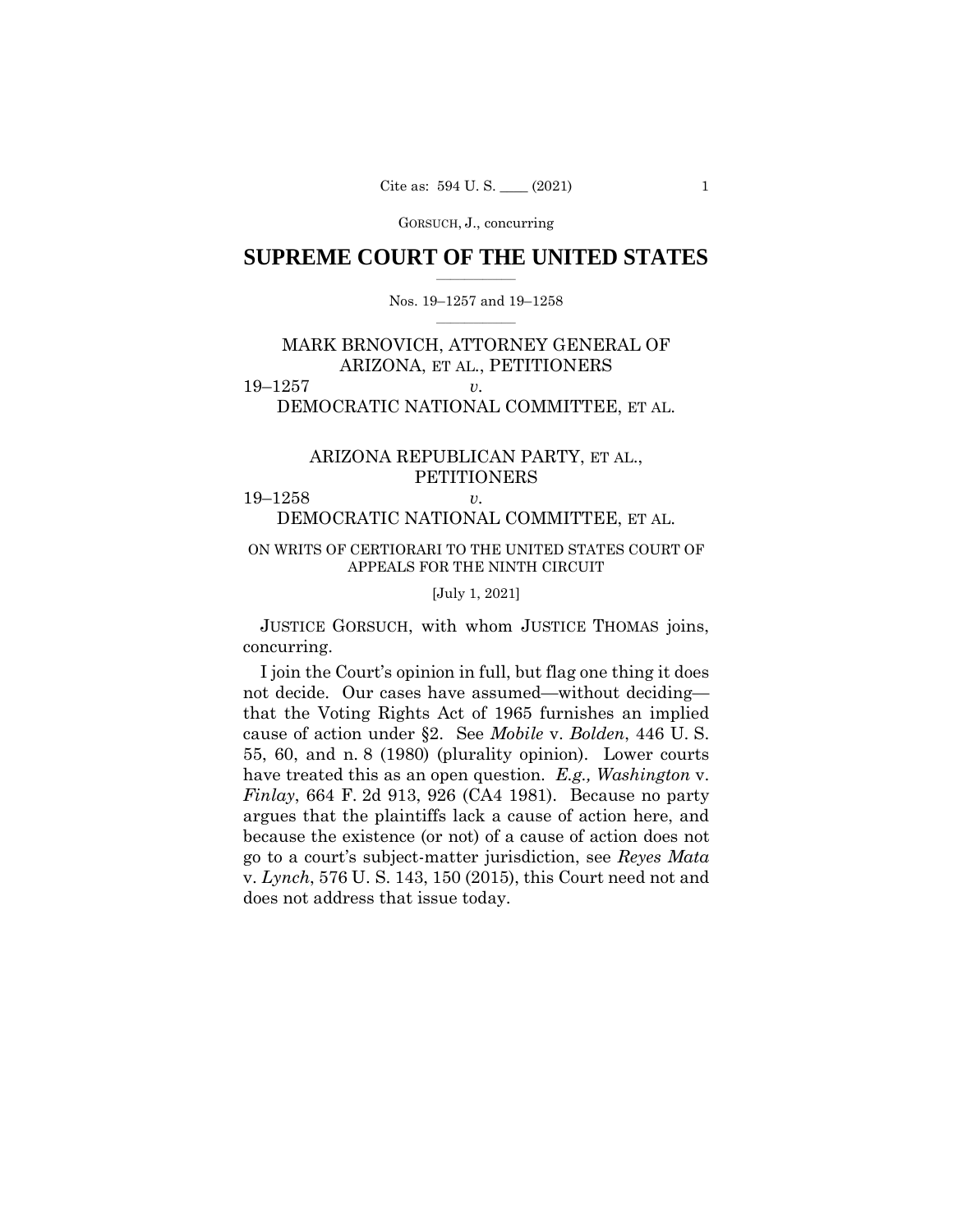# SUPREME COURT OF THE UNITED STATES

Nos. 19–1257 and 19–1258

MARK BRNOVICH, ATTORNEY GENERAL OF ARIZONA, ET AL., PETITIONERS

19–1257 *v.*

DEMOCRATIC NATIONAL COMMITTEE, ET AL.

ARIZONA REPUBLICAN PARTY, ET AL., PETITIONERS

19–1258 *v.*

DEMOCRATIC NATIONAL COMMITTEE, ET AL.

ON WRITS OF CERTIORARI TO THE UNITED STATES COURT OF APPEALS FOR THE NINTH CIRCUIT

[July 1, 2021]

JUSTICE GORSUCH, with whom JUSTICE THOMAS joins, concurring.

I join the Court's opinion in full, but flag one thing it does not decide. Our cases have assumed—without deciding—that the Voting Rights Act of 1965 furnishes an implied cause of action under §2. See *Mobile* v. *Bolden*, 446 U. S. 55, 60, and n. 8 (1980) (plurality opinion). Lower courts have treated this as an open question. *E.g., Washington* v. *Finlay*, 664 F. 2d 913, 926 (CA4 1981). Because no party argues that the plaintiffs lack a cause of action here, and because the existence (or not) of a cause of action does not go to a court's subject-matter jurisdiction, see *Reyes Mata* v. *Lynch*, 576 U. S. 143, 150 (2015), this Court need not and does not address that issue today.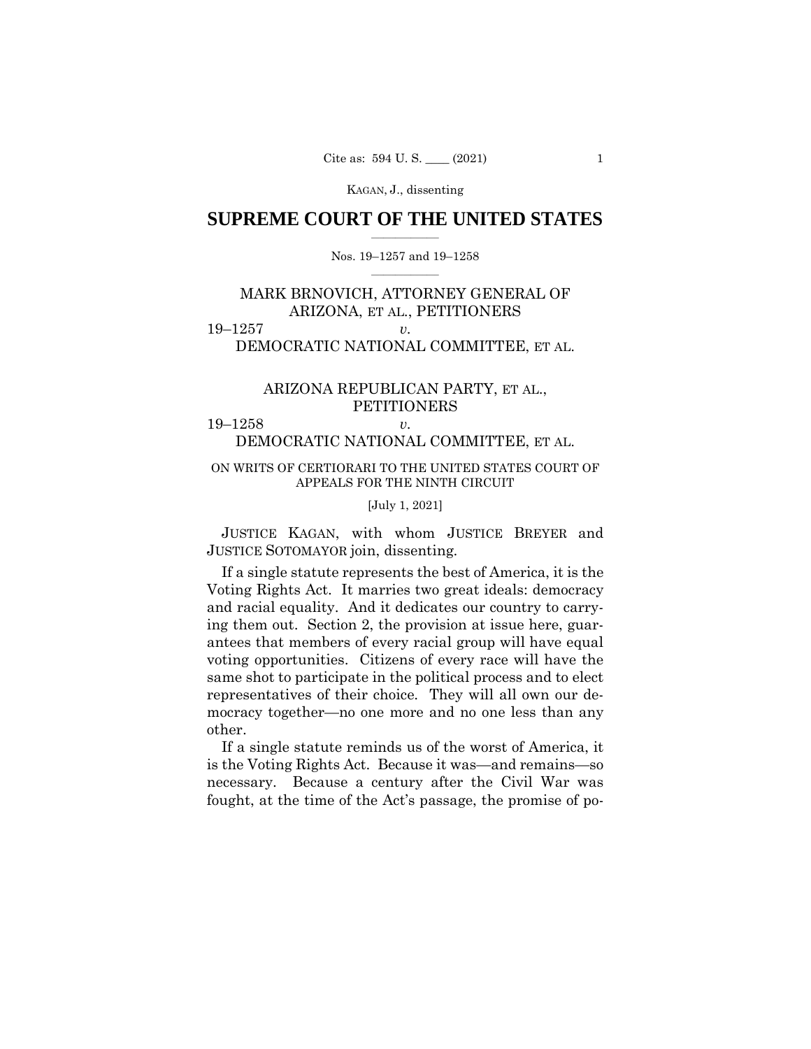KAGAN, J., dissenting

# SUPREME COURT OF THE UNITED STATES

Nos. 19–1257 and 19–1258

MARK BRNOVICH, ATTORNEY GENERAL OF ARIZONA, ET AL., PETITIONERS

19–1257 *v.*

DEMOCRATIC NATIONAL COMMITTEE, ET AL.

ARIZONA REPUBLICAN PARTY, ET AL., PETITIONERS

19–1258 *v.*

DEMOCRATIC NATIONAL COMMITTEE, ET AL.

ON WRITS OF CERTIORARI TO THE UNITED STATES COURT OF APPEALS FOR THE NINTH CIRCUIT

[July 1, 2021]

JUSTICE KAGAN, with whom JUSTICE BREYER and JUSTICE SOTOMAYOR join, dissenting.

If a single statute represents the best of America, it is the Voting Rights Act. It marries two great ideals: democracy and racial equality. And it dedicates our country to carrying them out. Section 2, the provision at issue here, guarantees that members of every racial group will have equal voting opportunities. Citizens of every race will have the same shot to participate in the political process and to elect representatives of their choice. They will all own our democracy together—no one more and no one less than any other.

If a single statute reminds us of the worst of America, it is the Voting Rights Act. Because it was—and remains—so necessary. Because a century after the Civil War was fought, at the time of the Act's passage, the promise of po-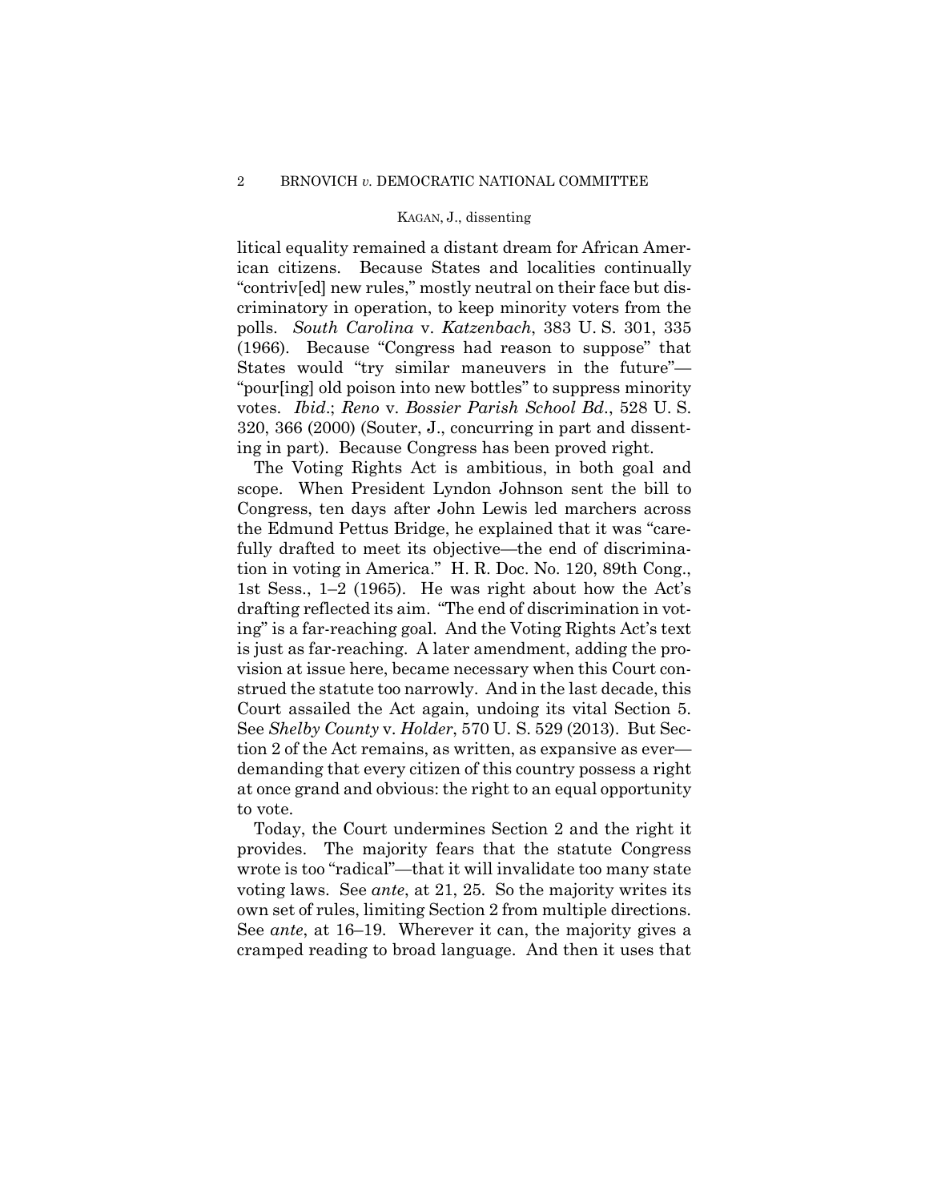litical equality remained a distant dream for African American citizens. Because States and localities continually "contriv[ed] new rules," mostly neutral on their face but discriminatory in operation, to keep minority voters from the polls. *South Carolina* v. *Katzenbach*, 383 U. S. 301, 335 (1966). Because "Congress had reason to suppose" that States would "try similar maneuvers in the future"—"pour[ing] old poison into new bottles" to suppress minority votes. *Ibid*.; *Reno* v. *Bossier Parish School Bd*., 528 U. S. 320, 366 (2000) (Souter, J., concurring in part and dissenting in part). Because Congress has been proved right.

The Voting Rights Act is ambitious, in both goal and scope. When President Lyndon Johnson sent the bill to Congress, ten days after John Lewis led marchers across the Edmund Pettus Bridge, he explained that it was "carefully drafted to meet its objective—the end of discrimination in voting in America." H. R. Doc. No. 120, 89th Cong., 1st Sess., 1–2 (1965). He was right about how the Act's drafting reflected its aim. "The end of discrimination in voting" is a far-reaching goal. And the Voting Rights Act's text is just as far-reaching. A later amendment, adding the provision at issue here, became necessary when this Court construed the statute too narrowly. And in the last decade, this Court assailed the Act again, undoing its vital Section 5. See *Shelby County* v. *Holder*, 570 U. S. 529 (2013). But Section 2 of the Act remains, as written, as expansive as ever—demanding that every citizen of this country possess a right at once grand and obvious: the right to an equal opportunity to vote.

Today, the Court undermines Section 2 and the right it provides. The majority fears that the statute Congress wrote is too "radical"—that it will invalidate too many state voting laws. See *ante*, at 21, 25. So the majority writes its own set of rules, limiting Section 2 from multiple directions. See *ante*, at 16–19. Wherever it can, the majority gives a cramped reading to broad language. And then it uses that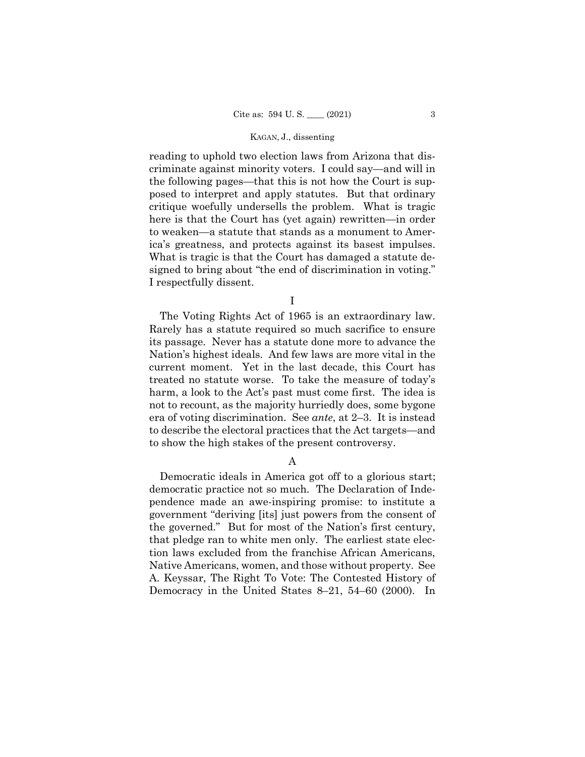reading to uphold two election laws from Arizona that discriminate against minority voters. I could say—and will in the following pages—that this is not how the Court is supposed to interpret and apply statutes. But that ordinary critique woefully undersells the problem. What is tragic here is that the Court has (yet again) rewritten—in order to weaken—a statute that stands as a monument to America's greatness, and protects against its basest impulses. What is tragic is that the Court has damaged a statute designed to bring about "the end of discrimination in voting." I respectfully dissent.

# I

The Voting Rights Act of 1965 is an extraordinary law. Rarely has a statute required so much sacrifice to ensure its passage. Never has a statute done more to advance the Nation's highest ideals. And few laws are more vital in the current moment. Yet in the last decade, this Court has treated no statute worse. To take the measure of today's harm, a look to the Act's past must come first. The idea is not to recount, as the majority hurriedly does, some bygone era of voting discrimination. See *ante*, at 2–3. It is instead to describe the electoral practices that the Act targets—and to show the high stakes of the present controversy.

## A

Democratic ideals in America got off to a glorious start; democratic practice not so much. The Declaration of Independence made an awe-inspiring promise: to institute a government "deriving [its] just powers from the consent of the governed." But for most of the Nation's first century, that pledge ran to white men only. The earliest state election laws excluded from the franchise African Americans, Native Americans, women, and those without property. See A. Keyssar, The Right To Vote: The Contested History of Democracy in the United States 8–21, 54–60 (2000). In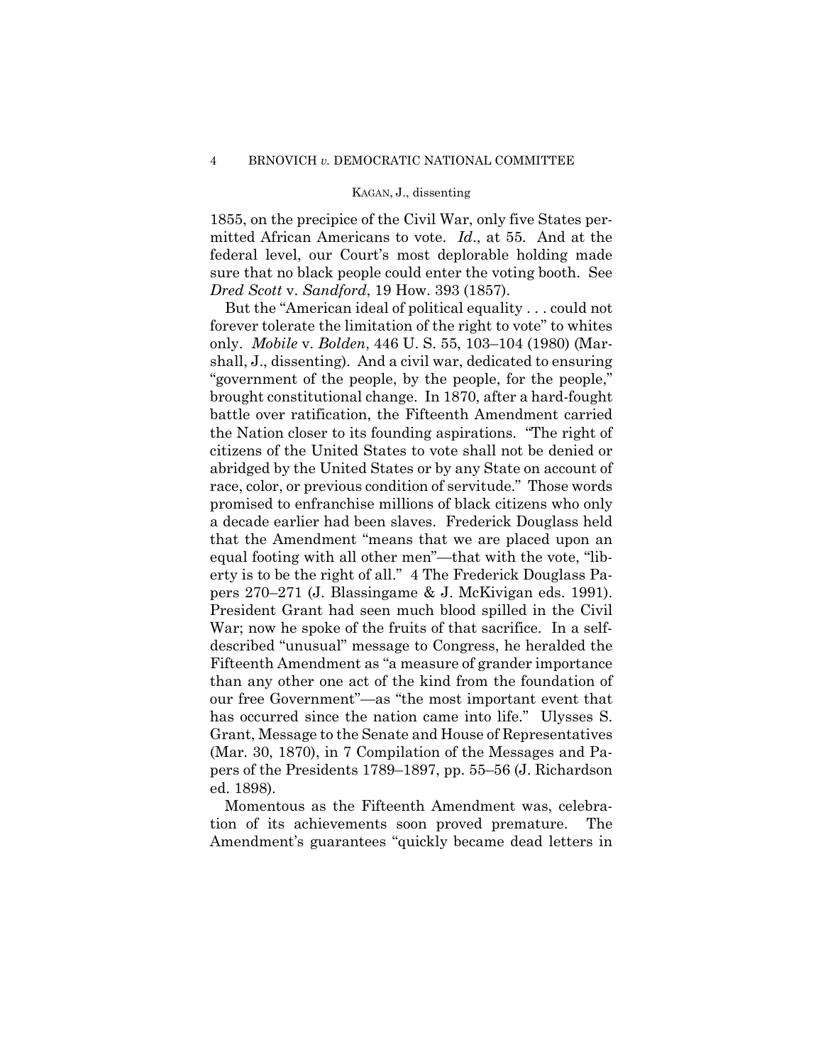1855, on the precipice of the Civil War, only five States permitted African Americans to vote. *Id*., at 55. And at the federal level, our Court's most deplorable holding made sure that no black people could enter the voting booth. See *Dred Scott* v. *Sandford*, 19 How. 393 (1857).

But the "American ideal of political equality . . . could not forever tolerate the limitation of the right to vote" to whites only. *Mobile* v. *Bolden*, 446 U. S. 55, 103–104 (1980) (Marshall, J., dissenting). And a civil war, dedicated to ensuring "government of the people, by the people, for the people," brought constitutional change. In 1870, after a hard-fought battle over ratification, the Fifteenth Amendment carried the Nation closer to its founding aspirations. "The right of citizens of the United States to vote shall not be denied or abridged by the United States or by any State on account of race, color, or previous condition of servitude." Those words promised to enfranchise millions of black citizens who only a decade earlier had been slaves. Frederick Douglass held that the Amendment "means that we are placed upon an equal footing with all other men"—that with the vote, "liberty is to be the right of all." 4 The Frederick Douglass Papers 270–271 (J. Blassingame & J. McKivigan eds. 1991). President Grant had seen much blood spilled in the Civil War; now he spoke of the fruits of that sacrifice. In a self-described "unusual" message to Congress, he heralded the Fifteenth Amendment as "a measure of grander importance than any other one act of the kind from the foundation of our free Government"—as "the most important event that has occurred since the nation came into life." Ulysses S. Grant, Message to the Senate and House of Representatives (Mar. 30, 1870), in 7 Compilation of the Messages and Papers of the Presidents 1789–1897, pp. 55–56 (J. Richardson ed. 1898).

Momentous as the Fifteenth Amendment was, celebration of its achievements soon proved premature. The Amendment's guarantees "quickly became dead letters in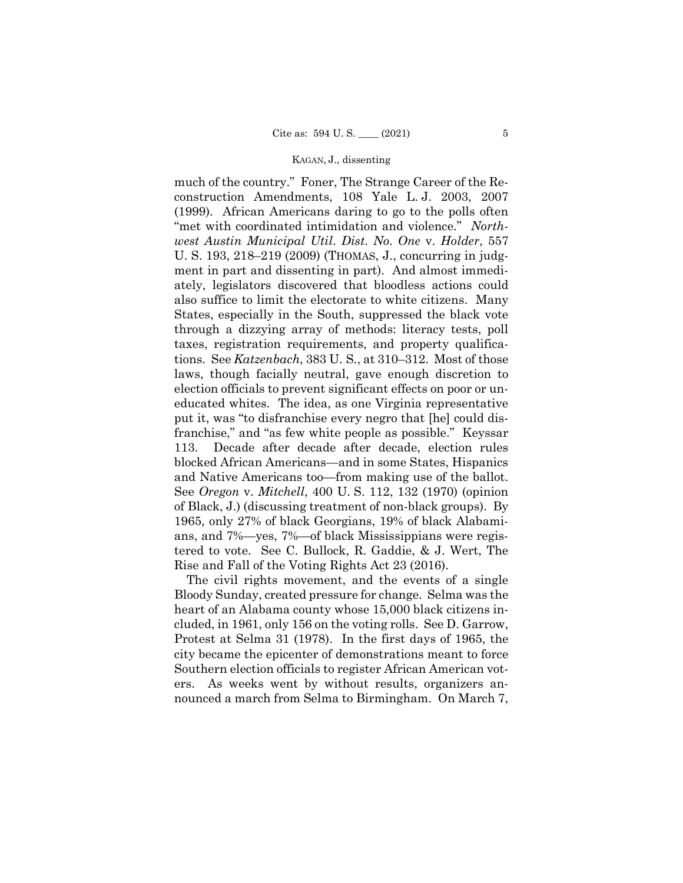much of the country." Foner, The Strange Career of the Reconstruction Amendments, 108 Yale L. J. 2003, 2007 (1999). African Americans daring to go to the polls often "met with coordinated intimidation and violence." *Northwest Austin Municipal Util. Dist. No. One* v. *Holder*, 557 U. S. 193, 218–219 (2009) (THOMAS, J., concurring in judgment in part and dissenting in part). And almost immediately, legislators discovered that bloodless actions could also suffice to limit the electorate to white citizens. Many States, especially in the South, suppressed the black vote through a dizzying array of methods: literacy tests, poll taxes, registration requirements, and property qualifications. See *Katzenbach*, 383 U. S., at 310–312. Most of those laws, though facially neutral, gave enough discretion to election officials to prevent significant effects on poor or uneducated whites. The idea, as one Virginia representative put it, was "to disfranchise every negro that [he] could disfranchise," and "as few white people as possible." Keyssar 113. Decade after decade after decade, election rules blocked African Americans—and in some States, Hispanics and Native Americans too—from making use of the ballot. See *Oregon* v. *Mitchell*, 400 U. S. 112, 132 (1970) (opinion of Black, J.) (discussing treatment of non-black groups). By 1965, only 27% of black Georgians, 19% of black Alabamians, and 7%—yes, 7%—of black Mississippians were registered to vote. See C. Bullock, R. Gaddie, & J. Wert, The Rise and Fall of the Voting Rights Act 23 (2016).

The civil rights movement, and the events of a single Bloody Sunday, created pressure for change. Selma was the heart of an Alabama county whose 15,000 black citizens included, in 1961, only 156 on the voting rolls. See D. Garrow, Protest at Selma 31 (1978). In the first days of 1965, the city became the epicenter of demonstrations meant to force Southern election officials to register African American voters. As weeks went by without results, organizers announced a march from Selma to Birmingham. On March 7,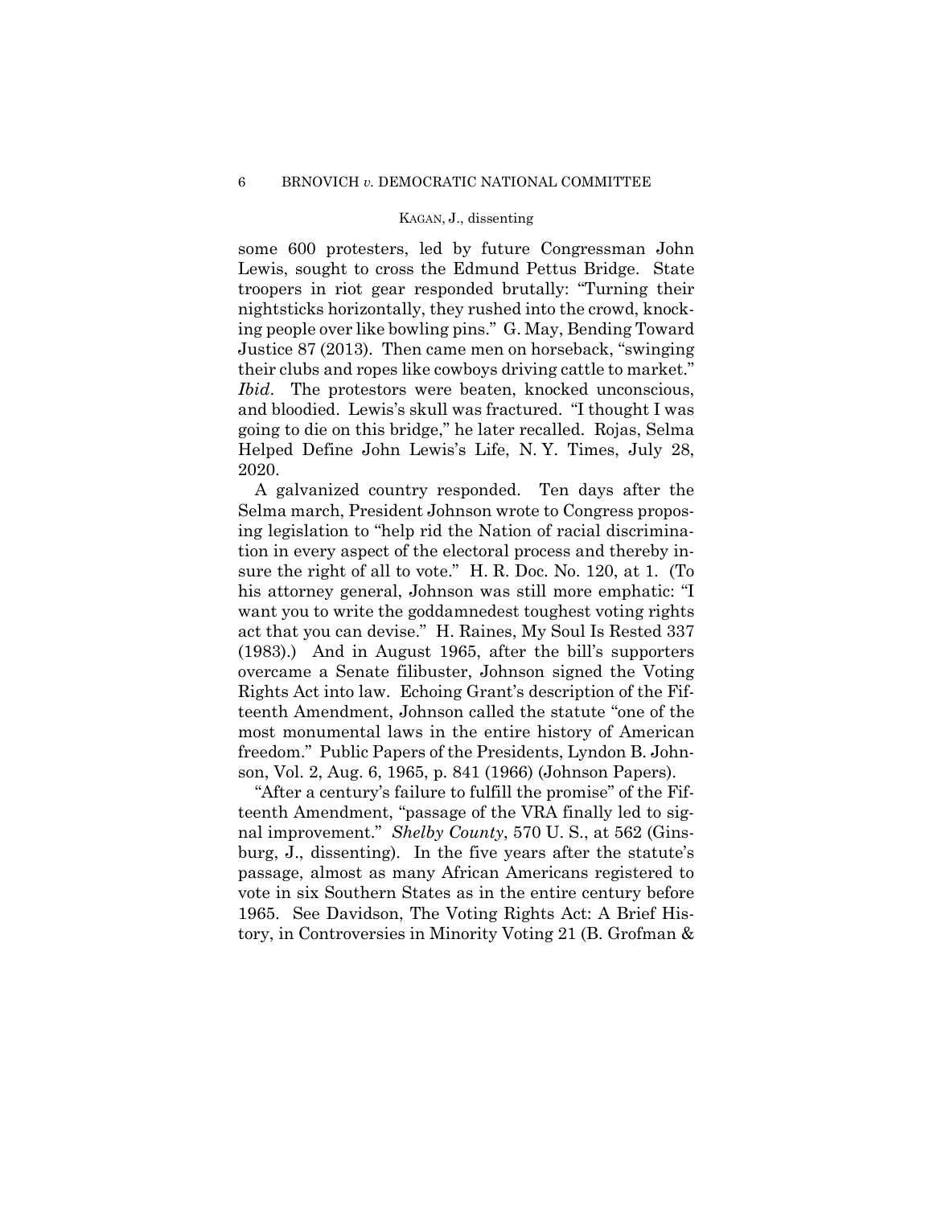some 600 protesters, led by future Congressman John Lewis, sought to cross the Edmund Pettus Bridge. State troopers in riot gear responded brutally: "Turning their nightsticks horizontally, they rushed into the crowd, knocking people over like bowling pins." G. May, Bending Toward Justice 87 (2013). Then came men on horseback, "swinging their clubs and ropes like cowboys driving cattle to market." *Ibid*. The protestors were beaten, knocked unconscious, and bloodied. Lewis's skull was fractured. "I thought I was going to die on this bridge," he later recalled. Rojas, Selma Helped Define John Lewis's Life, N. Y. Times, July 28, 2020.

A galvanized country responded. Ten days after the Selma march, President Johnson wrote to Congress proposing legislation to "help rid the Nation of racial discrimination in every aspect of the electoral process and thereby insure the right of all to vote." H. R. Doc. No. 120, at 1. (To his attorney general, Johnson was still more emphatic: "I want you to write the goddamnedest toughest voting rights act that you can devise." H. Raines, My Soul Is Rested 337 (1983).) And in August 1965, after the bill's supporters overcame a Senate filibuster, Johnson signed the Voting Rights Act into law. Echoing Grant's description of the Fifteenth Amendment, Johnson called the statute "one of the most monumental laws in the entire history of American freedom." Public Papers of the Presidents, Lyndon B. Johnson, Vol. 2, Aug. 6, 1965, p. 841 (1966) (Johnson Papers).

"After a century's failure to fulfill the promise" of the Fifteenth Amendment, "passage of the VRA finally led to signal improvement." *Shelby County*, 570 U. S., at 562 (Ginsburg, J., dissenting). In the five years after the statute's passage, almost as many African Americans registered to vote in six Southern States as in the entire century before 1965. See Davidson, The Voting Rights Act: A Brief History, in Controversies in Minority Voting 21 (B. Grofman &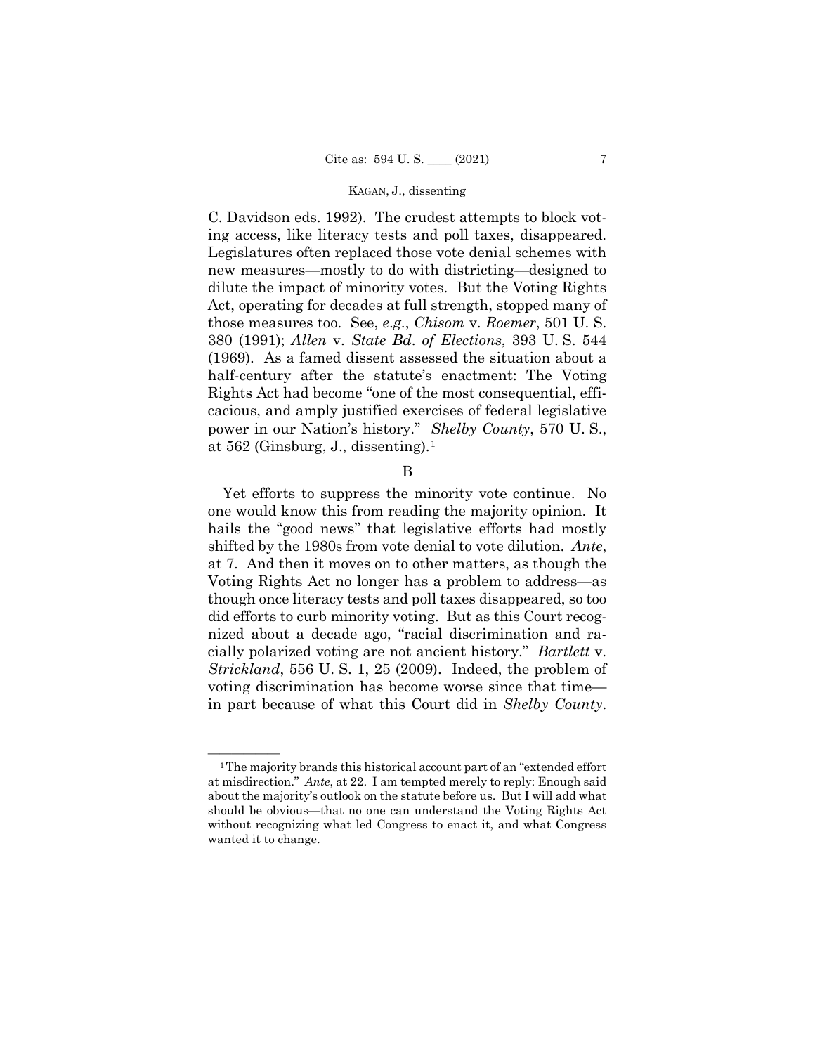C. Davidson eds. 1992). The crudest attempts to block voting access, like literacy tests and poll taxes, disappeared. Legislatures often replaced those vote denial schemes with new measures—mostly to do with districting—designed to dilute the impact of minority votes. But the Voting Rights Act, operating for decades at full strength, stopped many of those measures too. See, *e.g.*, *Chisom* v. *Roemer*, 501 U. S. 380 (1991); *Allen* v. *State Bd. of Elections*, 393 U. S. 544 (1969). As a famed dissent assessed the situation about a half-century after the statute's enactment: The Voting Rights Act had become "one of the most consequential, efficacious, and amply justified exercises of federal legislative power in our Nation's history." *Shelby County*, 570 U. S., at 562 (Ginsburg, J., dissenting).[1]

B

Yet efforts to suppress the minority vote continue. No one would know this from reading the majority opinion. It hails the "good news" that legislative efforts had mostly shifted by the 1980s from vote denial to vote dilution. *Ante*, at 7. And then it moves on to other matters, as though the Voting Rights Act no longer has a problem to address—as though once literacy tests and poll taxes disappeared, so too did efforts to curb minority voting. But as this Court recognized about a decade ago, "racial discrimination and racially polarized voting are not ancient history." *Bartlett* v. *Strickland*, 556 U. S. 1, 25 (2009). Indeed, the problem of voting discrimination has become worse since that time—in part because of what this Court did in *Shelby County*.

---

[1] The majority brands this historical account part of an "extended effort at misdirection." *Ante*, at 22. I am tempted merely to reply: Enough said about the majority's outlook on the statute before us. But I will add what should be obvious—that no one can understand the Voting Rights Act without recognizing what led Congress to enact it, and what Congress wanted it to change.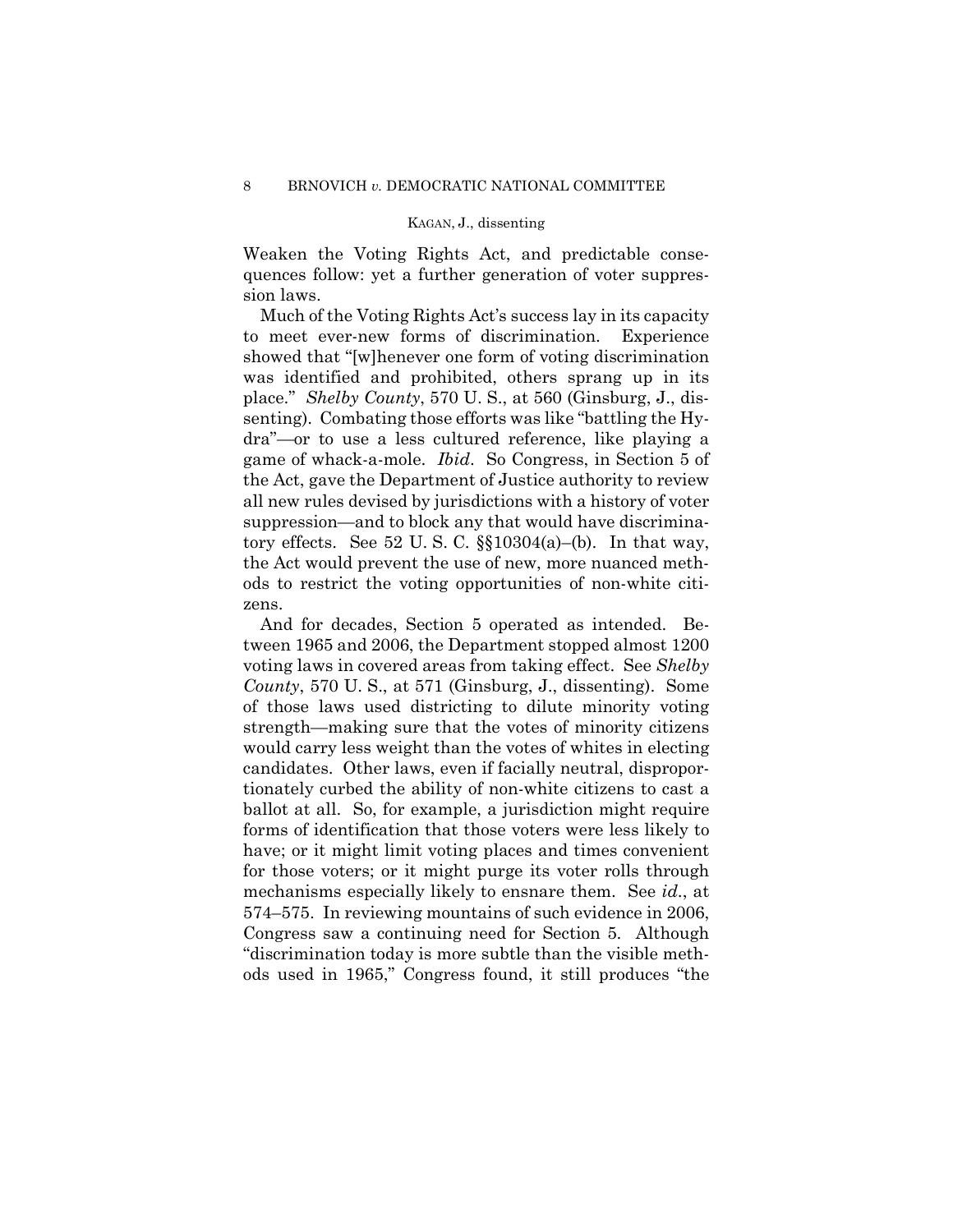Weaken the Voting Rights Act, and predictable consequences follow: yet a further generation of voter suppression laws.

Much of the Voting Rights Act's success lay in its capacity to meet ever-new forms of discrimination. Experience showed that "[w]henever one form of voting discrimination was identified and prohibited, others sprang up in its place." *Shelby County*, 570 U. S., at 560 (Ginsburg, J., dissenting). Combating those efforts was like "battling the Hydra"—or to use a less cultured reference, like playing a game of whack-a-mole. *Ibid*. So Congress, in Section 5 of the Act, gave the Department of Justice authority to review all new rules devised by jurisdictions with a history of voter suppression—and to block any that would have discriminatory effects. See 52 U. S. C. §§10304(a)–(b). In that way, the Act would prevent the use of new, more nuanced methods to restrict the voting opportunities of non-white citizens.

And for decades, Section 5 operated as intended. Between 1965 and 2006, the Department stopped almost 1200 voting laws in covered areas from taking effect. See *Shelby County*, 570 U. S., at 571 (Ginsburg, J., dissenting). Some of those laws used districting to dilute minority voting strength—making sure that the votes of minority citizens would carry less weight than the votes of whites in electing candidates. Other laws, even if facially neutral, disproportionately curbed the ability of non-white citizens to cast a ballot at all. So, for example, a jurisdiction might require forms of identification that those voters were less likely to have; or it might limit voting places and times convenient for those voters; or it might purge its voter rolls through mechanisms especially likely to ensnare them. See *id*., at 574–575. In reviewing mountains of such evidence in 2006, Congress saw a continuing need for Section 5. Although "discrimination today is more subtle than the visible methods used in 1965," Congress found, it still produces "the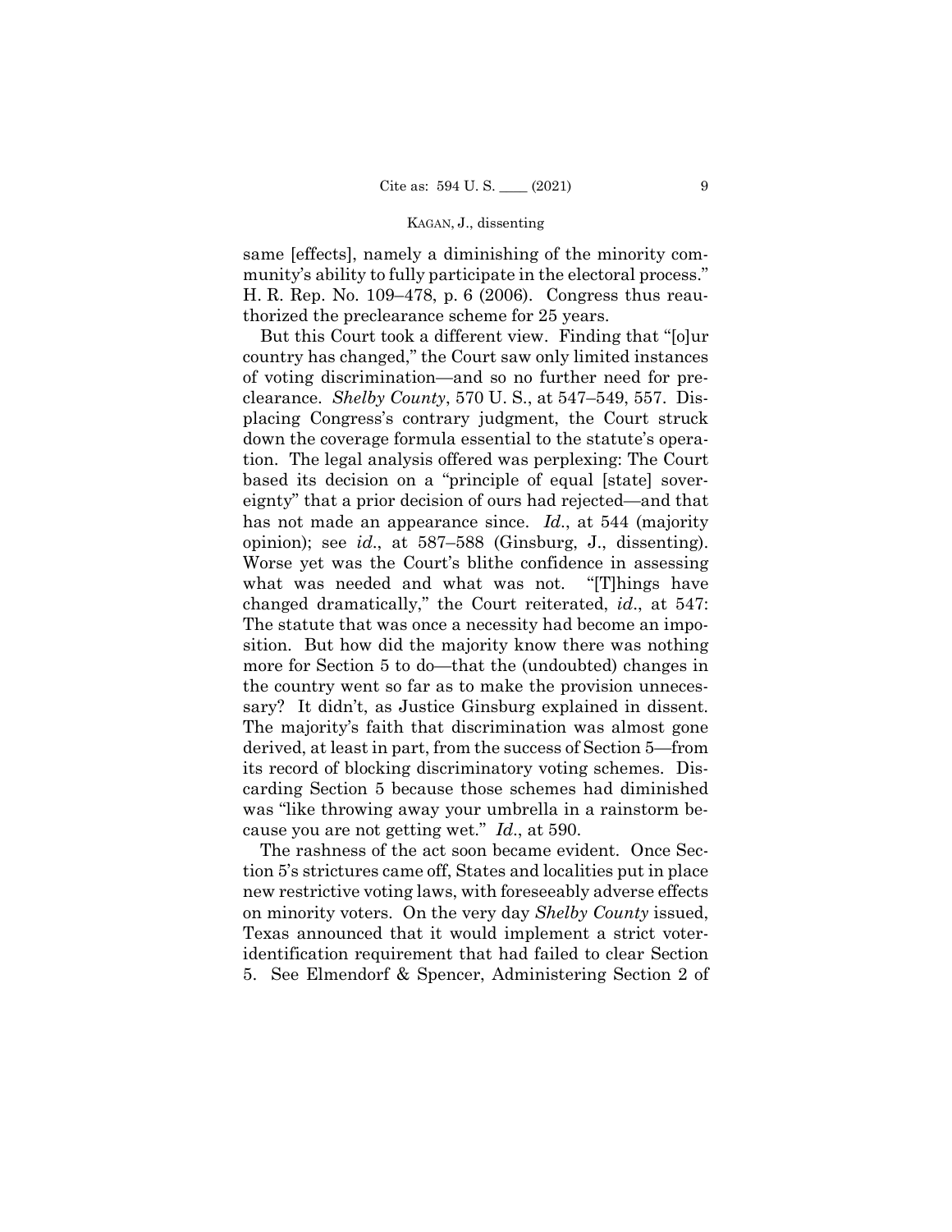same [effects], namely a diminishing of the minority community's ability to fully participate in the electoral process." H. R. Rep. No. 109–478, p. 6 (2006). Congress thus reauthorized the preclearance scheme for 25 years.

But this Court took a different view. Finding that "[o]ur country has changed," the Court saw only limited instances of voting discrimination—and so no further need for preclearance. *Shelby County*, 570 U. S., at 547–549, 557. Displacing Congress's contrary judgment, the Court struck down the coverage formula essential to the statute's operation. The legal analysis offered was perplexing: The Court based its decision on a "principle of equal [state] sovereignty" that a prior decision of ours had rejected—and that has not made an appearance since. *Id*., at 544 (majority opinion); see *id*., at 587–588 (Ginsburg, J., dissenting). Worse yet was the Court's blithe confidence in assessing what was needed and what was not. "[T]hings have changed dramatically," the Court reiterated, *id*., at 547: The statute that was once a necessity had become an imposition. But how did the majority know there was nothing more for Section 5 to do—that the (undoubted) changes in the country went so far as to make the provision unnecessary? It didn't, as Justice Ginsburg explained in dissent. The majority's faith that discrimination was almost gone derived, at least in part, from the success of Section 5—from its record of blocking discriminatory voting schemes. Discarding Section 5 because those schemes had diminished was "like throwing away your umbrella in a rainstorm because you are not getting wet." *Id*., at 590.

The rashness of the act soon became evident. Once Section 5's strictures came off, States and localities put in place new restrictive voting laws, with foreseeably adverse effects on minority voters. On the very day *Shelby County* issued, Texas announced that it would implement a strict voter-identification requirement that had failed to clear Section 5. See Elmendorf & Spencer, Administering Section 2 of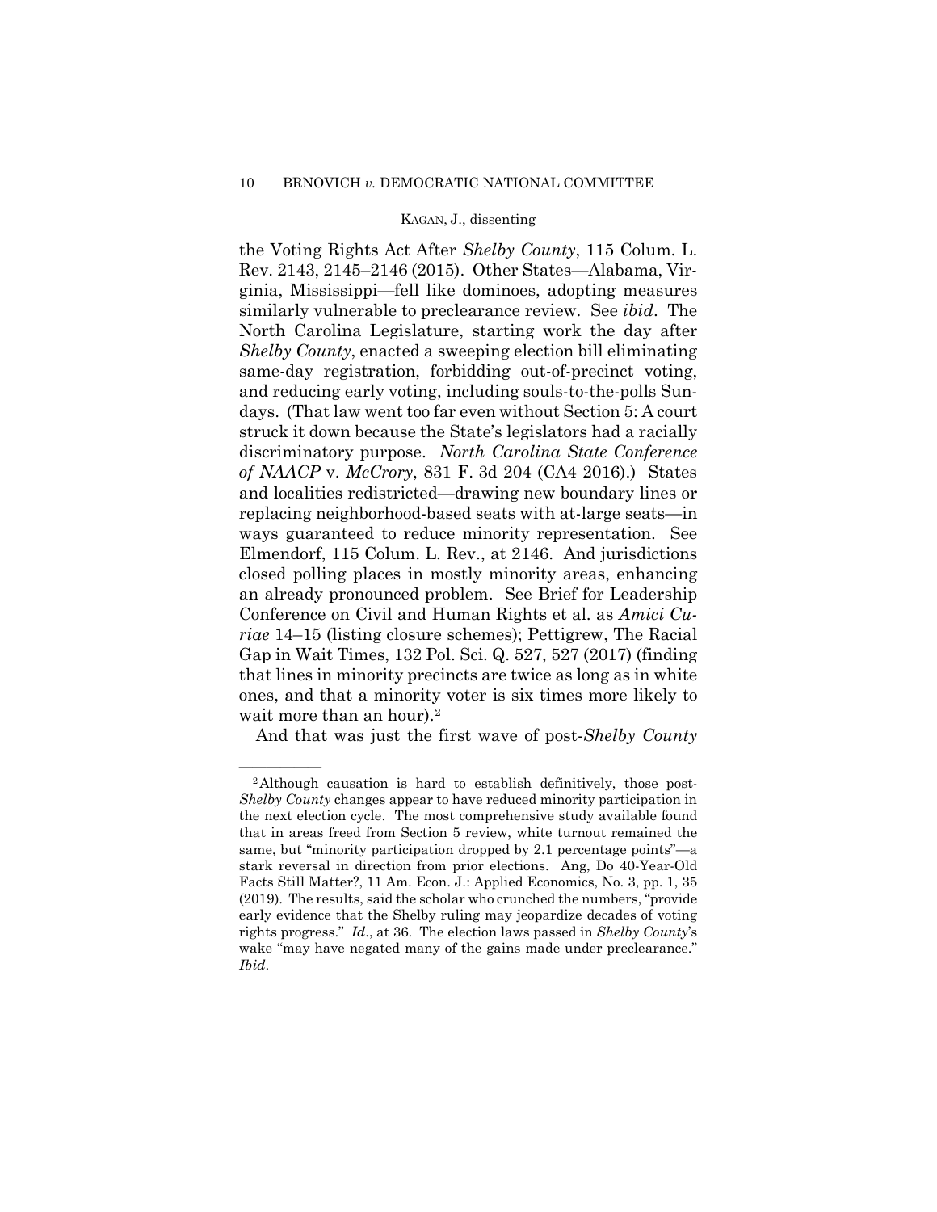the Voting Rights Act After *Shelby County*, 115 Colum. L. Rev. 2143, 2145–2146 (2015). Other States—Alabama, Virginia, Mississippi—fell like dominoes, adopting measures similarly vulnerable to preclearance review. See *ibid*. The North Carolina Legislature, starting work the day after *Shelby County*, enacted a sweeping election bill eliminating same-day registration, forbidding out-of-precinct voting, and reducing early voting, including souls-to-the-polls Sundays. (That law went too far even without Section 5: A court struck it down because the State's legislators had a racially discriminatory purpose. *North Carolina State Conference of NAACP* v. *McCrory*, 831 F. 3d 204 (CA4 2016).) States and localities redistricted—drawing new boundary lines or replacing neighborhood-based seats with at-large seats—in ways guaranteed to reduce minority representation. See Elmendorf, 115 Colum. L. Rev., at 2146. And jurisdictions closed polling places in mostly minority areas, enhancing an already pronounced problem. See Brief for Leadership Conference on Civil and Human Rights et al. as *Amici Curiae* 14–15 (listing closure schemes); Pettigrew, The Racial Gap in Wait Times, 132 Pol. Sci. Q. 527, 527 (2017) (finding that lines in minority precincts are twice as long as in white ones, and that a minority voter is six times more likely to wait more than an hour).[2]

And that was just the first wave of post-*Shelby County*

---

[2] Although causation is hard to establish definitively, those post-*Shelby County* changes appear to have reduced minority participation in the next election cycle. The most comprehensive study available found that in areas freed from Section 5 review, white turnout remained the same, but "minority participation dropped by 2.1 percentage points"—a stark reversal in direction from prior elections. Ang, Do 40-Year-Old Facts Still Matter?, 11 Am. Econ. J.: Applied Economics, No. 3, pp. 1, 35 (2019). The results, said the scholar who crunched the numbers, "provide early evidence that the Shelby ruling may jeopardize decades of voting rights progress." *Id*., at 36. The election laws passed in *Shelby County*'s wake "may have negated many of the gains made under preclearance." *Ibid*.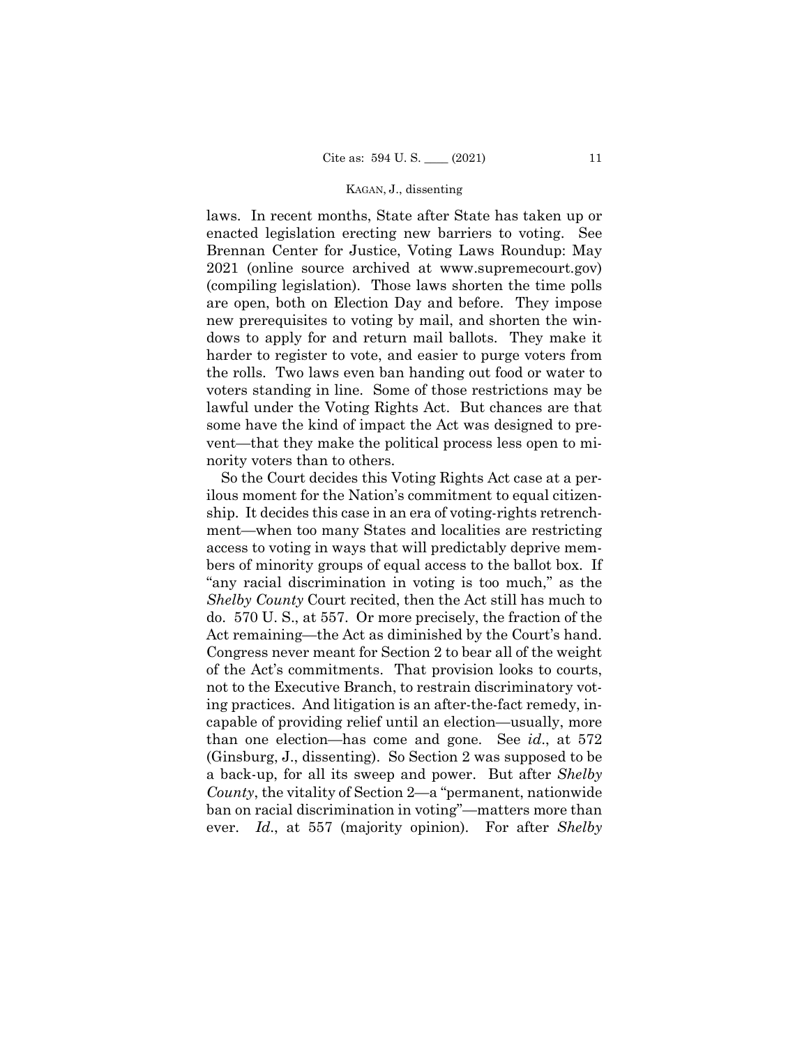laws. In recent months, State after State has taken up or enacted legislation erecting new barriers to voting. See Brennan Center for Justice, Voting Laws Roundup: May 2021 (online source archived at www.supremecourt.gov) (compiling legislation). Those laws shorten the time polls are open, both on Election Day and before. They impose new prerequisites to voting by mail, and shorten the windows to apply for and return mail ballots. They make it harder to register to vote, and easier to purge voters from the rolls. Two laws even ban handing out food or water to voters standing in line. Some of those restrictions may be lawful under the Voting Rights Act. But chances are that some have the kind of impact the Act was designed to prevent—that they make the political process less open to minority voters than to others.

So the Court decides this Voting Rights Act case at a perilous moment for the Nation's commitment to equal citizenship. It decides this case in an era of voting-rights retrenchment—when too many States and localities are restricting access to voting in ways that will predictably deprive members of minority groups of equal access to the ballot box. If "any racial discrimination in voting is too much," as the *Shelby County* Court recited, then the Act still has much to do. 570 U. S., at 557. Or more precisely, the fraction of the Act remaining—the Act as diminished by the Court's hand. Congress never meant for Section 2 to bear all of the weight of the Act's commitments. That provision looks to courts, not to the Executive Branch, to restrain discriminatory voting practices. And litigation is an after-the-fact remedy, incapable of providing relief until an election—usually, more than one election—has come and gone. See *id*., at 572 (Ginsburg, J., dissenting). So Section 2 was supposed to be a back-up, for all its sweep and power. But after *Shelby County*, the vitality of Section 2—a "permanent, nationwide ban on racial discrimination in voting"—matters more than ever. *Id*., at 557 (majority opinion). For after *Shelby*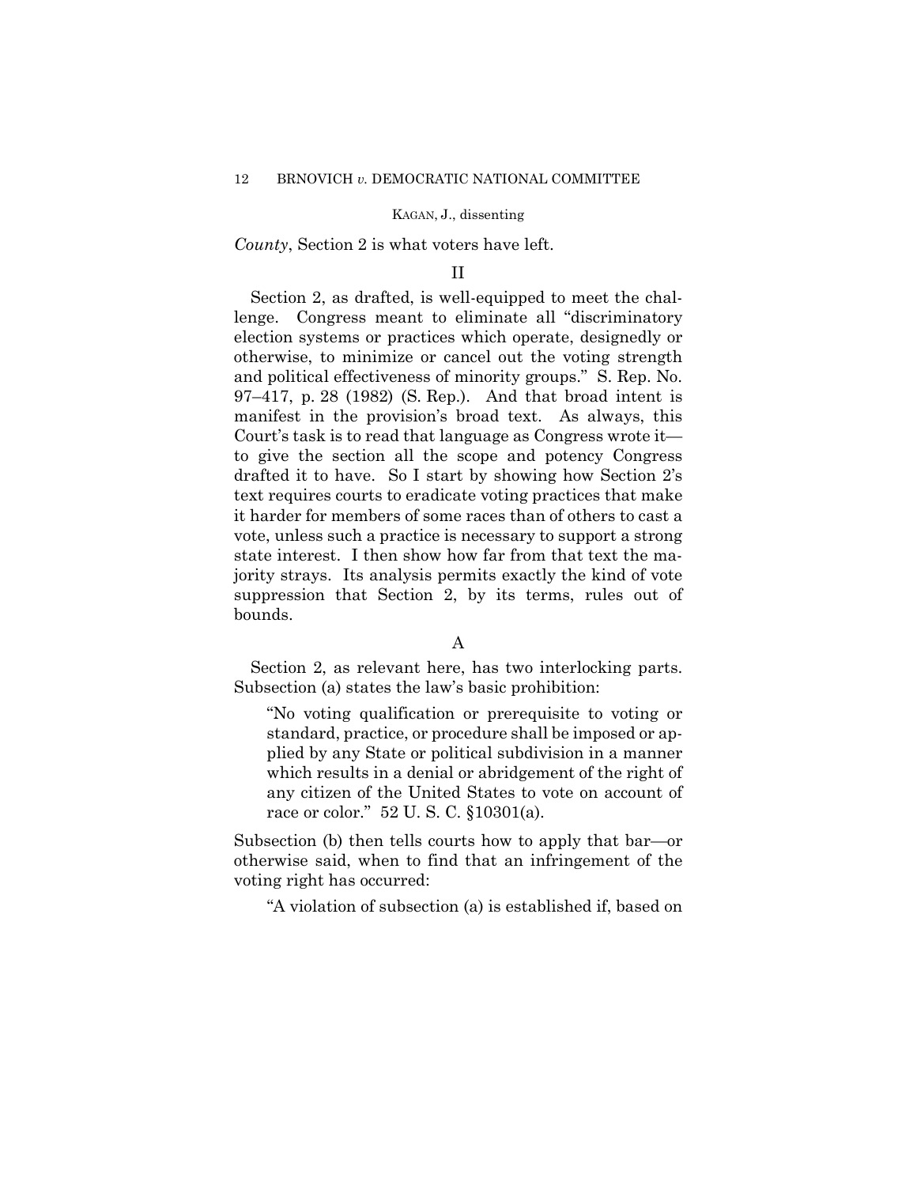*County*, Section 2 is what voters have left.

## II

Section 2, as drafted, is well-equipped to meet the challenge. Congress meant to eliminate all "discriminatory election systems or practices which operate, designedly or otherwise, to minimize or cancel out the voting strength and political effectiveness of minority groups." S. Rep. No. 97–417, p. 28 (1982) (S. Rep.). And that broad intent is manifest in the provision's broad text. As always, this Court's task is to read that language as Congress wrote it—to give the section all the scope and potency Congress drafted it to have. So I start by showing how Section 2's text requires courts to eradicate voting practices that make it harder for members of some races than of others to cast a vote, unless such a practice is necessary to support a strong state interest. I then show how far from that text the majority strays. Its analysis permits exactly the kind of vote suppression that Section 2, by its terms, rules out of bounds.

### A

Section 2, as relevant here, has two interlocking parts. Subsection (a) states the law's basic prohibition:

> "No voting qualification or prerequisite to voting or standard, practice, or procedure shall be imposed or applied by any State or political subdivision in a manner which results in a denial or abridgement of the right of any citizen of the United States to vote on account of race or color." 52 U. S. C. §10301(a).

Subsection (b) then tells courts how to apply that bar—or otherwise said, when to find that an infringement of the voting right has occurred:

> "A violation of subsection (a) is established if, based on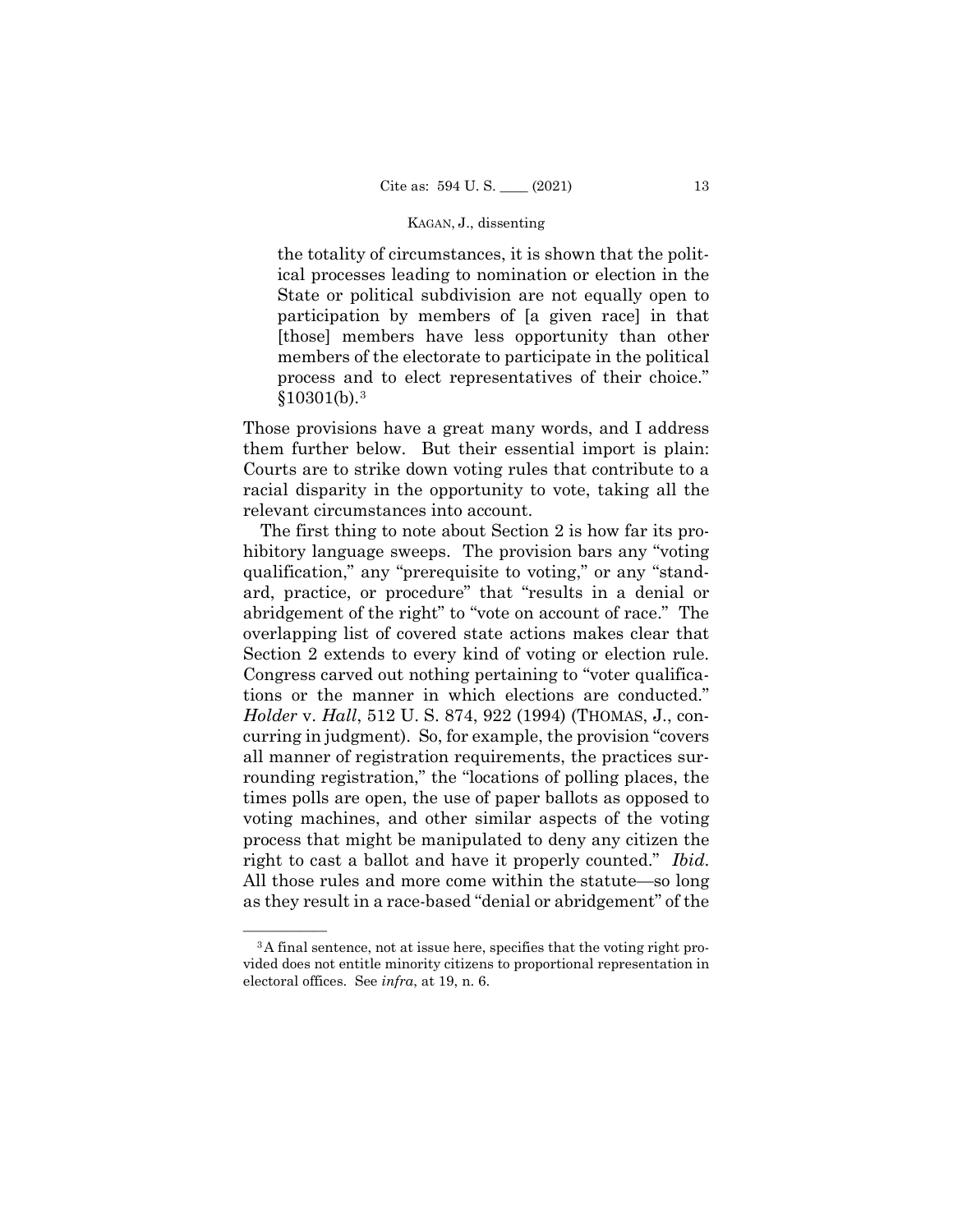> the totality of circumstances, it is shown that the political processes leading to nomination or election in the State or political subdivision are not equally open to participation by members of [a given race] in that [those] members have less opportunity than other members of the electorate to participate in the political process and to elect representatives of their choice." §10301(b).[3]

Those provisions have a great many words, and I address them further below. But their essential import is plain: Courts are to strike down voting rules that contribute to a racial disparity in the opportunity to vote, taking all the relevant circumstances into account.

The first thing to note about Section 2 is how far its prohibitory language sweeps. The provision bars any "voting qualification," any "prerequisite to voting," or any "standard, practice, or procedure" that "results in a denial or abridgement of the right" to "vote on account of race." The overlapping list of covered state actions makes clear that Section 2 extends to every kind of voting or election rule. Congress carved out nothing pertaining to "voter qualifications or the manner in which elections are conducted." *Holder* v. *Hall*, 512 U. S. 874, 922 (1994) (THOMAS, J., concurring in judgment). So, for example, the provision "covers all manner of registration requirements, the practices surrounding registration," the "locations of polling places, the times polls are open, the use of paper ballots as opposed to voting machines, and other similar aspects of the voting process that might be manipulated to deny any citizen the right to cast a ballot and have it properly counted." *Ibid.* All those rules and more come within the statute—so long as they result in a race-based "denial or abridgement" of the

---

[3] A final sentence, not at issue here, specifies that the voting right provided does not entitle minority citizens to proportional representation in electoral offices. See *infra*, at 19, n. 6.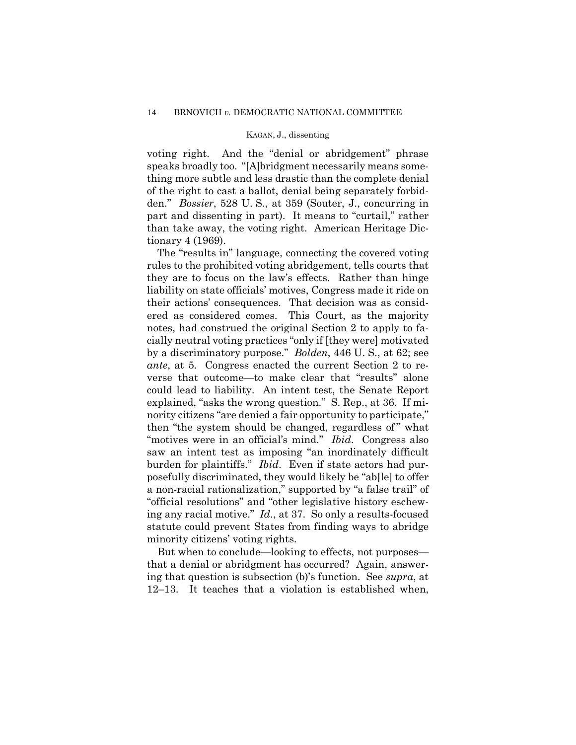voting right. And the "denial or abridgement" phrase speaks broadly too. "[A]bridgment necessarily means something more subtle and less drastic than the complete denial of the right to cast a ballot, denial being separately forbidden." *Bossier*, 528 U. S., at 359 (Souter, J., concurring in part and dissenting in part). It means to "curtail," rather than take away, the voting right. American Heritage Dictionary 4 (1969).

The "results in" language, connecting the covered voting rules to the prohibited voting abridgement, tells courts that they are to focus on the law's effects. Rather than hinge liability on state officials' motives, Congress made it ride on their actions' consequences. That decision was as considered as considered comes. This Court, as the majority notes, had construed the original Section 2 to apply to facially neutral voting practices "only if [they were] motivated by a discriminatory purpose." *Bolden*, 446 U. S., at 62; see *ante*, at 5. Congress enacted the current Section 2 to reverse that outcome—to make clear that "results" alone could lead to liability. An intent test, the Senate Report explained, "asks the wrong question." S. Rep., at 36. If minority citizens "are denied a fair opportunity to participate," then "the system should be changed, regardless of" what "motives were in an official's mind." *Ibid*. Congress also saw an intent test as imposing "an inordinately difficult burden for plaintiffs." *Ibid*. Even if state actors had purposefully discriminated, they would likely be "ab[le] to offer a non-racial rationalization," supported by "a false trail" of "official resolutions" and "other legislative history eschewing any racial motive." *Id*., at 37. So only a results-focused statute could prevent States from finding ways to abridge minority citizens' voting rights.

But when to conclude—looking to effects, not purposes—that a denial or abridgment has occurred? Again, answering that question is subsection (b)'s function. See *supra*, at 12–13. It teaches that a violation is established when,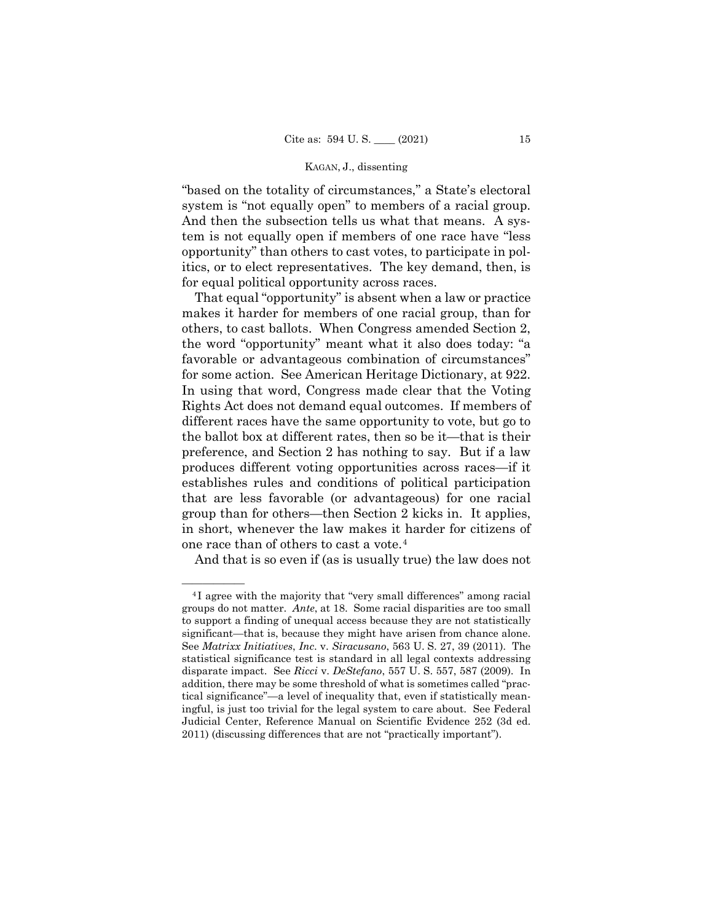"based on the totality of circumstances," a State's electoral system is "not equally open" to members of a racial group. And then the subsection tells us what that means. A system is not equally open if members of one race have "less opportunity" than others to cast votes, to participate in politics, or to elect representatives. The key demand, then, is for equal political opportunity across races.

That equal "opportunity" is absent when a law or practice makes it harder for members of one racial group, than for others, to cast ballots. When Congress amended Section 2, the word "opportunity" meant what it also does today: "a favorable or advantageous combination of circumstances" for some action. See American Heritage Dictionary, at 922. In using that word, Congress made clear that the Voting Rights Act does not demand equal outcomes. If members of different races have the same opportunity to vote, but go to the ballot box at different rates, then so be it—that is their preference, and Section 2 has nothing to say. But if a law produces different voting opportunities across races—if it establishes rules and conditions of political participation that are less favorable (or advantageous) for one racial group than for others—then Section 2 kicks in. It applies, in short, whenever the law makes it harder for citizens of one race than of others to cast a vote.[4]

And that is so even if (as is usually true) the law does not

---

[4] I agree with the majority that "very small differences" among racial groups do not matter. *Ante*, at 18. Some racial disparities are too small to support a finding of unequal access because they are not statistically significant—that is, because they might have arisen from chance alone. See *Matrixx Initiatives*, *Inc*. v. *Siracusano*, 563 U. S. 27, 39 (2011). The statistical significance test is standard in all legal contexts addressing disparate impact. See *Ricci* v. *DeStefano*, 557 U. S. 557, 587 (2009). In addition, there may be some threshold of what is sometimes called "practical significance"—a level of inequality that, even if statistically meaningful, is just too trivial for the legal system to care about. See Federal Judicial Center, Reference Manual on Scientific Evidence 252 (3d ed. 2011) (discussing differences that are not "practically important").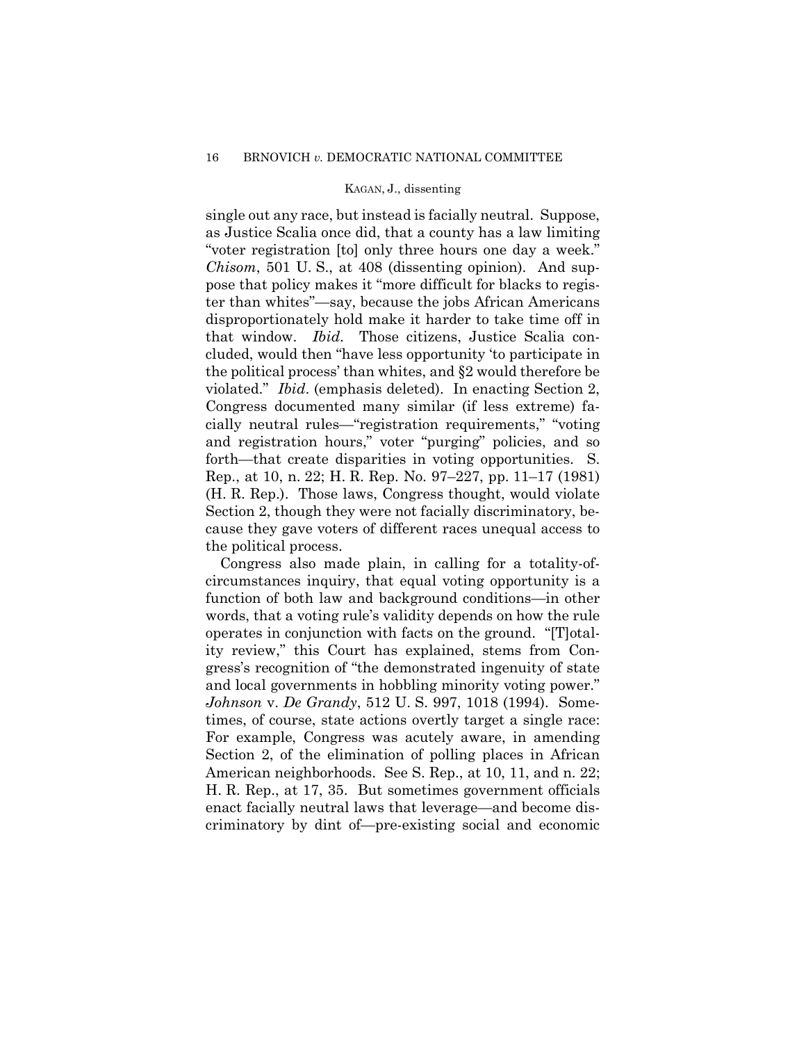single out any race, but instead is facially neutral. Suppose, as Justice Scalia once did, that a county has a law limiting "voter registration [to] only three hours one day a week." *Chisom*, 501 U. S., at 408 (dissenting opinion). And suppose that policy makes it "more difficult for blacks to register than whites"—say, because the jobs African Americans disproportionately hold make it harder to take time off in that window. *Ibid*. Those citizens, Justice Scalia concluded, would then "have less opportunity 'to participate in the political process' than whites, and §2 would therefore be violated." *Ibid*. (emphasis deleted). In enacting Section 2, Congress documented many similar (if less extreme) facially neutral rules—"registration requirements," "voting and registration hours," voter "purging" policies, and so forth—that create disparities in voting opportunities. S. Rep., at 10, n. 22; H. R. Rep. No. 97–227, pp. 11–17 (1981) (H. R. Rep.). Those laws, Congress thought, would violate Section 2, though they were not facially discriminatory, because they gave voters of different races unequal access to the political process.

Congress also made plain, in calling for a totality-of-circumstances inquiry, that equal voting opportunity is a function of both law and background conditions—in other words, that a voting rule's validity depends on how the rule operates in conjunction with facts on the ground. "[T]otality review," this Court has explained, stems from Congress's recognition of "the demonstrated ingenuity of state and local governments in hobbling minority voting power." *Johnson* v. *De Grandy*, 512 U. S. 997, 1018 (1994). Sometimes, of course, state actions overtly target a single race: For example, Congress was acutely aware, in amending Section 2, of the elimination of polling places in African American neighborhoods. See S. Rep., at 10, 11, and n. 22; H. R. Rep., at 17, 35. But sometimes government officials enact facially neutral laws that leverage—and become discriminatory by dint of—pre-existing social and economic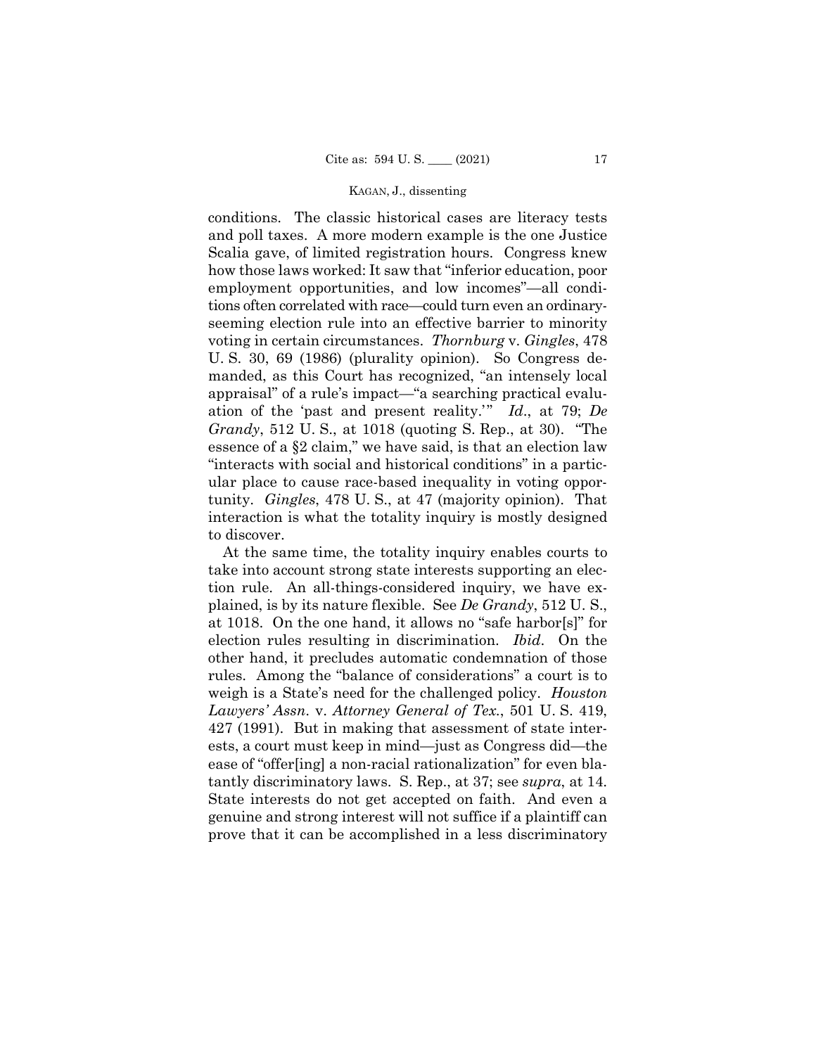conditions. The classic historical cases are literacy tests and poll taxes. A more modern example is the one Justice Scalia gave, of limited registration hours. Congress knew how those laws worked: It saw that "inferior education, poor employment opportunities, and low incomes"—all conditions often correlated with race—could turn even an ordinary-seeming election rule into an effective barrier to minority voting in certain circumstances. *Thornburg* v. *Gingles*, 478 U. S. 30, 69 (1986) (plurality opinion). So Congress demanded, as this Court has recognized, "an intensely local appraisal" of a rule's impact—"a searching practical evaluation of the 'past and present reality.'" *Id*., at 79; *De Grandy*, 512 U. S., at 1018 (quoting S. Rep., at 30). "The essence of a §2 claim," we have said, is that an election law "interacts with social and historical conditions" in a particular place to cause race-based inequality in voting opportunity. *Gingles*, 478 U. S., at 47 (majority opinion). That interaction is what the totality inquiry is mostly designed to discover.

At the same time, the totality inquiry enables courts to take into account strong state interests supporting an election rule. An all-things-considered inquiry, we have explained, is by its nature flexible. See *De Grandy*, 512 U. S., at 1018. On the one hand, it allows no "safe harbor[s]" for election rules resulting in discrimination. *Ibid*. On the other hand, it precludes automatic condemnation of those rules. Among the "balance of considerations" a court is to weigh is a State's need for the challenged policy. *Houston Lawyers' Assn.* v. *Attorney General of Tex.*, 501 U. S. 419, 427 (1991). But in making that assessment of state interests, a court must keep in mind—just as Congress did—the ease of "offer[ing] a non-racial rationalization" for even blatantly discriminatory laws. S. Rep., at 37; see *supra*, at 14. State interests do not get accepted on faith. And even a genuine and strong interest will not suffice if a plaintiff can prove that it can be accomplished in a less discriminatory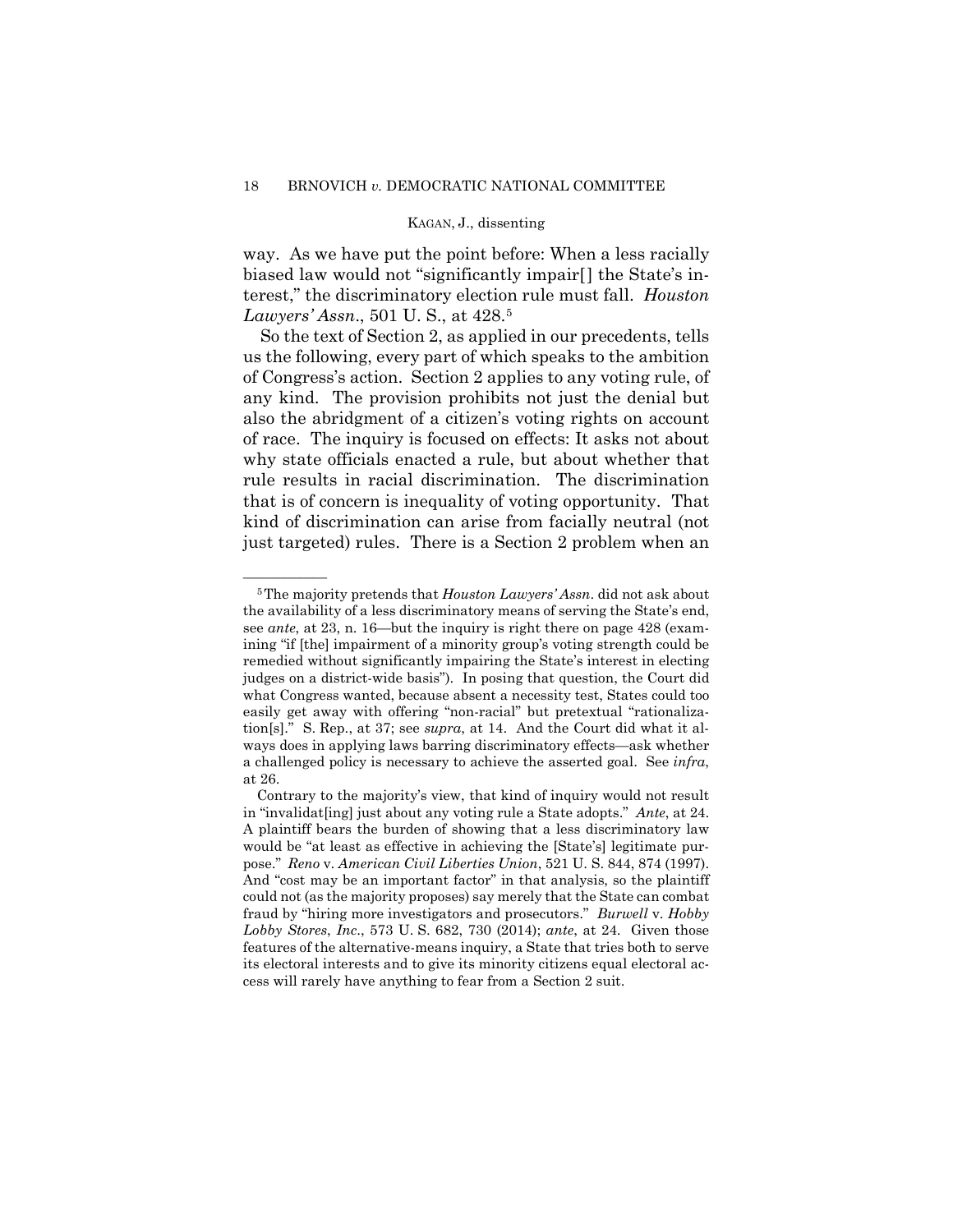way. As we have put the point before: When a less racially biased law would not "significantly impair[] the State's interest," the discriminatory election rule must fall. *Houston Lawyers' Assn.*, 501 U. S., at 428.[5]

So the text of Section 2, as applied in our precedents, tells us the following, every part of which speaks to the ambition of Congress's action. Section 2 applies to any voting rule, of any kind. The provision prohibits not just the denial but also the abridgment of a citizen's voting rights on account of race. The inquiry is focused on effects: It asks not about why state officials enacted a rule, but about whether that rule results in racial discrimination. The discrimination that is of concern is inequality of voting opportunity. That kind of discrimination can arise from facially neutral (not just targeted) rules. There is a Section 2 problem when an

---

[5] The majority pretends that *Houston Lawyers' Assn.* did not ask about the availability of a less discriminatory means of serving the State's end, see *ante*, at 23, n. 16—but the inquiry is right there on page 428 (examining "if [the] impairment of a minority group's voting strength could be remedied without significantly impairing the State's interest in electing judges on a district-wide basis"). In posing that question, the Court did what Congress wanted, because absent a necessity test, States could too easily get away with offering "non-racial" but pretextual "rationalization[s]." S. Rep., at 37; see *supra*, at 14. And the Court did what it always does in applying laws barring discriminatory effects—ask whether a challenged policy is necessary to achieve the asserted goal. See *infra*, at 26.

Contrary to the majority's view, that kind of inquiry would not result in "invalidat[ing] just about any voting rule a State adopts." *Ante*, at 24. A plaintiff bears the burden of showing that a less discriminatory law would be "at least as effective in achieving the [State's] legitimate purpose." *Reno* v. *American Civil Liberties Union*, 521 U. S. 844, 874 (1997). And "cost may be an important factor" in that analysis, so the plaintiff could not (as the majority proposes) say merely that the State can combat fraud by "hiring more investigators and prosecutors." *Burwell* v. *Hobby Lobby Stores*, *Inc*., 573 U. S. 682, 730 (2014); *ante*, at 24. Given those features of the alternative-means inquiry, a State that tries both to serve its electoral interests and to give its minority citizens equal electoral access will rarely have anything to fear from a Section 2 suit.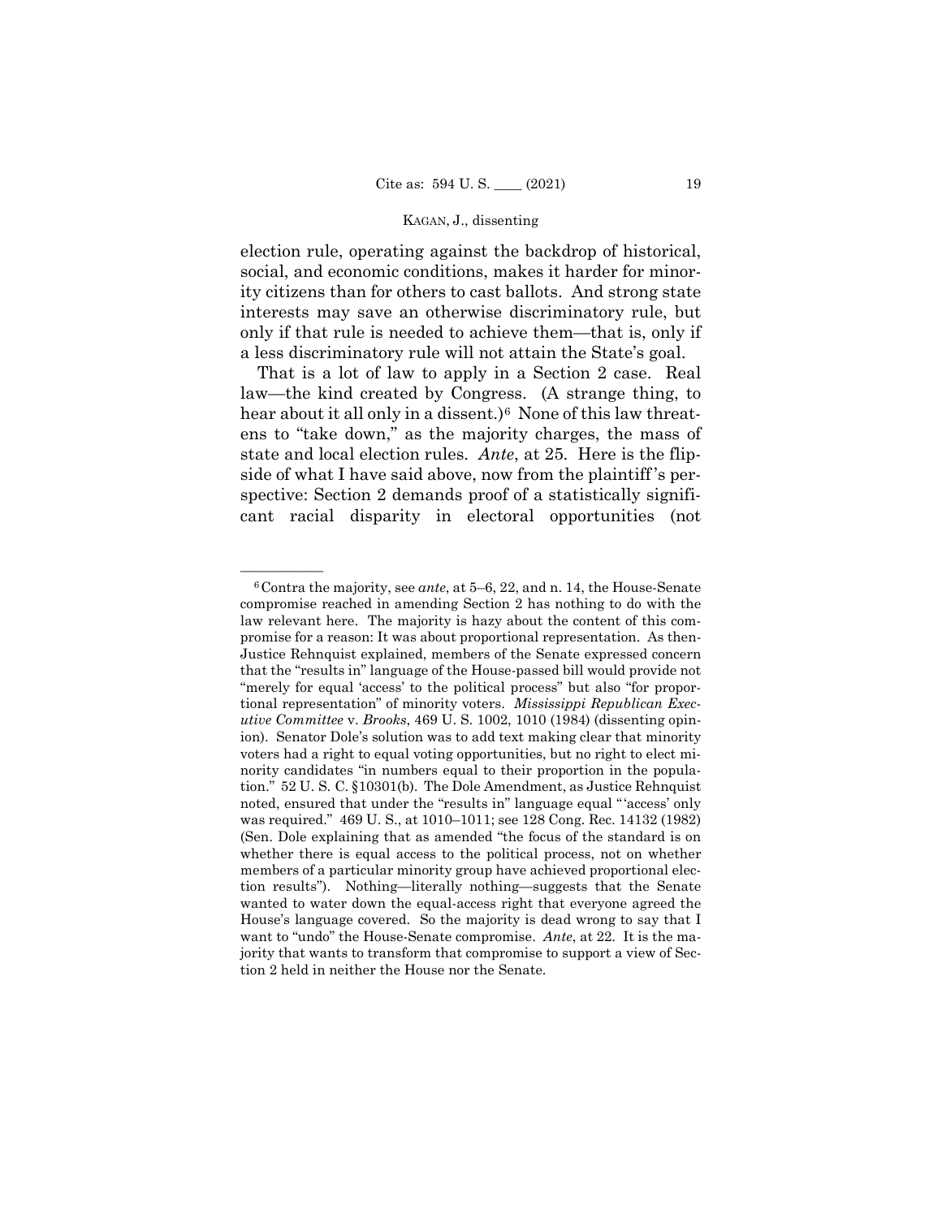election rule, operating against the backdrop of historical, social, and economic conditions, makes it harder for minority citizens than for others to cast ballots. And strong state interests may save an otherwise discriminatory rule, but only if that rule is needed to achieve them—that is, only if a less discriminatory rule will not attain the State's goal.

That is a lot of law to apply in a Section 2 case. Real law—the kind created by Congress. (A strange thing, to hear about it all only in a dissent.)[6] None of this law threatens to "take down," as the majority charges, the mass of state and local election rules. *Ante*, at 25. Here is the flipside of what I have said above, now from the plaintiff's perspective: Section 2 demands proof of a statistically significant racial disparity in electoral opportunities (not

---

[6] Contra the majority, see *ante*, at 5–6, 22, and n. 14, the House-Senate compromise reached in amending Section 2 has nothing to do with the law relevant here. The majority is hazy about the content of this compromise for a reason: It was about proportional representation. As then-Justice Rehnquist explained, members of the Senate expressed concern that the "results in" language of the House-passed bill would provide not "merely for equal 'access' to the political process" but also "for proportional representation" of minority voters. *Mississippi Republican Executive Committee* v. *Brooks*, 469 U. S. 1002, 1010 (1984) (dissenting opinion). Senator Dole's solution was to add text making clear that minority voters had a right to equal voting opportunities, but no right to elect minority candidates "in numbers equal to their proportion in the population." 52 U. S. C. §10301(b). The Dole Amendment, as Justice Rehnquist noted, ensured that under the "results in" language equal "'access' only was required." 469 U. S., at 1010–1011; see 128 Cong. Rec. 14132 (1982) (Sen. Dole explaining that as amended "the focus of the standard is on whether there is equal access to the political process, not on whether members of a particular minority group have achieved proportional election results"). Nothing—literally nothing—suggests that the Senate wanted to water down the equal-access right that everyone agreed the House's language covered. So the majority is dead wrong to say that I want to "undo" the House-Senate compromise. *Ante*, at 22. It is the majority that wants to transform that compromise to support a view of Section 2 held in neither the House nor the Senate.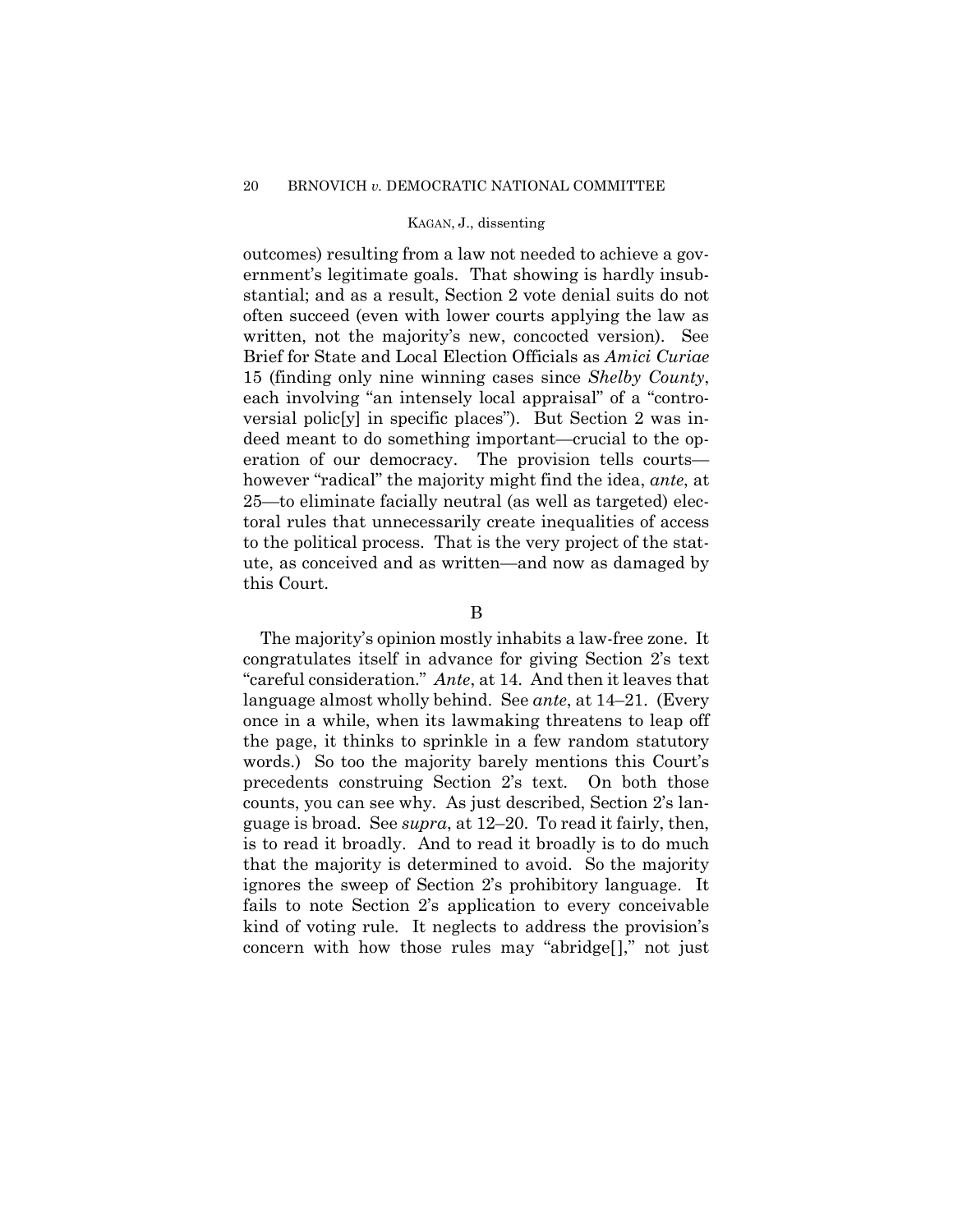outcomes) resulting from a law not needed to achieve a government's legitimate goals. That showing is hardly insubstantial; and as a result, Section 2 vote denial suits do not often succeed (even with lower courts applying the law as written, not the majority's new, concocted version). See Brief for State and Local Election Officials as *Amici Curiae* 15 (finding only nine winning cases since *Shelby County*, each involving "an intensely local appraisal" of a "controversial polic[y] in specific places"). But Section 2 was indeed meant to do something important—crucial to the operation of our democracy. The provision tells courts—however "radical" the majority might find the idea, *ante*, at 25—to eliminate facially neutral (as well as targeted) electoral rules that unnecessarily create inequalities of access to the political process. That is the very project of the statute, as conceived and as written—and now as damaged by this Court.

B

The majority's opinion mostly inhabits a law-free zone. It congratulates itself in advance for giving Section 2's text "careful consideration." *Ante*, at 14. And then it leaves that language almost wholly behind. See *ante*, at 14–21. (Every once in a while, when its lawmaking threatens to leap off the page, it thinks to sprinkle in a few random statutory words.) So too the majority barely mentions this Court's precedents construing Section 2's text. On both those counts, you can see why. As just described, Section 2's language is broad. See *supra*, at 12–20. To read it fairly, then, is to read it broadly. And to read it broadly is to do much that the majority is determined to avoid. So the majority ignores the sweep of Section 2's prohibitory language. It fails to note Section 2's application to every conceivable kind of voting rule. It neglects to address the provision's concern with how those rules may "abridge[]," not just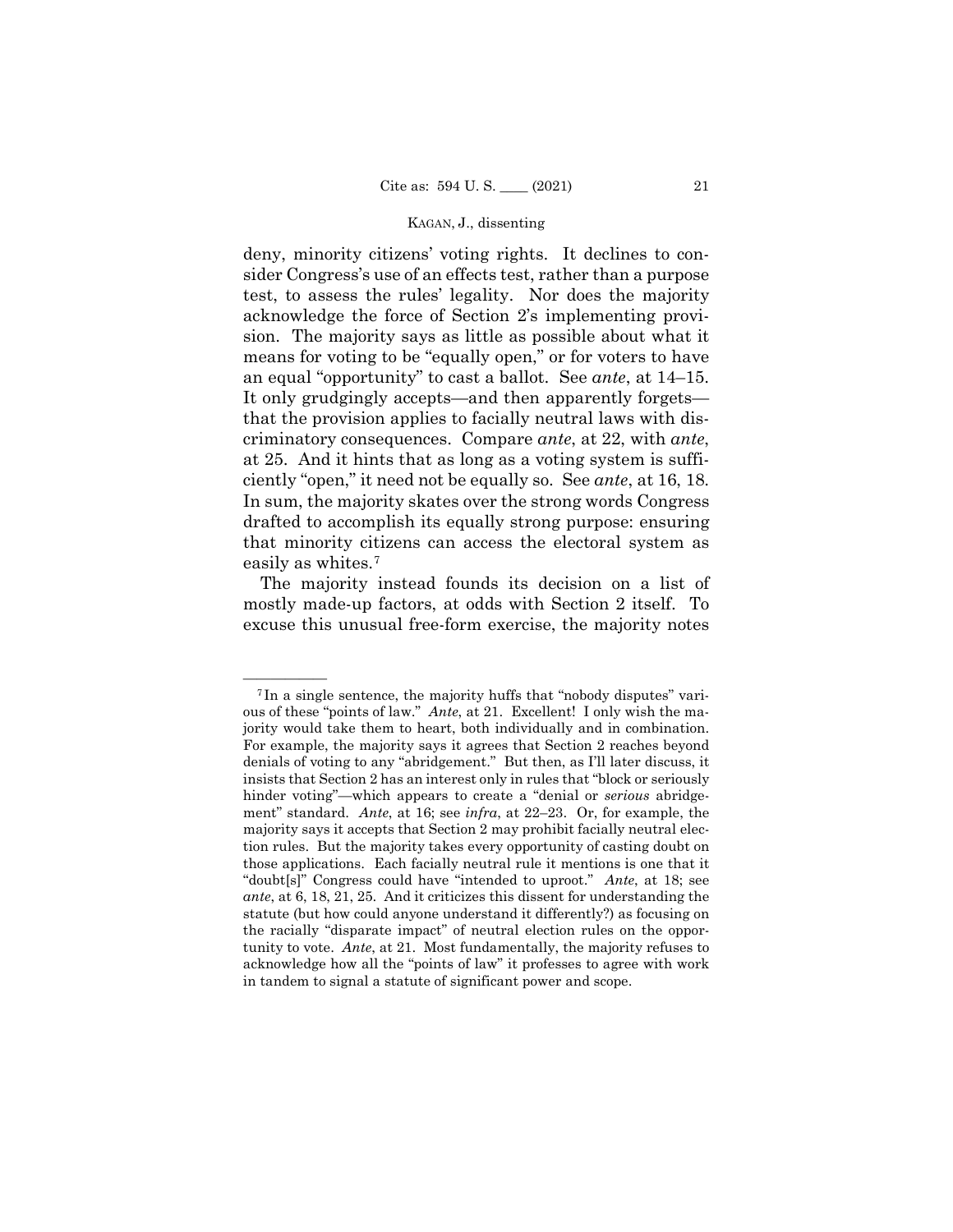deny, minority citizens' voting rights. It declines to consider Congress's use of an effects test, rather than a purpose test, to assess the rules' legality. Nor does the majority acknowledge the force of Section 2's implementing provision. The majority says as little as possible about what it means for voting to be "equally open," or for voters to have an equal "opportunity" to cast a ballot. See *ante*, at 14–15. It only grudgingly accepts—and then apparently forgets—that the provision applies to facially neutral laws with discriminatory consequences. Compare *ante*, at 22, with *ante*, at 25. And it hints that as long as a voting system is sufficiently "open," it need not be equally so. See *ante*, at 16, 18. In sum, the majority skates over the strong words Congress drafted to accomplish its equally strong purpose: ensuring that minority citizens can access the electoral system as easily as whites.[7]

The majority instead founds its decision on a list of mostly made-up factors, at odds with Section 2 itself. To excuse this unusual free-form exercise, the majority notes

---

[7] In a single sentence, the majority huffs that "nobody disputes" various of these "points of law." *Ante*, at 21. Excellent! I only wish the majority would take them to heart, both individually and in combination. For example, the majority says it agrees that Section 2 reaches beyond denials of voting to any "abridgement." But then, as I'll later discuss, it insists that Section 2 has an interest only in rules that "block or seriously hinder voting"—which appears to create a "denial or *serious* abridgement" standard. *Ante*, at 16; see *infra*, at 22–23. Or, for example, the majority says it accepts that Section 2 may prohibit facially neutral election rules. But the majority takes every opportunity of casting doubt on those applications. Each facially neutral rule it mentions is one that it "doubt[s]" Congress could have "intended to uproot." *Ante*, at 18; see *ante*, at 6, 18, 21, 25. And it criticizes this dissent for understanding the statute (but how could anyone understand it differently?) as focusing on the racially "disparate impact" of neutral election rules on the opportunity to vote. *Ante*, at 21. Most fundamentally, the majority refuses to acknowledge how all the "points of law" it professes to agree with work in tandem to signal a statute of significant power and scope.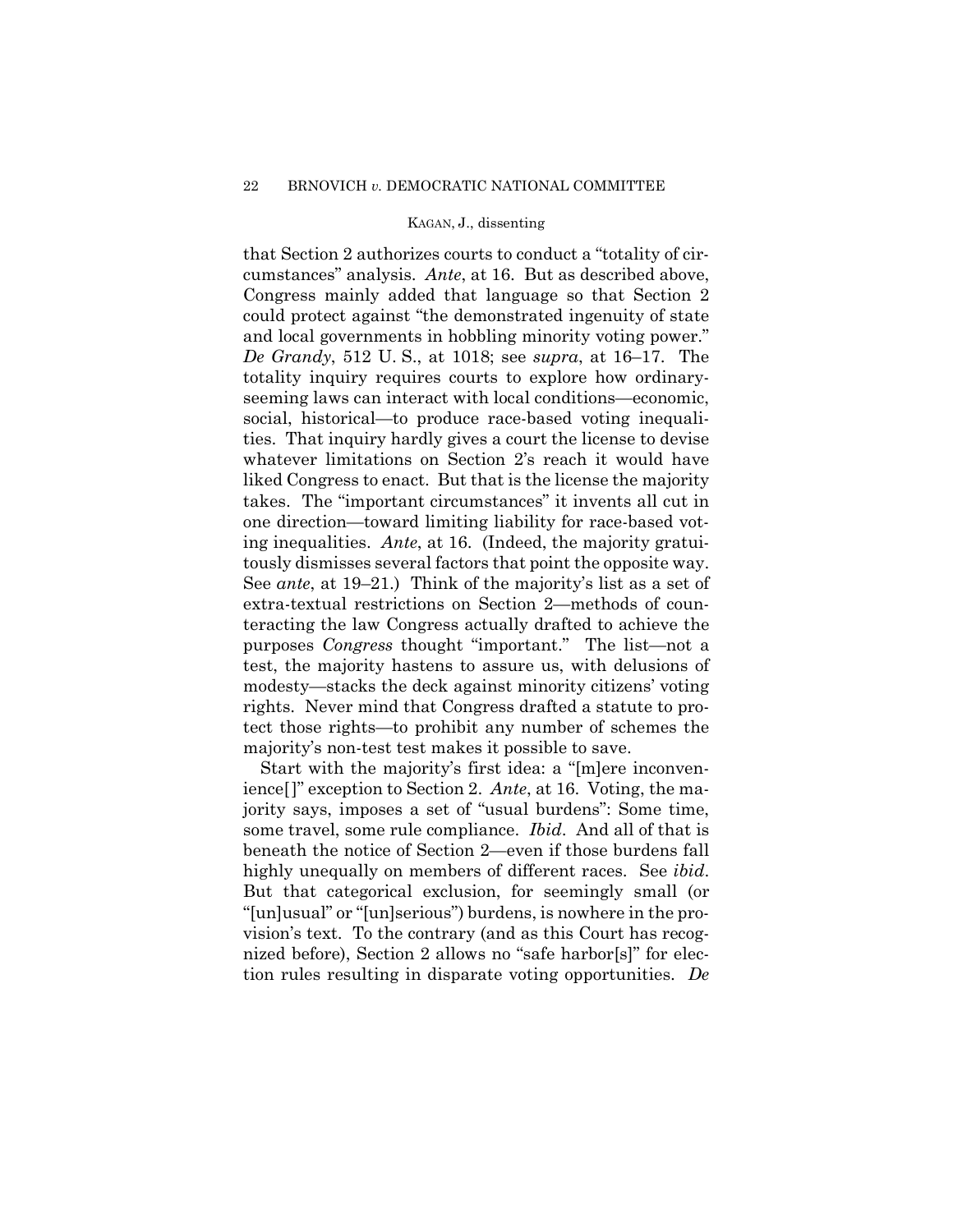that Section 2 authorizes courts to conduct a "totality of circumstances" analysis. *Ante*, at 16. But as described above, Congress mainly added that language so that Section 2 could protect against "the demonstrated ingenuity of state and local governments in hobbling minority voting power." *De Grandy*, 512 U. S., at 1018; see *supra*, at 16–17. The totality inquiry requires courts to explore how ordinary-seeming laws can interact with local conditions—economic, social, historical—to produce race-based voting inequalities. That inquiry hardly gives a court the license to devise whatever limitations on Section 2's reach it would have liked Congress to enact. But that is the license the majority takes. The "important circumstances" it invents all cut in one direction—toward limiting liability for race-based voting inequalities. *Ante*, at 16. (Indeed, the majority gratuitously dismisses several factors that point the opposite way. See *ante*, at 19–21.) Think of the majority's list as a set of extra-textual restrictions on Section 2—methods of counteracting the law Congress actually drafted to achieve the purposes *Congress* thought "important." The list—not a test, the majority hastens to assure us, with delusions of modesty—stacks the deck against minority citizens' voting rights. Never mind that Congress drafted a statute to protect those rights—to prohibit any number of schemes the majority's non-test test makes it possible to save.

Start with the majority's first idea: a "[m]ere inconvenience[]" exception to Section 2. *Ante*, at 16. Voting, the majority says, imposes a set of "usual burdens": Some time, some travel, some rule compliance. *Ibid*. And all of that is beneath the notice of Section 2—even if those burdens fall highly unequally on members of different races. See *ibid*. But that categorical exclusion, for seemingly small (or "[un]usual" or "[un]serious") burdens, is nowhere in the provision's text. To the contrary (and as this Court has recognized before), Section 2 allows no "safe harbor[s]" for election rules resulting in disparate voting opportunities. *De*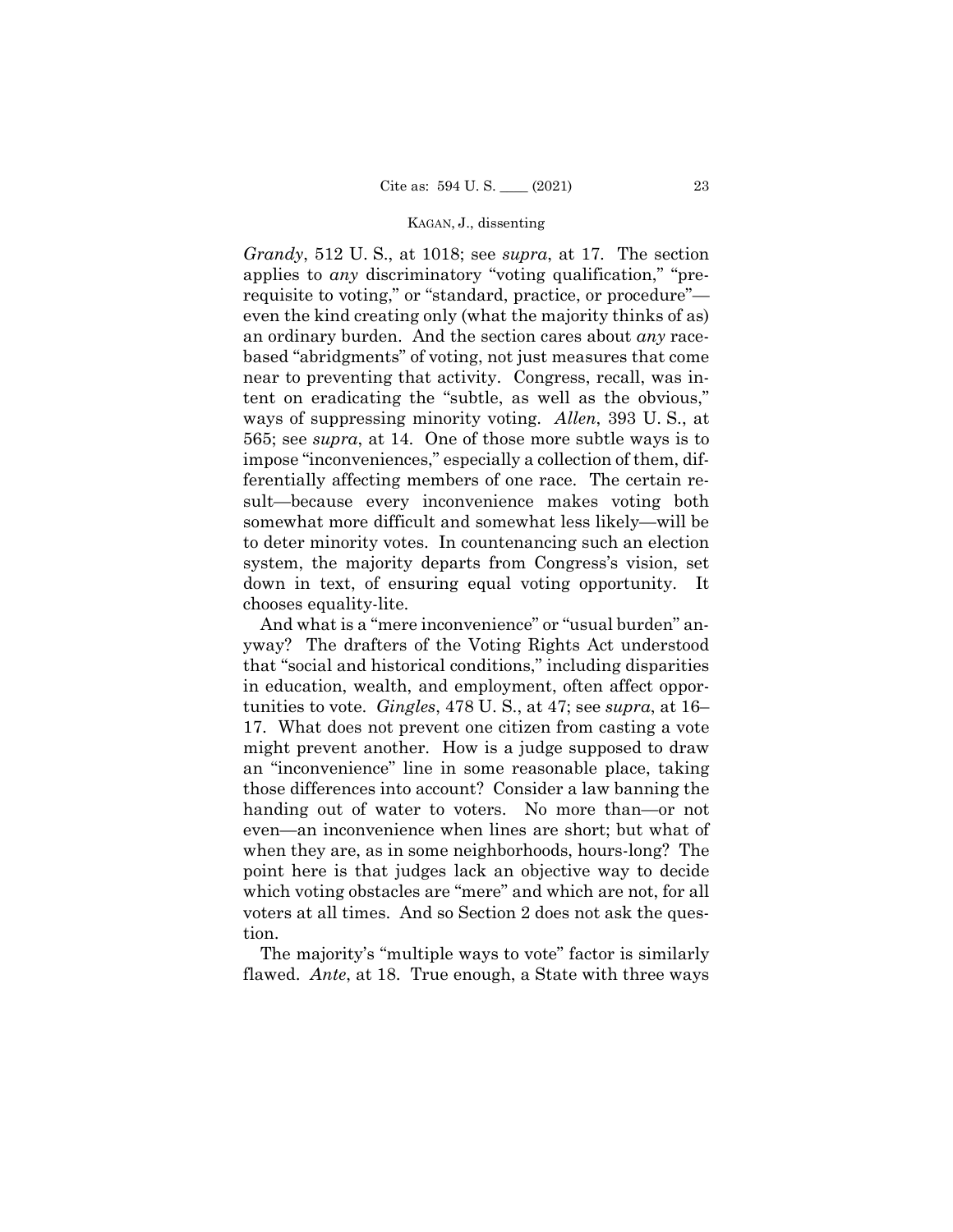*Grandy*, 512 U. S., at 1018; see *supra*, at 17. The section applies to *any* discriminatory "voting qualification," "prerequisite to voting," or "standard, practice, or procedure"—even the kind creating only (what the majority thinks of as) an ordinary burden. And the section cares about *any* race-based "abridgments" of voting, not just measures that come near to preventing that activity. Congress, recall, was intent on eradicating the "subtle, as well as the obvious," ways of suppressing minority voting. *Allen*, 393 U. S., at 565; see *supra*, at 14. One of those more subtle ways is to impose "inconveniences," especially a collection of them, differentially affecting members of one race. The certain result—because every inconvenience makes voting both somewhat more difficult and somewhat less likely—will be to deter minority votes. In countenancing such an election system, the majority departs from Congress's vision, set down in text, of ensuring equal voting opportunity. It chooses equality-lite.

And what is a "mere inconvenience" or "usual burden" anyway? The drafters of the Voting Rights Act understood that "social and historical conditions," including disparities in education, wealth, and employment, often affect opportunities to vote. *Gingles*, 478 U. S., at 47; see *supra*, at 16–17. What does not prevent one citizen from casting a vote might prevent another. How is a judge supposed to draw an "inconvenience" line in some reasonable place, taking those differences into account? Consider a law banning the handing out of water to voters. No more than—or not even—an inconvenience when lines are short; but what of when they are, as in some neighborhoods, hours-long? The point here is that judges lack an objective way to decide which voting obstacles are "mere" and which are not, for all voters at all times. And so Section 2 does not ask the question.

The majority's "multiple ways to vote" factor is similarly flawed. *Ante*, at 18. True enough, a State with three ways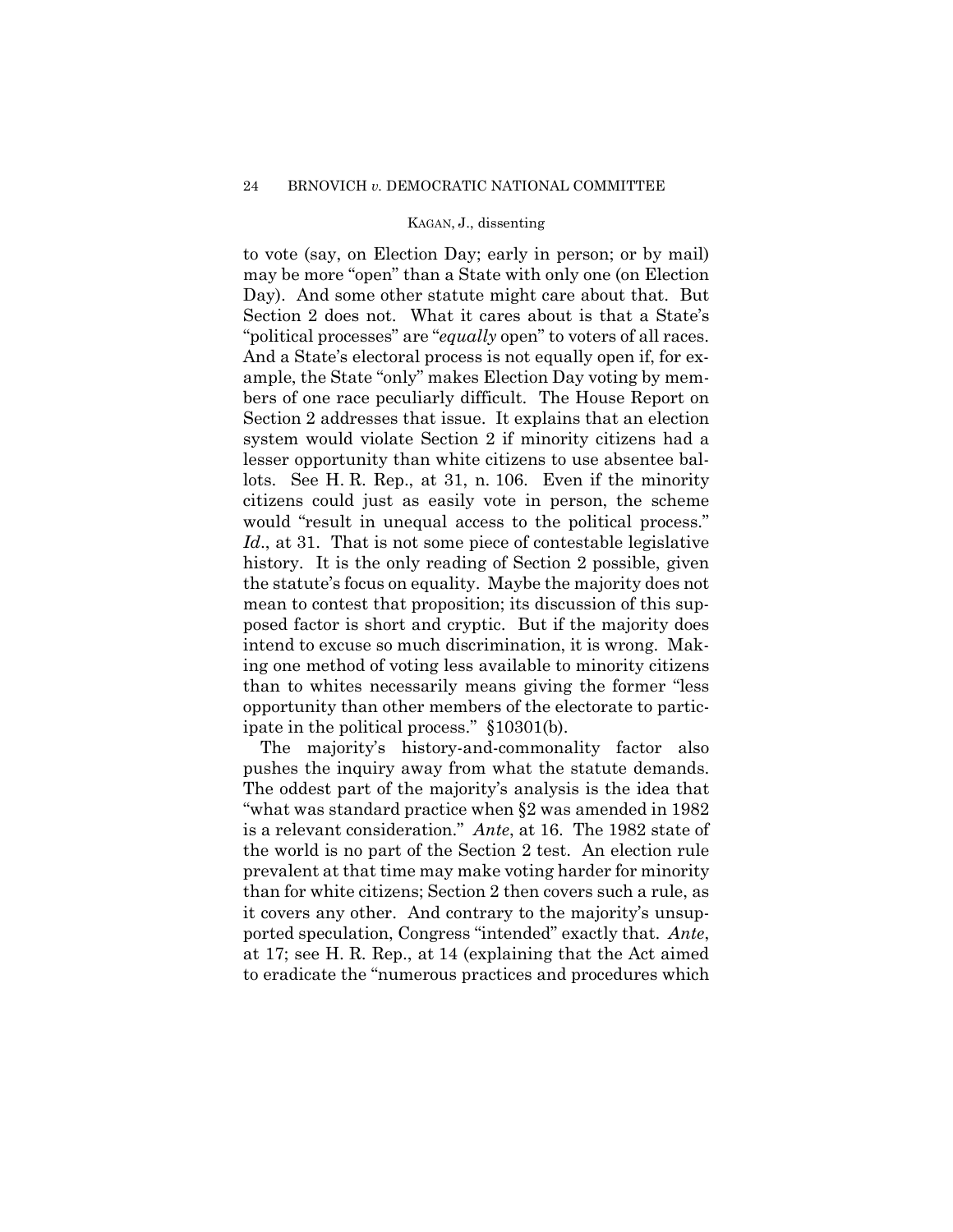to vote (say, on Election Day; early in person; or by mail) may be more "open" than a State with only one (on Election Day). And some other statute might care about that. But Section 2 does not. What it cares about is that a State's "political processes" are "*equally* open" to voters of all races. And a State's electoral process is not equally open if, for example, the State "only" makes Election Day voting by members of one race peculiarly difficult. The House Report on Section 2 addresses that issue. It explains that an election system would violate Section 2 if minority citizens had a lesser opportunity than white citizens to use absentee ballots. See H. R. Rep., at 31, n. 106. Even if the minority citizens could just as easily vote in person, the scheme would "result in unequal access to the political process." *Id*., at 31. That is not some piece of contestable legislative history. It is the only reading of Section 2 possible, given the statute's focus on equality. Maybe the majority does not mean to contest that proposition; its discussion of this supposed factor is short and cryptic. But if the majority does intend to excuse so much discrimination, it is wrong. Making one method of voting less available to minority citizens than to whites necessarily means giving the former "less opportunity than other members of the electorate to participate in the political process." §10301(b).

The majority's history-and-commonality factor also pushes the inquiry away from what the statute demands. The oddest part of the majority's analysis is the idea that "what was standard practice when §2 was amended in 1982 is a relevant consideration." *Ante*, at 16. The 1982 state of the world is no part of the Section 2 test. An election rule prevalent at that time may make voting harder for minority than for white citizens; Section 2 then covers such a rule, as it covers any other. And contrary to the majority's unsupported speculation, Congress "intended" exactly that. *Ante*, at 17; see H. R. Rep., at 14 (explaining that the Act aimed to eradicate the "numerous practices and procedures which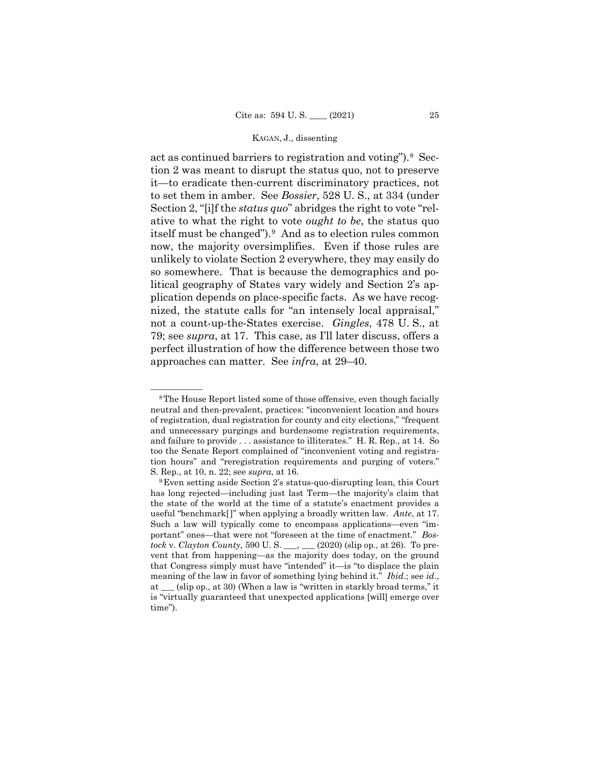act as continued barriers to registration and voting").[8] Section 2 was meant to disrupt the status quo, not to preserve it—to eradicate then-current discriminatory practices, not to set them in amber. See *Bossier*, 528 U. S., at 334 (under Section 2, "[i]f the *status quo*" abridges the right to vote "relative to what the right to vote *ought to be*, the status quo itself must be changed").[9] And as to election rules common now, the majority oversimplifies. Even if those rules are unlikely to violate Section 2 everywhere, they may easily do so somewhere. That is because the demographics and political geography of States vary widely and Section 2's application depends on place-specific facts. As we have recognized, the statute calls for "an intensely local appraisal," not a count-up-the-States exercise. *Gingles*, 478 U. S., at 79; see *supra*, at 17. This case, as I'll later discuss, offers a perfect illustration of how the difference between those two approaches can matter. See *infra*, at 29–40.

---

[8] The House Report listed some of those offensive, even though facially neutral and then-prevalent, practices: "inconvenient location and hours of registration, dual registration for county and city elections," "frequent and unnecessary purgings and burdensome registration requirements, and failure to provide . . . assistance to illiterates." H. R. Rep., at 14. So too the Senate Report complained of "inconvenient voting and registration hours" and "reregistration requirements and purging of voters." S. Rep., at 10, n. 22; see *supra*, at 16.

[9] Even setting aside Section 2's status-quo-disrupting lean, this Court has long rejected—including just last Term—the majority's claim that the state of the world at the time of a statute's enactment provides a useful "benchmark[ ]" when applying a broadly written law. *Ante*, at 17. Such a law will typically come to encompass applications—even "important" ones—that were not "foreseen at the time of enactment." *Bostock* v. *Clayton County*, 590 U. S. \_\_\_, \_\_\_ (2020) (slip op., at 26). To prevent that from happening—as the majority does today, on the ground that Congress simply must have "intended" it—is "to displace the plain meaning of the law in favor of something lying behind it." *Ibid*.; see *id*., at \_\_\_ (slip op., at 30) (When a law is "written in starkly broad terms," it is "virtually guaranteed that unexpected applications [will] emerge over time").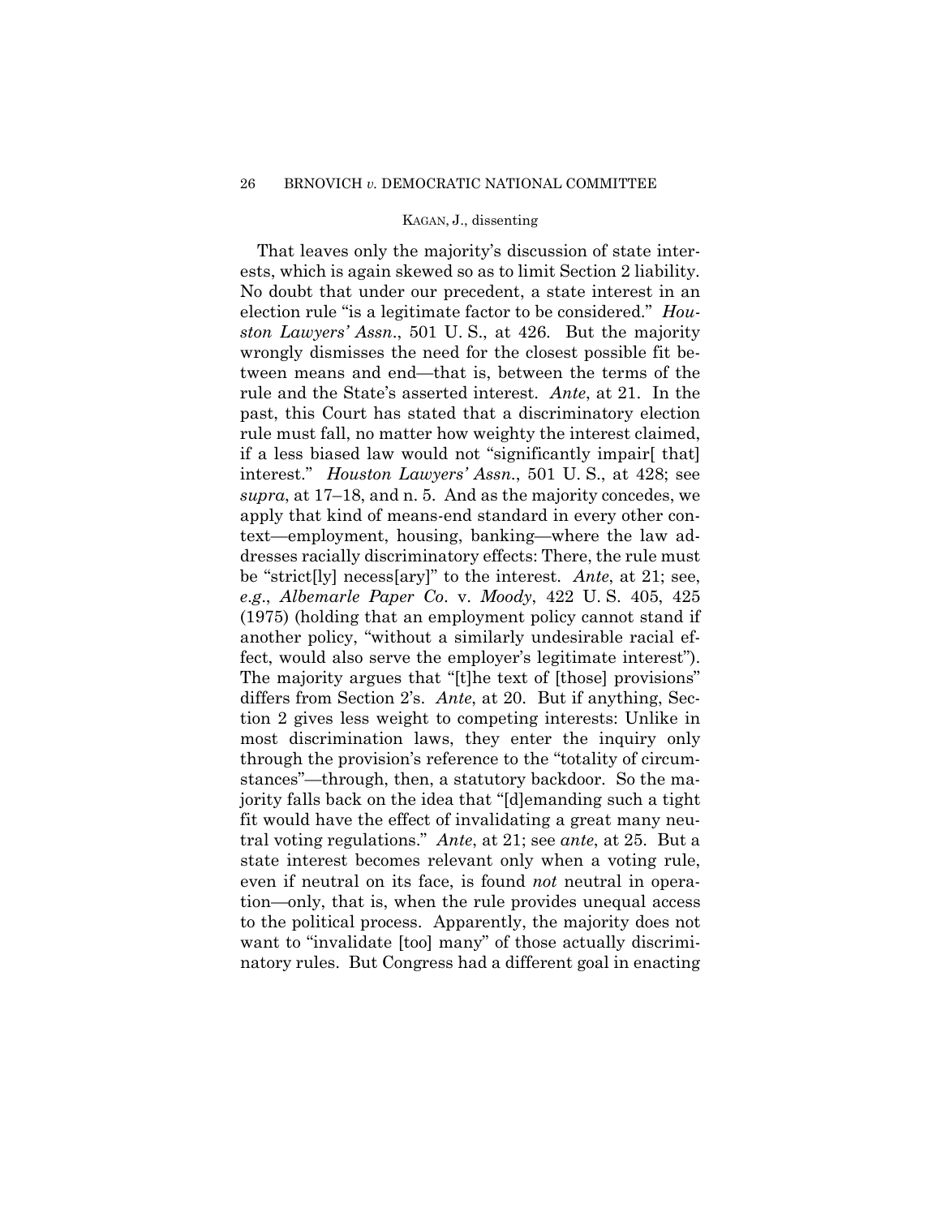That leaves only the majority's discussion of state interests, which is again skewed so as to limit Section 2 liability. No doubt that under our precedent, a state interest in an election rule "is a legitimate factor to be considered." *Houston Lawyers' Assn.*, 501 U. S., at 426. But the majority wrongly dismisses the need for the closest possible fit between means and end—that is, between the terms of the rule and the State's asserted interest. *Ante*, at 21. In the past, this Court has stated that a discriminatory election rule must fall, no matter how weighty the interest claimed, if a less biased law would not "significantly impair[ that] interest." *Houston Lawyers' Assn.*, 501 U. S., at 428; see *supra*, at 17–18, and n. 5. And as the majority concedes, we apply that kind of means-end standard in every other context—employment, housing, banking—where the law addresses racially discriminatory effects: There, the rule must be "strict[ly] necess[ary]" to the interest. *Ante*, at 21; see, *e.g.*, *Albemarle Paper Co.* v. *Moody*, 422 U. S. 405, 425 (1975) (holding that an employment policy cannot stand if another policy, "without a similarly undesirable racial effect, would also serve the employer's legitimate interest"). The majority argues that "[t]he text of [those] provisions" differs from Section 2's. *Ante*, at 20. But if anything, Section 2 gives less weight to competing interests: Unlike in most discrimination laws, they enter the inquiry only through the provision's reference to the "totality of circumstances"—through, then, a statutory backdoor. So the majority falls back on the idea that "[d]emanding such a tight fit would have the effect of invalidating a great many neutral voting regulations." *Ante*, at 21; see *ante*, at 25. But a state interest becomes relevant only when a voting rule, even if neutral on its face, is found *not* neutral in operation—only, that is, when the rule provides unequal access to the political process. Apparently, the majority does not want to "invalidate [too] many" of those actually discriminatory rules. But Congress had a different goal in enacting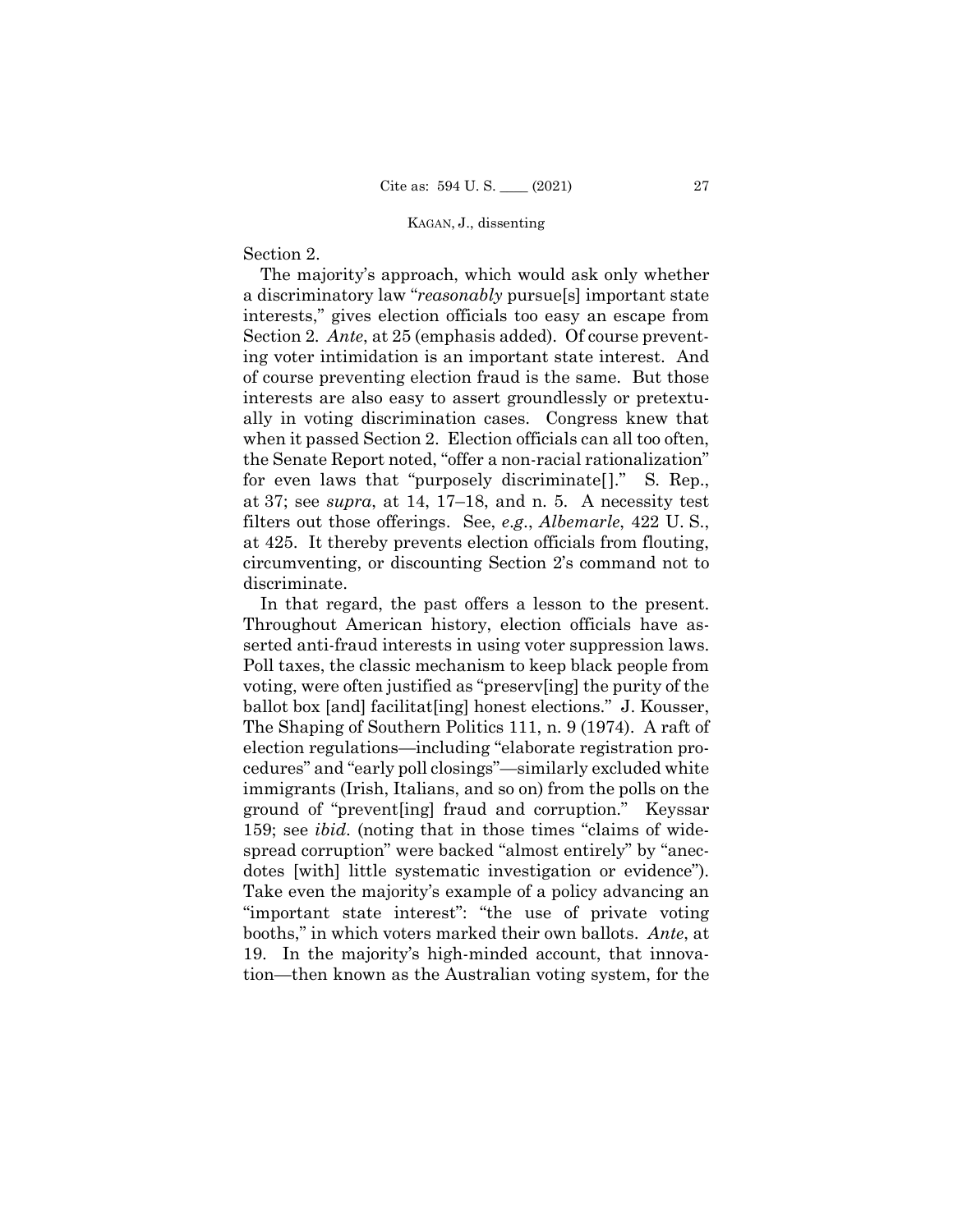Section 2.

The majority's approach, which would ask only whether a discriminatory law "*reasonably* pursue[s] important state interests," gives election officials too easy an escape from Section 2. *Ante*, at 25 (emphasis added). Of course preventing voter intimidation is an important state interest. And of course preventing election fraud is the same. But those interests are also easy to assert groundlessly or pretextually in voting discrimination cases. Congress knew that when it passed Section 2. Election officials can all too often, the Senate Report noted, "offer a non-racial rationalization" for even laws that "purposely discriminate[]." S. Rep., at 37; see *supra*, at 14, 17–18, and n. 5. A necessity test filters out those offerings. See, *e.g.*, *Albemarle*, 422 U. S., at 425. It thereby prevents election officials from flouting, circumventing, or discounting Section 2's command not to discriminate.

In that regard, the past offers a lesson to the present. Throughout American history, election officials have asserted anti-fraud interests in using voter suppression laws. Poll taxes, the classic mechanism to keep black people from voting, were often justified as "preserv[ing] the purity of the ballot box [and] facilitat[ing] honest elections." J. Kousser, The Shaping of Southern Politics 111, n. 9 (1974). A raft of election regulations—including "elaborate registration procedures" and "early poll closings"—similarly excluded white immigrants (Irish, Italians, and so on) from the polls on the ground of "prevent[ing] fraud and corruption." Keyssar 159; see *ibid.* (noting that in those times "claims of widespread corruption" were backed "almost entirely" by "anecdotes [with] little systematic investigation or evidence"). Take even the majority's example of a policy advancing an "important state interest": "the use of private voting booths," in which voters marked their own ballots. *Ante*, at 19. In the majority's high-minded account, that innovation—then known as the Australian voting system, for the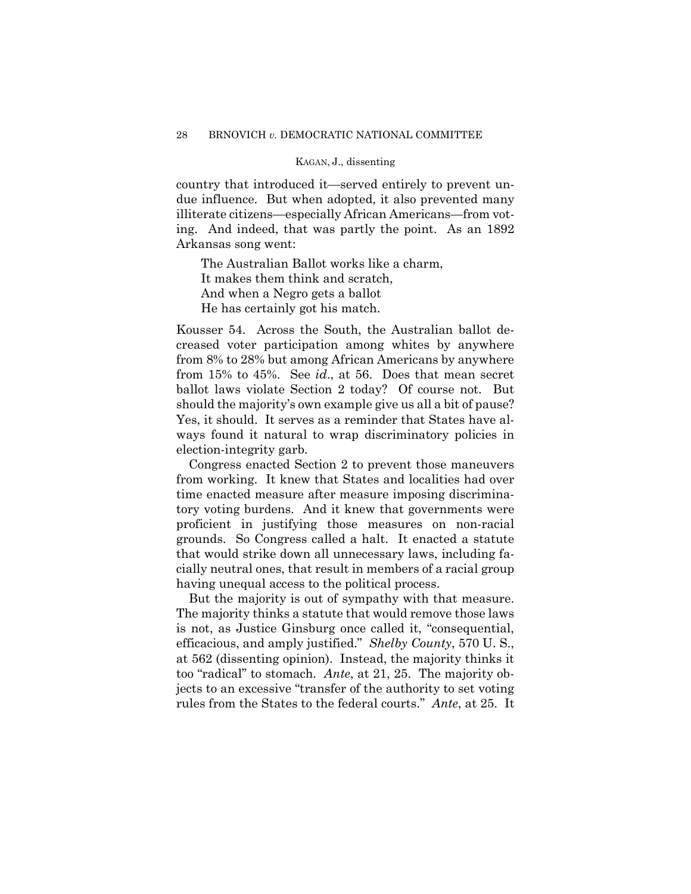country that introduced it—served entirely to prevent undue influence. But when adopted, it also prevented many illiterate citizens—especially African Americans—from voting. And indeed, that was partly the point. As an 1892 Arkansas song went:

> The Australian Ballot works like a charm,
> It makes them think and scratch,
> And when a Negro gets a ballot
> He has certainly got his match.

Kousser 54. Across the South, the Australian ballot decreased voter participation among whites by anywhere from 8% to 28% but among African Americans by anywhere from 15% to 45%. See *id*., at 56. Does that mean secret ballot laws violate Section 2 today? Of course not. But should the majority's own example give us all a bit of pause? Yes, it should. It serves as a reminder that States have always found it natural to wrap discriminatory policies in election-integrity garb.

Congress enacted Section 2 to prevent those maneuvers from working. It knew that States and localities had over time enacted measure after measure imposing discriminatory voting burdens. And it knew that governments were proficient in justifying those measures on non-racial grounds. So Congress called a halt. It enacted a statute that would strike down all unnecessary laws, including facially neutral ones, that result in members of a racial group having unequal access to the political process.

But the majority is out of sympathy with that measure. The majority thinks a statute that would remove those laws is not, as Justice Ginsburg once called it, "consequential, efficacious, and amply justified." *Shelby County*, 570 U. S., at 562 (dissenting opinion). Instead, the majority thinks it too "radical" to stomach. *Ante*, at 21, 25. The majority objects to an excessive "transfer of the authority to set voting rules from the States to the federal courts." *Ante*, at 25. It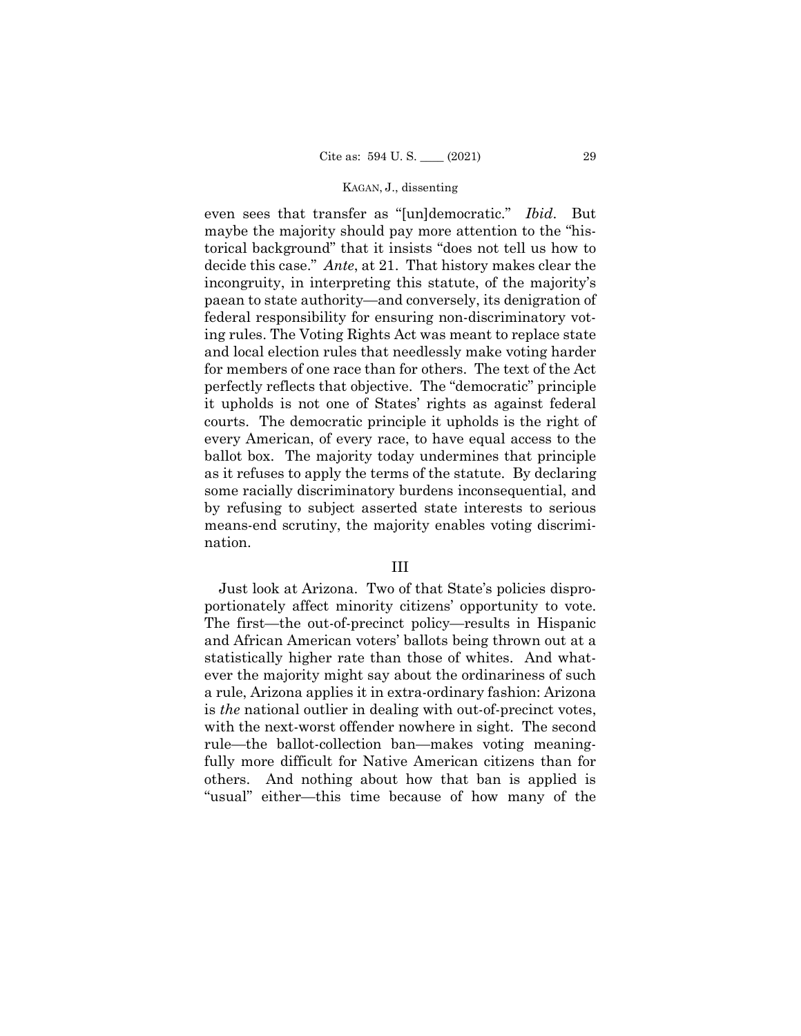even sees that transfer as "[un]democratic." *Ibid*. But maybe the majority should pay more attention to the "historical background" that it insists "does not tell us how to decide this case." *Ante*, at 21. That history makes clear the incongruity, in interpreting this statute, of the majority's paean to state authority—and conversely, its denigration of federal responsibility for ensuring non-discriminatory voting rules. The Voting Rights Act was meant to replace state and local election rules that needlessly make voting harder for members of one race than for others. The text of the Act perfectly reflects that objective. The "democratic" principle it upholds is not one of States' rights as against federal courts. The democratic principle it upholds is the right of every American, of every race, to have equal access to the ballot box. The majority today undermines that principle as it refuses to apply the terms of the statute. By declaring some racially discriminatory burdens inconsequential, and by refusing to subject asserted state interests to serious means-end scrutiny, the majority enables voting discrimination.

## III

Just look at Arizona. Two of that State's policies disproportionately affect minority citizens' opportunity to vote. The first—the out-of-precinct policy—results in Hispanic and African American voters' ballots being thrown out at a statistically higher rate than those of whites. And whatever the majority might say about the ordinariness of such a rule, Arizona applies it in extra-ordinary fashion: Arizona is *the* national outlier in dealing with out-of-precinct votes, with the next-worst offender nowhere in sight. The second rule—the ballot-collection ban—makes voting meaningfully more difficult for Native American citizens than for others. And nothing about how that ban is applied is "usual" either—this time because of how many of the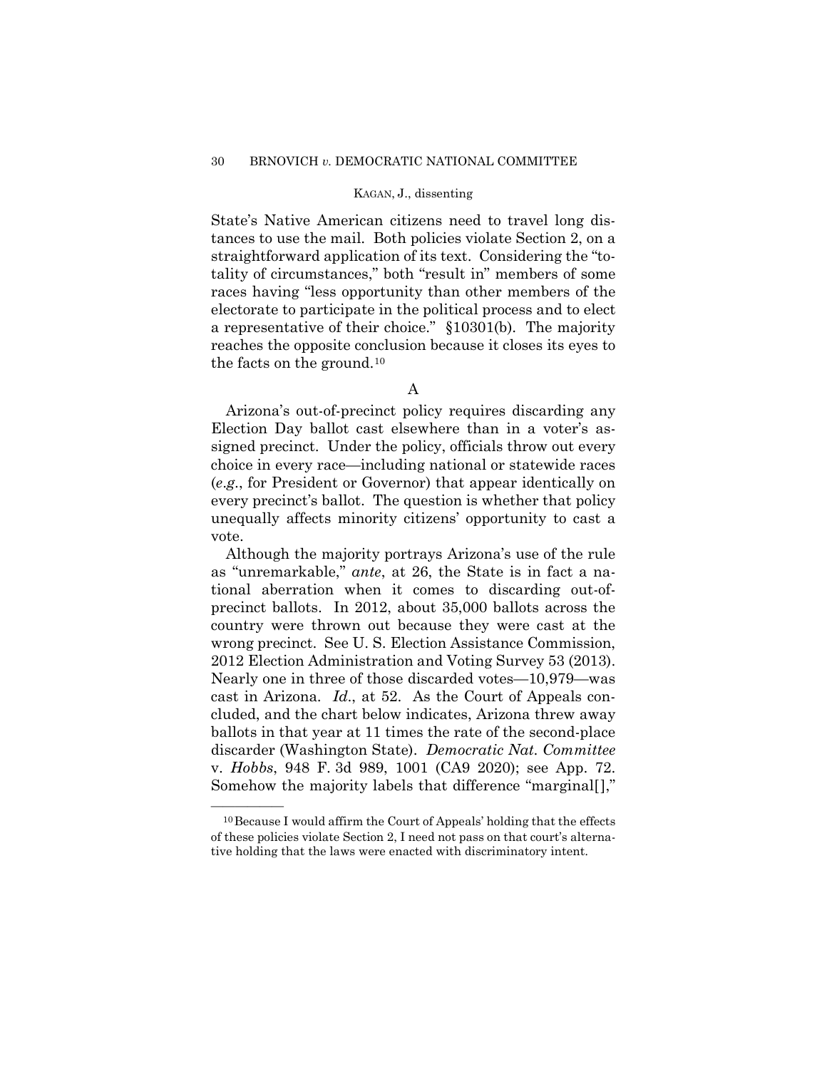State's Native American citizens need to travel long distances to use the mail. Both policies violate Section 2, on a straightforward application of its text. Considering the "totality of circumstances," both "result in" members of some races having "less opportunity than other members of the electorate to participate in the political process and to elect a representative of their choice." §10301(b). The majority reaches the opposite conclusion because it closes its eyes to the facts on the ground.[10]

A

Arizona's out-of-precinct policy requires discarding any Election Day ballot cast elsewhere than in a voter's assigned precinct. Under the policy, officials throw out every choice in every race—including national or statewide races (*e.g.*, for President or Governor) that appear identically on every precinct's ballot. The question is whether that policy unequally affects minority citizens' opportunity to cast a vote.

Although the majority portrays Arizona's use of the rule as "unremarkable," *ante*, at 26, the State is in fact a national aberration when it comes to discarding out-of-precinct ballots. In 2012, about 35,000 ballots across the country were thrown out because they were cast at the wrong precinct. See U. S. Election Assistance Commission, 2012 Election Administration and Voting Survey 53 (2013). Nearly one in three of those discarded votes—10,979—was cast in Arizona. *Id.*, at 52. As the Court of Appeals concluded, and the chart below indicates, Arizona threw away ballots in that year at 11 times the rate of the second-place discarder (Washington State). *Democratic Nat. Committee* v. *Hobbs*, 948 F. 3d 989, 1001 (CA9 2020); see App. 72. Somehow the majority labels that difference "marginal[],"

[10] Because I would affirm the Court of Appeals' holding that the effects of these policies violate Section 2, I need not pass on that court's alternative holding that the laws were enacted with discriminatory intent.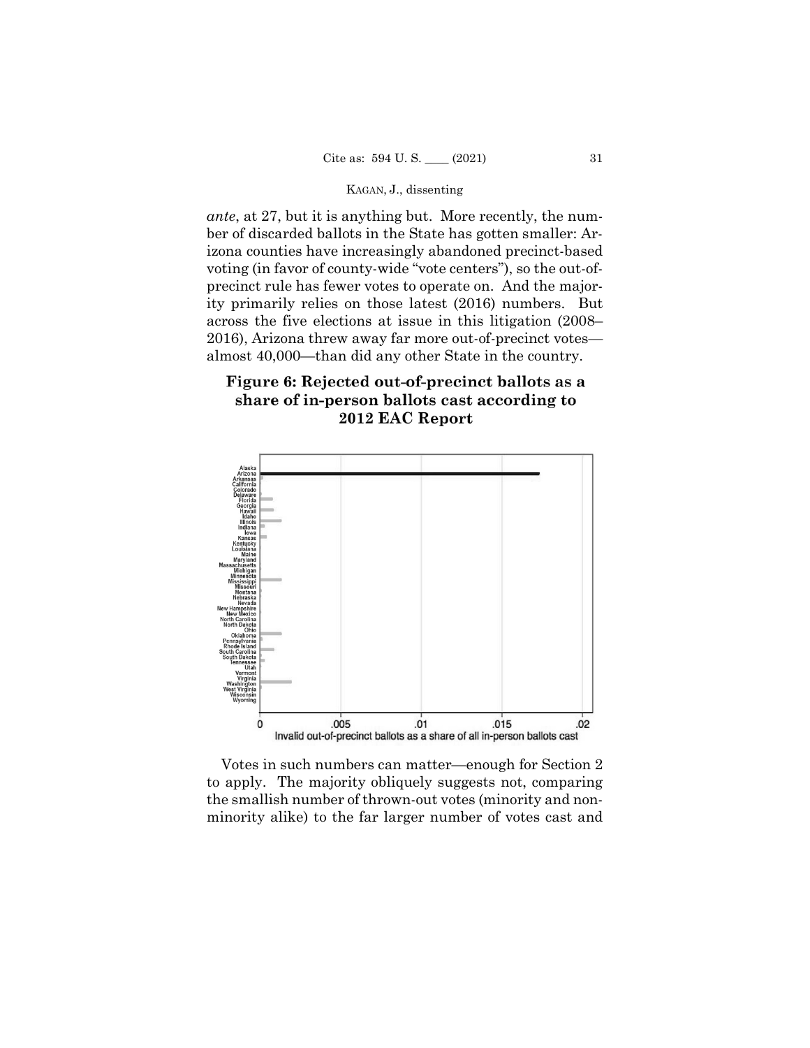*ante*, at 27, but it is anything but. More recently, the number of discarded ballots in the State has gotten smaller: Arizona counties have increasingly abandoned precinct-based voting (in favor of county-wide "vote centers"), so the out-of-precinct rule has fewer votes to operate on. And the majority primarily relies on those latest (2016) numbers. But across the five elections at issue in this litigation (2008–2016), Arizona threw away far more out-of-precinct votes—almost 40,000—than did any other State in the country.

**Figure 6: Rejected out-of-precinct ballots as a share of in-person ballots cast according to 2012 EAC Report**

Votes in such numbers can matter—enough for Section 2 to apply. The majority obliquely suggests not, comparing the smallish number of thrown-out votes (minority and non-minority alike) to the far larger number of votes cast and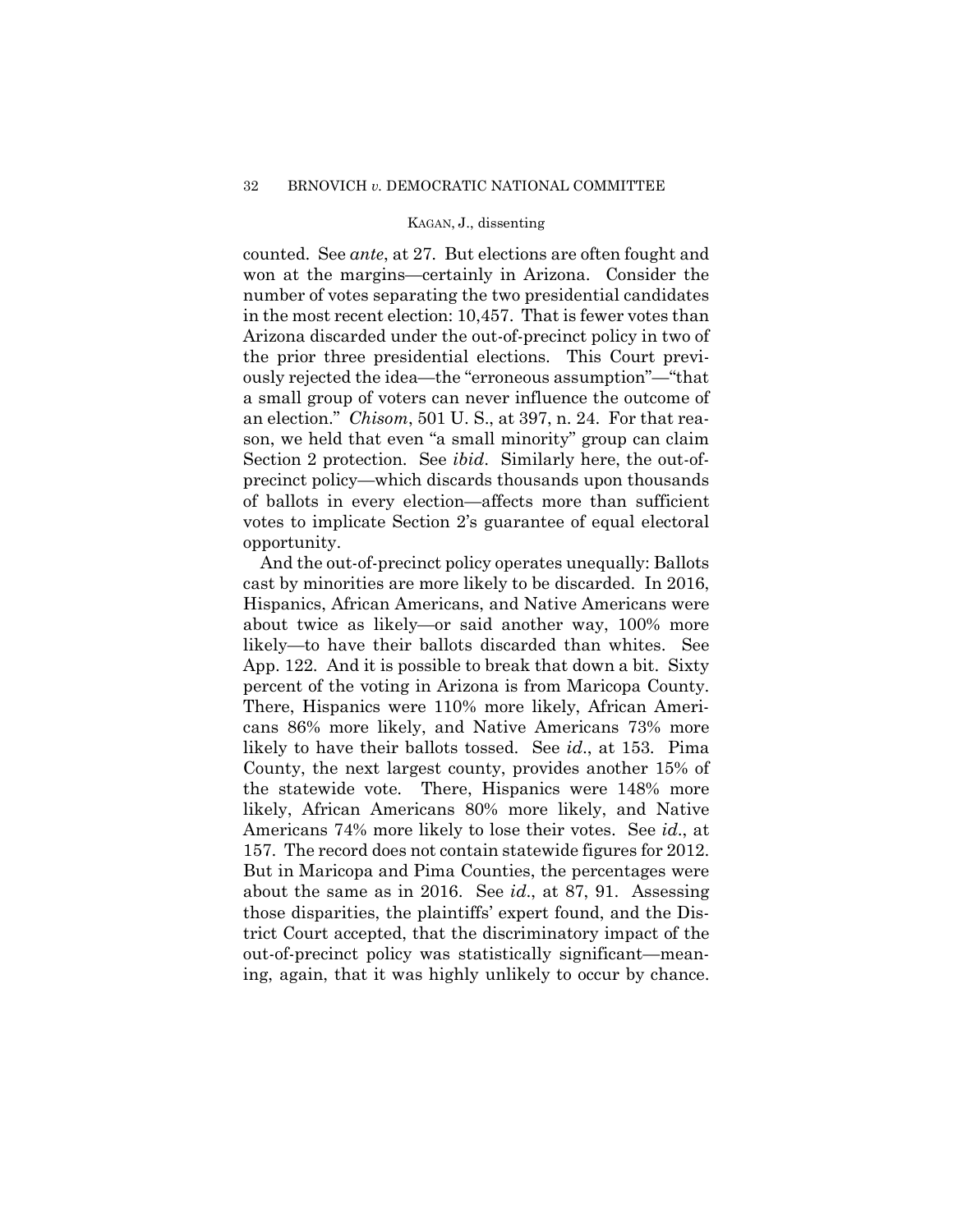counted. See *ante*, at 27. But elections are often fought and won at the margins—certainly in Arizona. Consider the number of votes separating the two presidential candidates in the most recent election: 10,457. That is fewer votes than Arizona discarded under the out-of-precinct policy in two of the prior three presidential elections. This Court previously rejected the idea—the "erroneous assumption"—"that a small group of voters can never influence the outcome of an election." *Chisom*, 501 U. S., at 397, n. 24. For that reason, we held that even "a small minority" group can claim Section 2 protection. See *ibid*. Similarly here, the out-of-precinct policy—which discards thousands upon thousands of ballots in every election—affects more than sufficient votes to implicate Section 2's guarantee of equal electoral opportunity.

And the out-of-precinct policy operates unequally: Ballots cast by minorities are more likely to be discarded. In 2016, Hispanics, African Americans, and Native Americans were about twice as likely—or said another way, 100% more likely—to have their ballots discarded than whites. See App. 122. And it is possible to break that down a bit. Sixty percent of the voting in Arizona is from Maricopa County. There, Hispanics were 110% more likely, African Americans 86% more likely, and Native Americans 73% more likely to have their ballots tossed. See *id*., at 153. Pima County, the next largest county, provides another 15% of the statewide vote. There, Hispanics were 148% more likely, African Americans 80% more likely, and Native Americans 74% more likely to lose their votes. See *id*., at 157. The record does not contain statewide figures for 2012. But in Maricopa and Pima Counties, the percentages were about the same as in 2016. See *id*., at 87, 91. Assessing those disparities, the plaintiffs' expert found, and the District Court accepted, that the discriminatory impact of the out-of-precinct policy was statistically significant—meaning, again, that it was highly unlikely to occur by chance.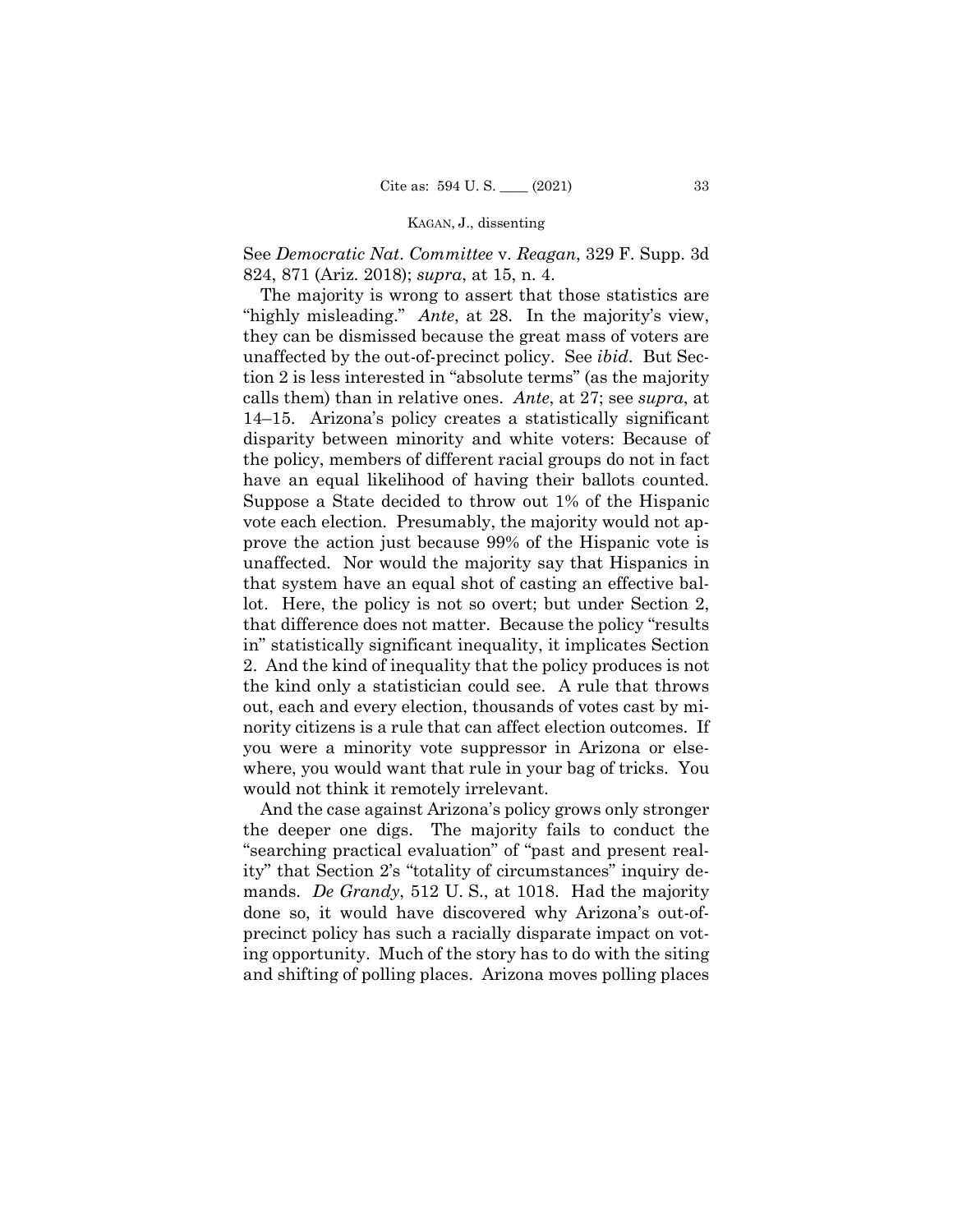See *Democratic Nat. Committee* v. *Reagan*, 329 F. Supp. 3d 824, 871 (Ariz. 2018); *supra*, at 15, n. 4.

The majority is wrong to assert that those statistics are "highly misleading." *Ante*, at 28. In the majority's view, they can be dismissed because the great mass of voters are unaffected by the out-of-precinct policy. See *ibid*. But Section 2 is less interested in "absolute terms" (as the majority calls them) than in relative ones. *Ante*, at 27; see *supra*, at 14–15. Arizona's policy creates a statistically significant disparity between minority and white voters: Because of the policy, members of different racial groups do not in fact have an equal likelihood of having their ballots counted. Suppose a State decided to throw out 1% of the Hispanic vote each election. Presumably, the majority would not approve the action just because 99% of the Hispanic vote is unaffected. Nor would the majority say that Hispanics in that system have an equal shot of casting an effective ballot. Here, the policy is not so overt; but under Section 2, that difference does not matter. Because the policy "results in" statistically significant inequality, it implicates Section 2. And the kind of inequality that the policy produces is not the kind only a statistician could see. A rule that throws out, each and every election, thousands of votes cast by minority citizens is a rule that can affect election outcomes. If you were a minority vote suppressor in Arizona or elsewhere, you would want that rule in your bag of tricks. You would not think it remotely irrelevant.

And the case against Arizona's policy grows only stronger the deeper one digs. The majority fails to conduct the "searching practical evaluation" of "past and present reality" that Section 2's "totality of circumstances" inquiry demands. *De Grandy*, 512 U. S., at 1018. Had the majority done so, it would have discovered why Arizona's out-of-precinct policy has such a racially disparate impact on voting opportunity. Much of the story has to do with the siting and shifting of polling places. Arizona moves polling places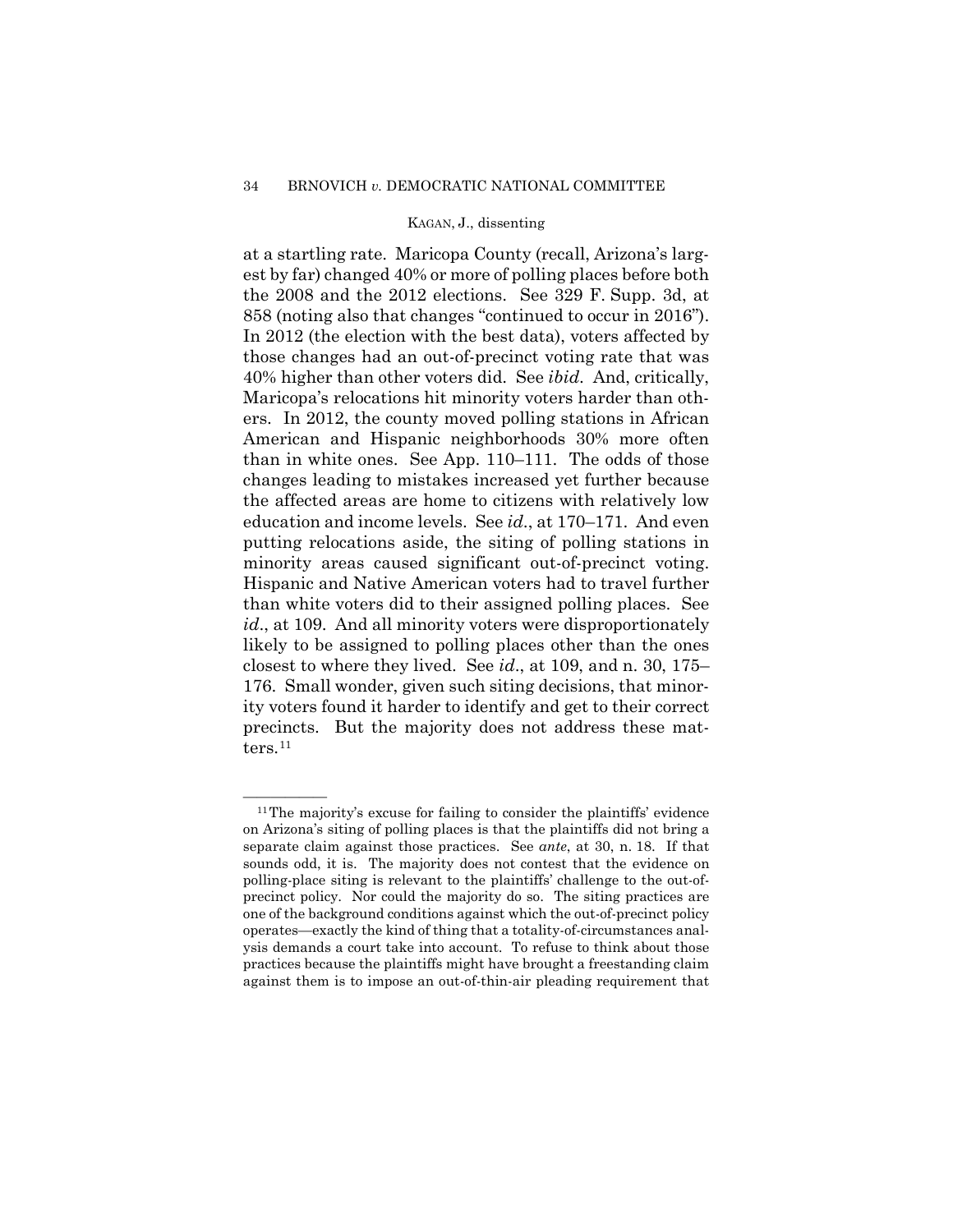at a startling rate. Maricopa County (recall, Arizona's largest by far) changed 40% or more of polling places before both the 2008 and the 2012 elections. See 329 F. Supp. 3d, at 858 (noting also that changes "continued to occur in 2016"). In 2012 (the election with the best data), voters affected by those changes had an out-of-precinct voting rate that was 40% higher than other voters did. See *ibid*. And, critically, Maricopa's relocations hit minority voters harder than others. In 2012, the county moved polling stations in African American and Hispanic neighborhoods 30% more often than in white ones. See App. 110–111. The odds of those changes leading to mistakes increased yet further because the affected areas are home to citizens with relatively low education and income levels. See *id*., at 170–171. And even putting relocations aside, the siting of polling stations in minority areas caused significant out-of-precinct voting. Hispanic and Native American voters had to travel further than white voters did to their assigned polling places. See *id*., at 109. And all minority voters were disproportionately likely to be assigned to polling places other than the ones closest to where they lived. See *id*., at 109, and n. 30, 175–176. Small wonder, given such siting decisions, that minority voters found it harder to identify and get to their correct precincts. But the majority does not address these matters.[11]

---

[11] The majority's excuse for failing to consider the plaintiffs' evidence on Arizona's siting of polling places is that the plaintiffs did not bring a separate claim against those practices. See *ante*, at 30, n. 18. If that sounds odd, it is. The majority does not contest that the evidence on polling-place siting is relevant to the plaintiffs' challenge to the out-of-precinct policy. Nor could the majority do so. The siting practices are one of the background conditions against which the out-of-precinct policy operates—exactly the kind of thing that a totality-of-circumstances analysis demands a court take into account. To refuse to think about those practices because the plaintiffs might have brought a freestanding claim against them is to impose an out-of-thin-air pleading requirement that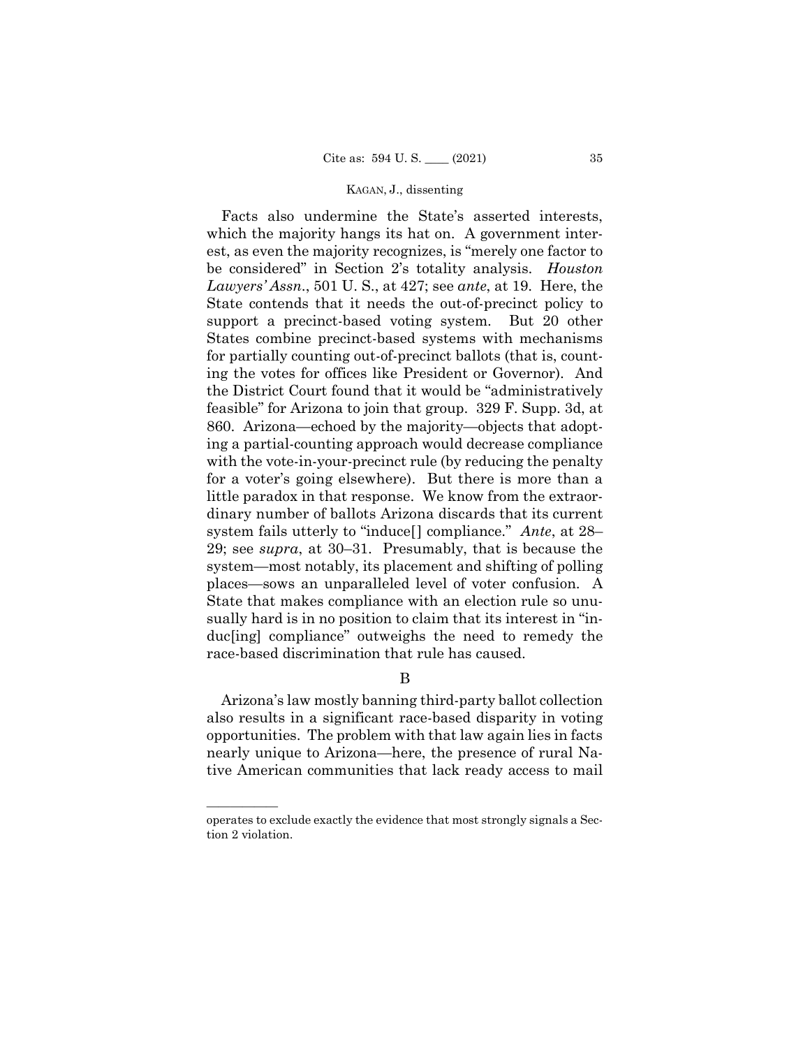Facts also undermine the State's asserted interests, which the majority hangs its hat on. A government interest, as even the majority recognizes, is "merely one factor to be considered" in Section 2's totality analysis. *Houston Lawyers' Assn.*, 501 U. S., at 427; see *ante*, at 19. Here, the State contends that it needs the out-of-precinct policy to support a precinct-based voting system. But 20 other States combine precinct-based systems with mechanisms for partially counting out-of-precinct ballots (that is, counting the votes for offices like President or Governor). And the District Court found that it would be "administratively feasible" for Arizona to join that group. 329 F. Supp. 3d, at 860. Arizona—echoed by the majority—objects that adopting a partial-counting approach would decrease compliance with the vote-in-your-precinct rule (by reducing the penalty for a voter's going elsewhere). But there is more than a little paradox in that response. We know from the extraordinary number of ballots Arizona discards that its current system fails utterly to "induce[] compliance." *Ante*, at 28–29; see *supra*, at 30–31. Presumably, that is because the system—most notably, its placement and shifting of polling places—sows an unparalleled level of voter confusion. A State that makes compliance with an election rule so unusually hard is in no position to claim that its interest in "induc[ing] compliance" outweighs the need to remedy the race-based discrimination that rule has caused.

## B

Arizona's law mostly banning third-party ballot collection also results in a significant race-based disparity in voting opportunities. The problem with that law again lies in facts nearly unique to Arizona—here, the presence of rural Native American communities that lack ready access to mail

---

operates to exclude exactly the evidence that most strongly signals a Section 2 violation.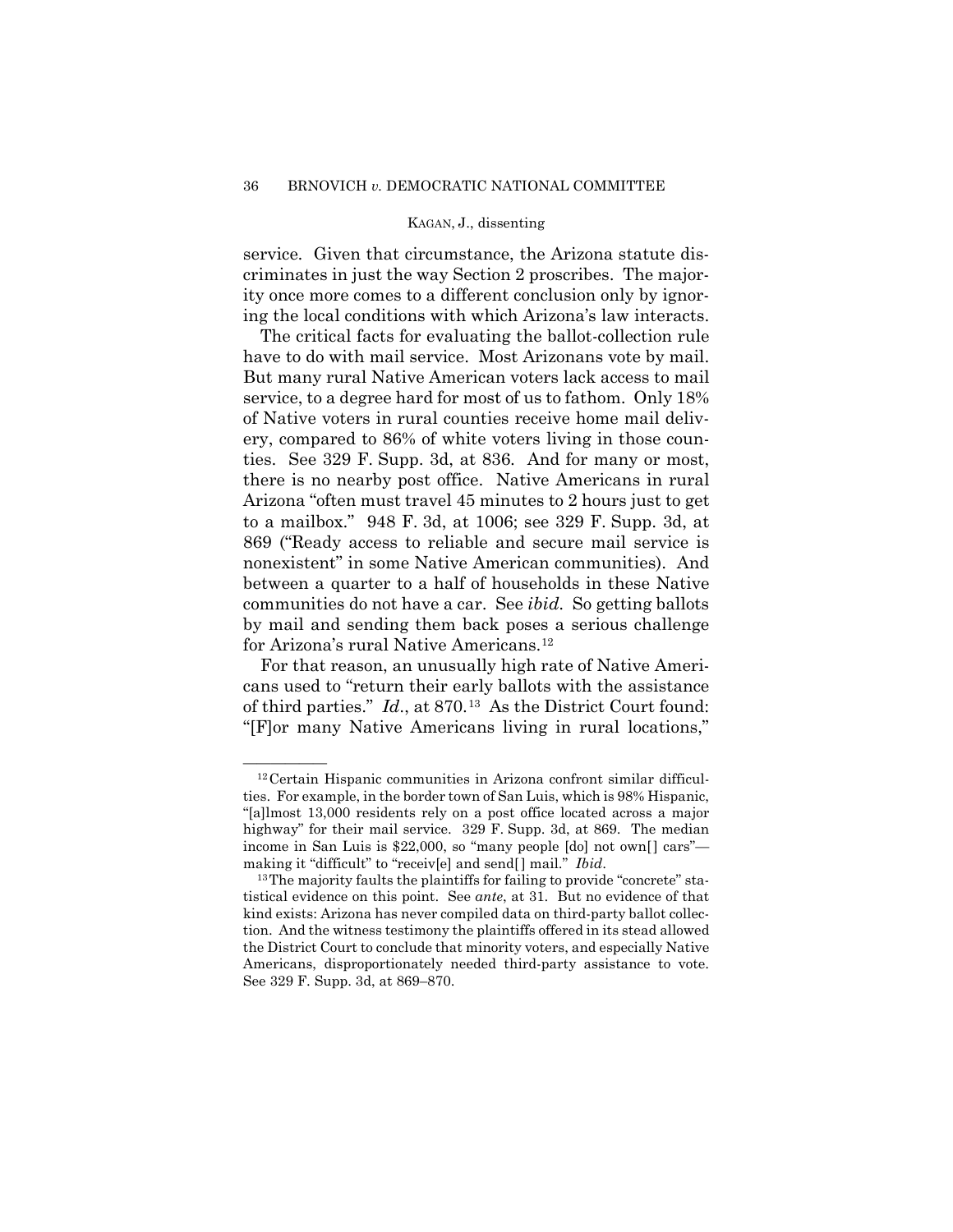service. Given that circumstance, the Arizona statute discriminates in just the way Section 2 proscribes. The majority once more comes to a different conclusion only by ignoring the local conditions with which Arizona's law interacts.

The critical facts for evaluating the ballot-collection rule have to do with mail service. Most Arizonans vote by mail. But many rural Native American voters lack access to mail service, to a degree hard for most of us to fathom. Only 18% of Native voters in rural counties receive home mail delivery, compared to 86% of white voters living in those counties. See 329 F. Supp. 3d, at 836. And for many or most, there is no nearby post office. Native Americans in rural Arizona "often must travel 45 minutes to 2 hours just to get to a mailbox." 948 F. 3d, at 1006; see 329 F. Supp. 3d, at 869 ("Ready access to reliable and secure mail service is nonexistent" in some Native American communities). And between a quarter to a half of households in these Native communities do not have a car. See *ibid*. So getting ballots by mail and sending them back poses a serious challenge for Arizona's rural Native Americans.[12]

For that reason, an unusually high rate of Native Americans used to "return their early ballots with the assistance of third parties." *Id*., at 870.[13] As the District Court found: "[F]or many Native Americans living in rural locations,"

---

[12] Certain Hispanic communities in Arizona confront similar difficulties. For example, in the border town of San Luis, which is 98% Hispanic, "[a]lmost 13,000 residents rely on a post office located across a major highway" for their mail service. 329 F. Supp. 3d, at 869. The median income in San Luis is $22,000, so "many people [do] not own[ ] cars"—making it "difficult" to "receiv[e] and send[ ] mail." *Ibid*.

[13] The majority faults the plaintiffs for failing to provide "concrete" statistical evidence on this point. See *ante*, at 31. But no evidence of that kind exists: Arizona has never compiled data on third-party ballot collection. And the witness testimony the plaintiffs offered in its stead allowed the District Court to conclude that minority voters, and especially Native Americans, disproportionately needed third-party assistance to vote. See 329 F. Supp. 3d, at 869–870.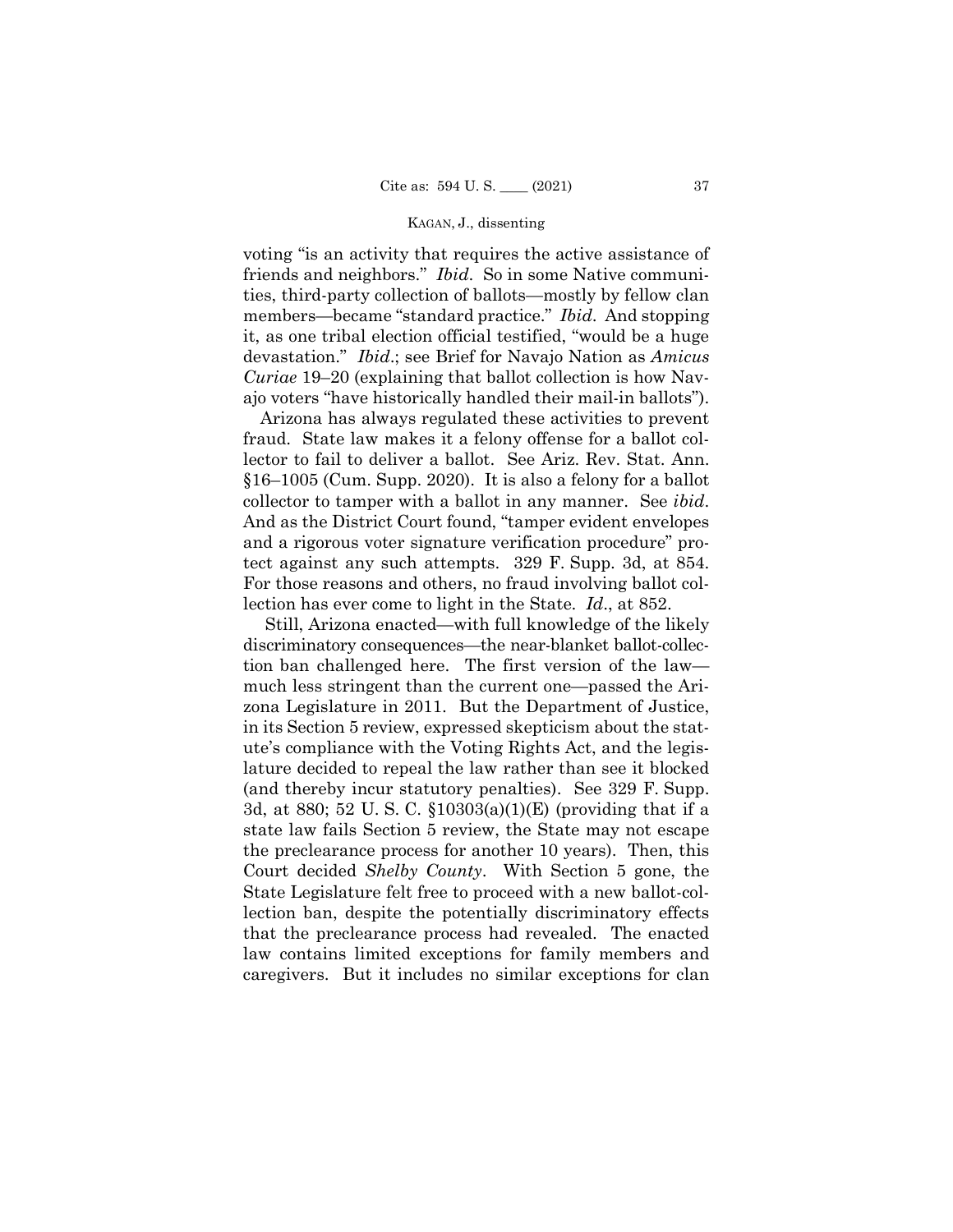voting "is an activity that requires the active assistance of friends and neighbors." *Ibid.* So in some Native communities, third-party collection of ballots—mostly by fellow clan members—became "standard practice." *Ibid.* And stopping it, as one tribal election official testified, "would be a huge devastation." *Ibid.*; see Brief for Navajo Nation as *Amicus Curiae* 19–20 (explaining that ballot collection is how Navajo voters "have historically handled their mail-in ballots").

Arizona has always regulated these activities to prevent fraud. State law makes it a felony offense for a ballot collector to fail to deliver a ballot. See Ariz. Rev. Stat. Ann. §16–1005 (Cum. Supp. 2020). It is also a felony for a ballot collector to tamper with a ballot in any manner. See *ibid.* And as the District Court found, "tamper evident envelopes and a rigorous voter signature verification procedure" protect against any such attempts. 329 F. Supp. 3d, at 854. For those reasons and others, no fraud involving ballot collection has ever come to light in the State. *Id.*, at 852.

Still, Arizona enacted—with full knowledge of the likely discriminatory consequences—the near-blanket ballot-collection ban challenged here. The first version of the law—much less stringent than the current one—passed the Arizona Legislature in 2011. But the Department of Justice, in its Section 5 review, expressed skepticism about the statute's compliance with the Voting Rights Act, and the legislature decided to repeal the law rather than see it blocked (and thereby incur statutory penalties). See 329 F. Supp. 3d, at 880; 52 U. S. C. §10303(a)(1)(E) (providing that if a state law fails Section 5 review, the State may not escape the preclearance process for another 10 years). Then, this Court decided *Shelby County*. With Section 5 gone, the State Legislature felt free to proceed with a new ballot-collection ban, despite the potentially discriminatory effects that the preclearance process had revealed. The enacted law contains limited exceptions for family members and caregivers. But it includes no similar exceptions for clan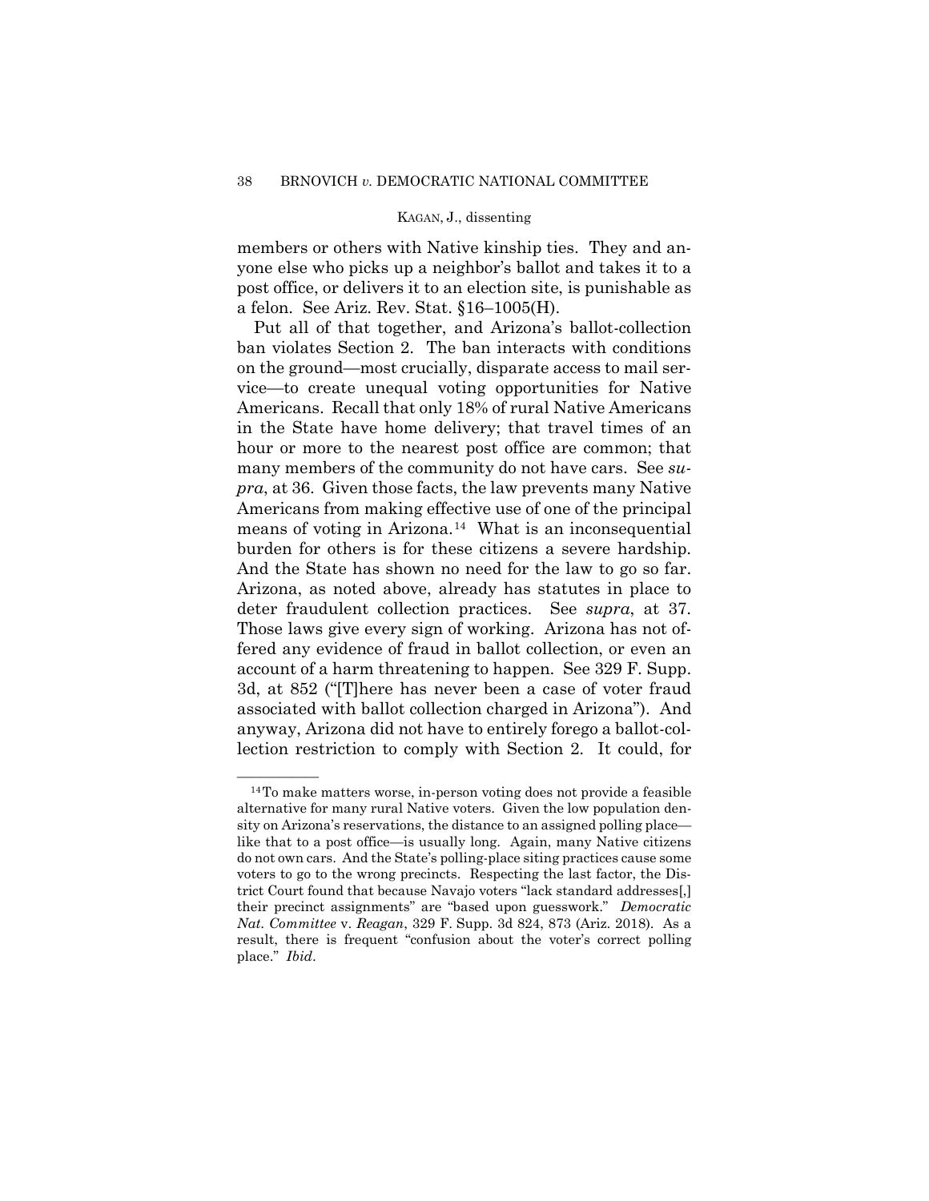members or others with Native kinship ties. They and anyone else who picks up a neighbor's ballot and takes it to a post office, or delivers it to an election site, is punishable as a felon. See Ariz. Rev. Stat. §16–1005(H).

Put all of that together, and Arizona's ballot-collection ban violates Section 2. The ban interacts with conditions on the ground—most crucially, disparate access to mail service—to create unequal voting opportunities for Native Americans. Recall that only 18% of rural Native Americans in the State have home delivery; that travel times of an hour or more to the nearest post office are common; that many members of the community do not have cars. See *supra*, at 36. Given those facts, the law prevents many Native Americans from making effective use of one of the principal means of voting in Arizona.[14] What is an inconsequential burden for others is for these citizens a severe hardship. And the State has shown no need for the law to go so far. Arizona, as noted above, already has statutes in place to deter fraudulent collection practices. See *supra*, at 37. Those laws give every sign of working. Arizona has not offered any evidence of fraud in ballot collection, or even an account of a harm threatening to happen. See 329 F. Supp. 3d, at 852 ("[T]here has never been a case of voter fraud associated with ballot collection charged in Arizona"). And anyway, Arizona did not have to entirely forego a ballot-collection restriction to comply with Section 2. It could, for

---

[14] To make matters worse, in-person voting does not provide a feasible alternative for many rural Native voters. Given the low population density on Arizona's reservations, the distance to an assigned polling place—like that to a post office—is usually long. Again, many Native citizens do not own cars. And the State's polling-place siting practices cause some voters to go to the wrong precincts. Respecting the last factor, the District Court found that because Navajo voters "lack standard addresses[,] their precinct assignments" are "based upon guesswork." *Democratic Nat. Committee* v. *Reagan*, 329 F. Supp. 3d 824, 873 (Ariz. 2018). As a result, there is frequent "confusion about the voter's correct polling place." *Ibid*.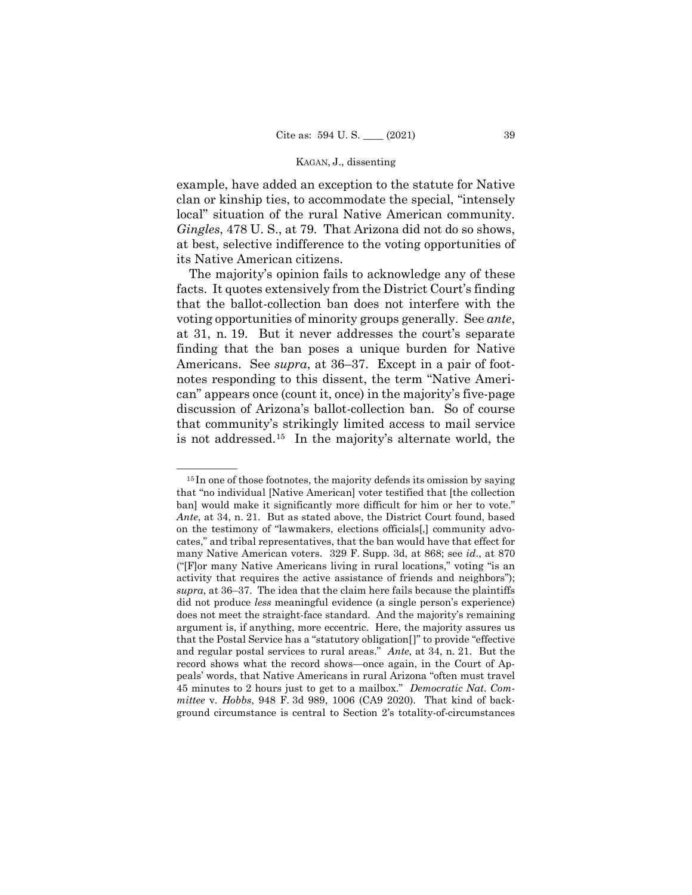example, have added an exception to the statute for Native clan or kinship ties, to accommodate the special, "intensely local" situation of the rural Native American community. *Gingles*, 478 U. S., at 79. That Arizona did not do so shows, at best, selective indifference to the voting opportunities of its Native American citizens.

The majority's opinion fails to acknowledge any of these facts. It quotes extensively from the District Court's finding that the ballot-collection ban does not interfere with the voting opportunities of minority groups generally. See *ante*, at 31, n. 19. But it never addresses the court's separate finding that the ban poses a unique burden for Native Americans. See *supra*, at 36–37. Except in a pair of footnotes responding to this dissent, the term "Native American" appears once (count it, once) in the majority's five-page discussion of Arizona's ballot-collection ban. So of course that community's strikingly limited access to mail service is not addressed.[15] In the majority's alternate world, the

---

[15] In one of those footnotes, the majority defends its omission by saying that "no individual [Native American] voter testified that [the collection ban] would make it significantly more difficult for him or her to vote." *Ante*, at 34, n. 21. But as stated above, the District Court found, based on the testimony of "lawmakers, elections officials[,] community advocates," and tribal representatives, that the ban would have that effect for many Native American voters. 329 F. Supp. 3d, at 868; see *id*., at 870 ("[F]or many Native Americans living in rural locations," voting "is an activity that requires the active assistance of friends and neighbors"); *supra*, at 36–37. The idea that the claim here fails because the plaintiffs did not produce *less* meaningful evidence (a single person's experience) does not meet the straight-face standard. And the majority's remaining argument is, if anything, more eccentric. Here, the majority assures us that the Postal Service has a "statutory obligation[]" to provide "effective and regular postal services to rural areas." *Ante*, at 34, n. 21. But the record shows what the record shows—once again, in the Court of Appeals' words, that Native Americans in rural Arizona "often must travel 45 minutes to 2 hours just to get to a mailbox." *Democratic Nat. Committee* v. *Hobbs*, 948 F. 3d 989, 1006 (CA9 2020). That kind of background circumstance is central to Section 2's totality-of-circumstances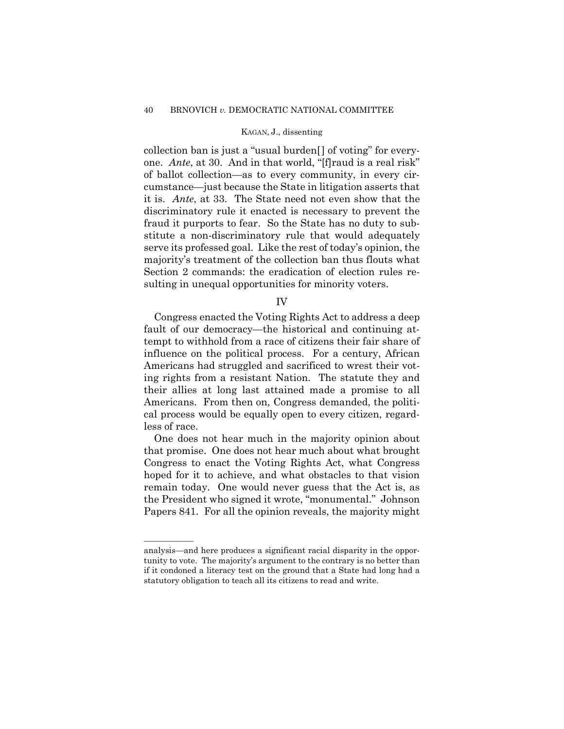collection ban is just a "usual burden[] of voting" for everyone. *Ante*, at 30. And in that world, "[f]raud is a real risk" of ballot collection—as to every community, in every circumstance—just because the State in litigation asserts that it is. *Ante*, at 33. The State need not even show that the discriminatory rule it enacted is necessary to prevent the fraud it purports to fear. So the State has no duty to substitute a non-discriminatory rule that would adequately serve its professed goal. Like the rest of today's opinion, the majority's treatment of the collection ban thus flouts what Section 2 commands: the eradication of election rules resulting in unequal opportunities for minority voters.

## IV

Congress enacted the Voting Rights Act to address a deep fault of our democracy—the historical and continuing attempt to withhold from a race of citizens their fair share of influence on the political process. For a century, African Americans had struggled and sacrificed to wrest their voting rights from a resistant Nation. The statute they and their allies at long last attained made a promise to all Americans. From then on, Congress demanded, the political process would be equally open to every citizen, regardless of race.

One does not hear much in the majority opinion about that promise. One does not hear much about what brought Congress to enact the Voting Rights Act, what Congress hoped for it to achieve, and what obstacles to that vision remain today. One would never guess that the Act is, as the President who signed it wrote, "monumental." Johnson Papers 841. For all the opinion reveals, the majority might

---

analysis—and here produces a significant racial disparity in the opportunity to vote. The majority's argument to the contrary is no better than if it condoned a literacy test on the ground that a State had long had a statutory obligation to teach all its citizens to read and write.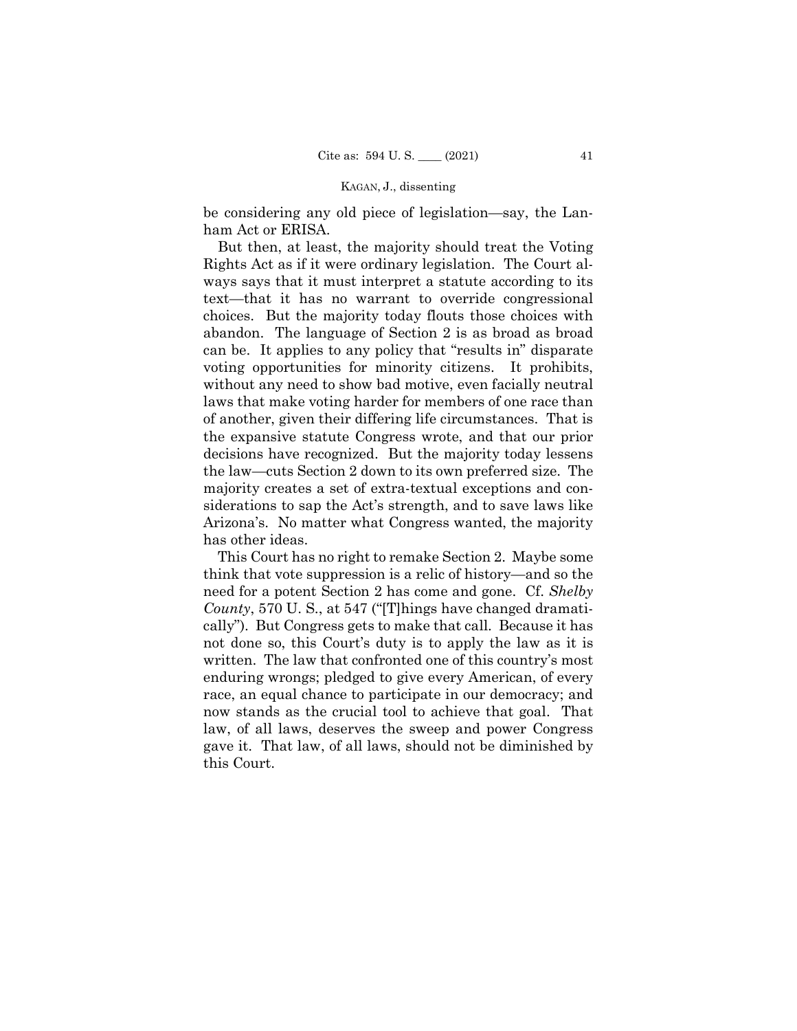be considering any old piece of legislation—say, the Lanham Act or ERISA.

But then, at least, the majority should treat the Voting Rights Act as if it were ordinary legislation. The Court always says that it must interpret a statute according to its text—that it has no warrant to override congressional choices. But the majority today flouts those choices with abandon. The language of Section 2 is as broad as broad can be. It applies to any policy that "results in" disparate voting opportunities for minority citizens. It prohibits, without any need to show bad motive, even facially neutral laws that make voting harder for members of one race than of another, given their differing life circumstances. That is the expansive statute Congress wrote, and that our prior decisions have recognized. But the majority today lessens the law—cuts Section 2 down to its own preferred size. The majority creates a set of extra-textual exceptions and considerations to sap the Act's strength, and to save laws like Arizona's. No matter what Congress wanted, the majority has other ideas.

This Court has no right to remake Section 2. Maybe some think that vote suppression is a relic of history—and so the need for a potent Section 2 has come and gone. Cf. *Shelby County*, 570 U. S., at 547 ("[T]hings have changed dramatically"). But Congress gets to make that call. Because it has not done so, this Court's duty is to apply the law as it is written. The law that confronted one of this country's most enduring wrongs; pledged to give every American, of every race, an equal chance to participate in our democracy; and now stands as the crucial tool to achieve that goal. That law, of all laws, deserves the sweep and power Congress gave it. That law, of all laws, should not be diminished by this Court.